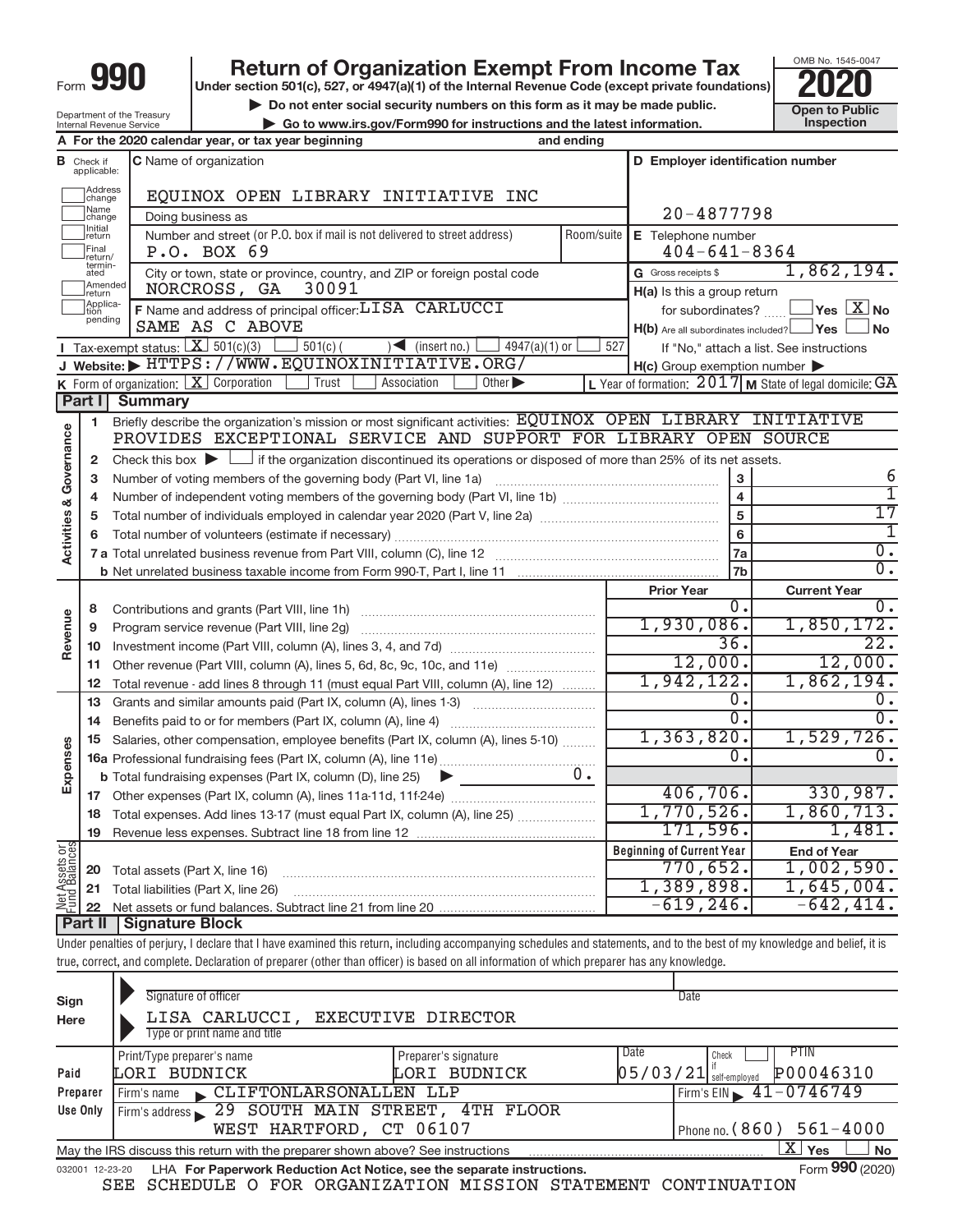Form **990**

# Return of Organization Exempt From Income Tax

**Under section 501(c), 527, or 4947(a)(1) of the Internal Revenue Code (except private foundations)**

▶ Do not enter social security numbers on this form as it may be made public.

▶ Go to www.irs.gov/Form990 for instructions and the latest information.

Department of the Treasury
Internal Revenue Service

OMB No. 1545-0047

**2020**

**Open to Public Inspection**

**A** For the 2020 calendar year, or tax year beginning and ending

**B** Check if applicable: Address change, Name change, Initial return, Final return/terminated, Amended return, Application pending

**C** Name of organization: EQUINOX OPEN LIBRARY INITIATIVE INC

Doing business as

Number and street (or P.O. box if mail is not delivered to street address): P.O. BOX 69 — Room/suite

City or town, state or province, country, and ZIP or foreign postal code: NORCROSS, GA 30091

**F** Name and address of principal officer: LISA CARLUCCI, SAME AS C ABOVE

**D** Employer identification number: 20-4877798

**E** Telephone number: 404-641-8364

**G** Gross receipts $ 1,862,194.

**H(a)** Is this a group return for subordinates? ☐ Yes ☒ No

**H(b)** Are all subordinates included? ☐ Yes ☐ No — If "No," attach a list. See instructions

**H(c)** Group exemption number ▶

**I** Tax-exempt status: ☒ 501(c)(3) ☐ 501(c) ( ) ◀ (insert no.) ☐ 4947(a)(1) or ☐ 527

**J** Website: ▶ HTTPS://WWW.EQUINOXINITIATIVE.ORG/

**K** Form of organization: ☒ Corporation ☐ Trust ☐ Association ☐ Other ▶

**L** Year of formation: 2017 **M** State of legal domicile: GA

## Part I Summary

**Activities & Governance**

1 Briefly describe the organization's mission or most significant activities: EQUINOX OPEN LIBRARY INITIATIVE PROVIDES EXCEPTIONAL SERVICE AND SUPPORT FOR LIBRARY OPEN SOURCE

2 Check this box ▶ ☐ if the organization discontinued its operations or disposed of more than 25% of its net assets.

| | | | |
|---|---|---|---|
| 3 | Number of voting members of the governing body (Part VI, line 1a) | 3 | 6 |
| 4 | Number of independent voting members of the governing body (Part VI, line 1b) | 4 | 1 |
| 5 | Total number of individuals employed in calendar year 2020 (Part V, line 2a) | 5 | 17 |
| 6 | Total number of volunteers (estimate if necessary) | 6 | 1 |
| 7a | Total unrelated business revenue from Part VIII, column (C), line 12 | 7a | 0. |
| b | Net unrelated business taxable income from Form 990-T, Part I, line 11 | 7b | 0. |

| | | | Prior Year | Current Year |
|---|---|---|---|---|
| Revenue | 8 | Contributions and grants (Part VIII, line 1h) | 0. | 0. |
| | 9 | Program service revenue (Part VIII, line 2g) | 1,930,086. | 1,850,172. |
| | 10 | Investment income (Part VIII, column (A), lines 3, 4, and 7d) | 36. | 22. |
| | 11 | Other revenue (Part VIII, column (A), lines 5, 6d, 8c, 9c, 10c, and 11e) | 12,000. | 12,000. |
| | 12 | Total revenue - add lines 8 through 11 (must equal Part VIII, column (A), line 12) | 1,942,122. | 1,862,194. |
| Expenses | 13 | Grants and similar amounts paid (Part IX, column (A), lines 1-3) | 0. | 0. |
| | 14 | Benefits paid to or for members (Part IX, column (A), line 4) | 0. | 0. |
| | 15 | Salaries, other compensation, employee benefits (Part IX, column (A), lines 5-10) | 1,363,820. | 1,529,726. |
| | 16a | Professional fundraising fees (Part IX, column (A), line 11e) | 0. | 0. |
| | b | Total fundraising expenses (Part IX, column (D), line 25) ▶ 0. | | |
| | 17 | Other expenses (Part IX, column (A), lines 11a-11d, 11f-24e) | 406,706. | 330,987. |
| | 18 | Total expenses. Add lines 13-17 (must equal Part IX, column (A), line 25) | 1,770,526. | 1,860,713. |
| | 19 | Revenue less expenses. Subtract line 18 from line 12 | 171,596. | 1,481. |
| | | | **Beginning of Current Year** | **End of Year** |
| Net Assets or Fund Balances | 20 | Total assets (Part X, line 16) | 770,652. | 1,002,590. |
| | 21 | Total liabilities (Part X, line 26) | 1,389,898. | 1,645,004. |
| | 22 | Net assets or fund balances. Subtract line 21 from line 20 | -619,246. | -642,414. |

## Part II Signature Block

Under penalties of perjury, I declare that I have examined this return, including accompanying schedules and statements, and to the best of my knowledge and belief, it is true, correct, and complete. Declaration of preparer (other than officer) is based on all information of which preparer has any knowledge.

**Sign Here**

Signature of officer — Date

LISA CARLUCCI, EXECUTIVE DIRECTOR
Type or print name and title

**Paid Preparer Use Only**

| Print/Type preparer's name | Preparer's signature | Date | Check ☐ if self-employed | PTIN |
|---|---|---|---|---|
| LORI BUDNICK | LORI BUDNICK | 05/03/21 | | P00046310 |

Firm's name ▶ CLIFTONLARSONALLEN LLP — Firm's EIN ▶ 41-0746749

Firm's address ▶ 29 SOUTH MAIN STREET, 4TH FLOOR, WEST HARTFORD, CT 06107 — Phone no. (860) 561-4000

May the IRS discuss this return with the preparer shown above? See instructions ☒ Yes ☐ No

032001 12-23-20 LHA For Paperwork Reduction Act Notice, see the separate instructions. Form **990** (2020)

SEE SCHEDULE O FOR ORGANIZATION MISSION STATEMENT CONTINUATION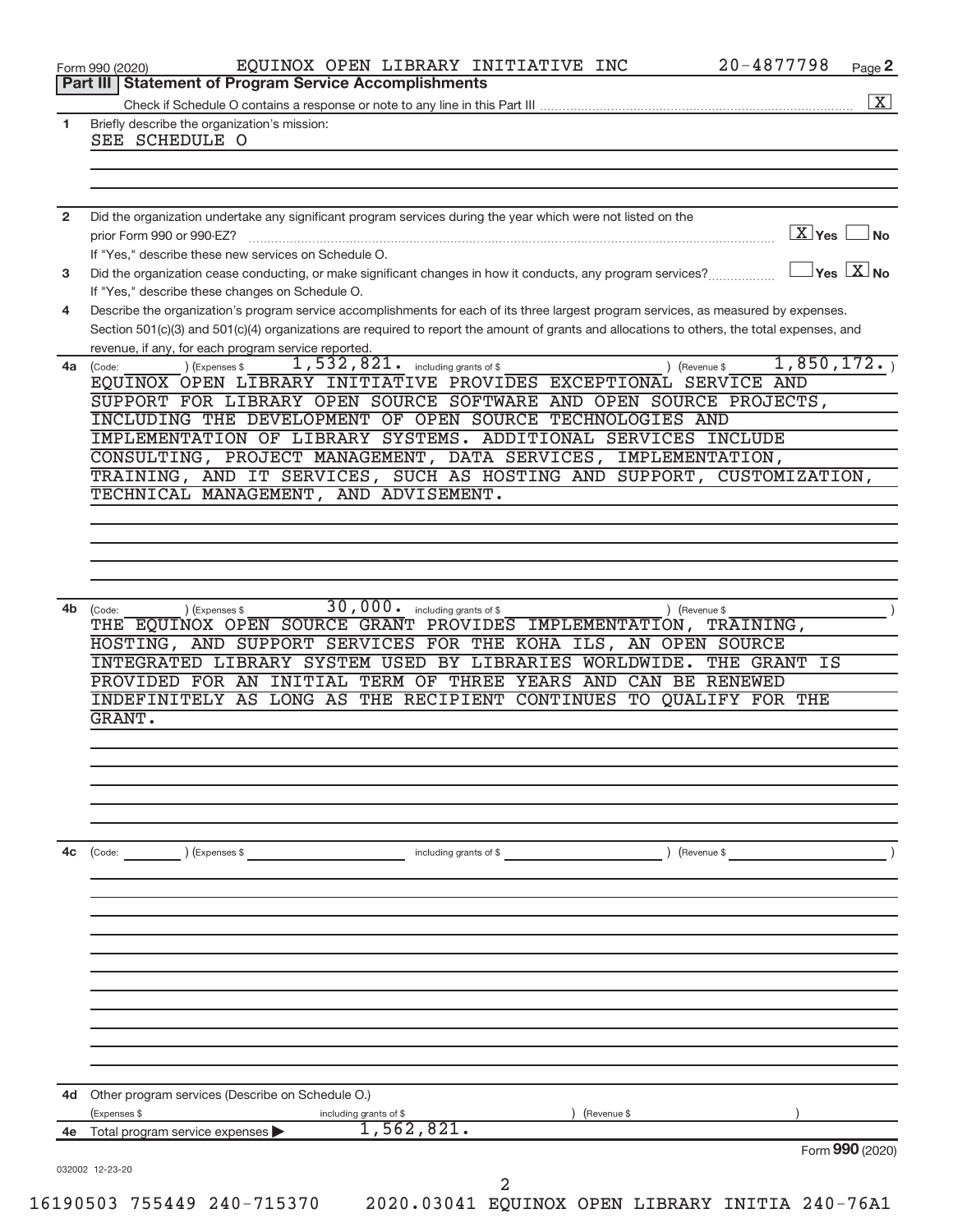Form 990 (2020) EQUINOX OPEN LIBRARY INITIATIVE INC 20-4877798

## Part III | Statement of Program Service Accomplishments

Check if Schedule O contains a response or note to any line in this Part III .......... [X]

**1** Briefly describe the organization's mission:

SEE SCHEDULE O

**2** Did the organization undertake any significant program services during the year which were not listed on the prior Form 990 or 990-EZ? .......... [X] Yes [ ] No

If "Yes," describe these new services on Schedule O.

**3** Did the organization cease conducting, or make significant changes in how it conducts, any program services? .......... [ ] Yes [X] No

If "Yes," describe these changes on Schedule O.

**4** Describe the organization's program service accomplishments for each of its three largest program services, as measured by expenses. Section 501(c)(3) and 501(c)(4) organizations are required to report the amount of grants and allocations to others, the total expenses, and revenue, if any, for each program service reported.

**4a** (Code: ) (Expenses $ 1,532,821. including grants of $ ) (Revenue $ 1,850,172. )

EQUINOX OPEN LIBRARY INITIATIVE PROVIDES EXCEPTIONAL SERVICE AND SUPPORT FOR LIBRARY OPEN SOURCE SOFTWARE AND OPEN SOURCE PROJECTS, INCLUDING THE DEVELOPMENT OF OPEN SOURCE TECHNOLOGIES AND IMPLEMENTATION OF LIBRARY SYSTEMS. ADDITIONAL SERVICES INCLUDE CONSULTING, PROJECT MANAGEMENT, DATA SERVICES, IMPLEMENTATION, TRAINING, AND IT SERVICES, SUCH AS HOSTING AND SUPPORT, CUSTOMIZATION, TECHNICAL MANAGEMENT, AND ADVISEMENT.

**4b** (Code: ) (Expenses $ 30,000. including grants of $ ) (Revenue $ )

THE EQUINOX OPEN SOURCE GRANT PROVIDES IMPLEMENTATION, TRAINING, HOSTING, AND SUPPORT SERVICES FOR THE KOHA ILS, AN OPEN SOURCE INTEGRATED LIBRARY SYSTEM USED BY LIBRARIES WORLDWIDE. THE GRANT IS PROVIDED FOR AN INITIAL TERM OF THREE YEARS AND CAN BE RENEWED INDEFINITELY AS LONG AS THE RECIPIENT CONTINUES TO QUALIFY FOR THE GRANT.

**4c** (Code: ) (Expenses $ including grants of $ ) (Revenue $ )

**4d** Other program services (Describe on Schedule O.)

(Expenses $ including grants of $ ) (Revenue $ )

**4e** Total program service expenses ▶ 1,562,821.

Form **990** (2020)

032002 12-23-20

16190503 755449 240-715370 2020.03041 EQUINOX OPEN LIBRARY INITIA 240-76A1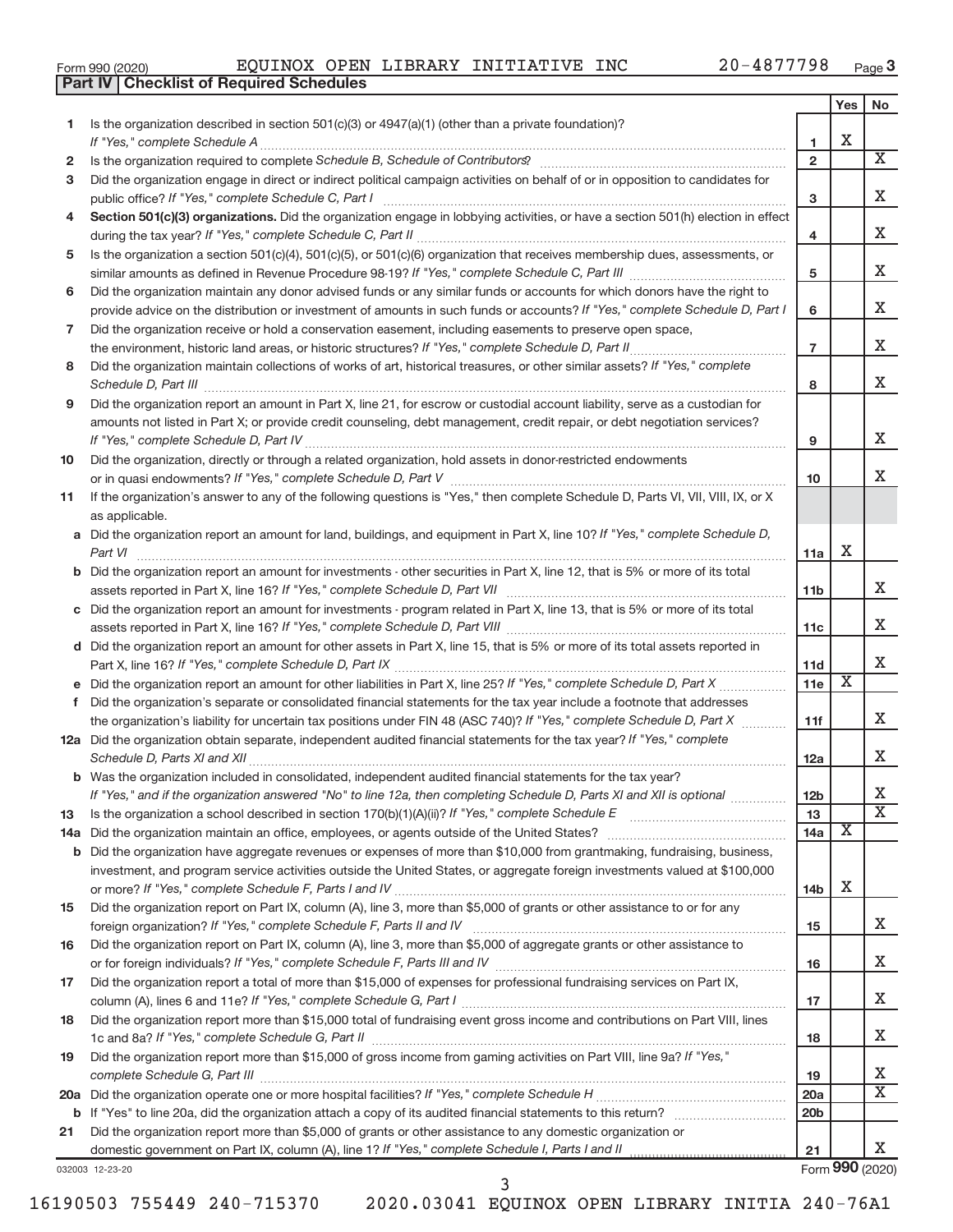Form 990 (2020) EQUINOX OPEN LIBRARY INITIATIVE INC 20-4877798 Page **3**

**Part IV | Checklist of Required Schedules**

| | | | Yes | No |
|---|---|---|---|---|
| **1** | Is the organization described in section 501(c)(3) or 4947(a)(1) (other than a private foundation)? *If "Yes," complete Schedule A* | **1** | X | |
| **2** | Is the organization required to complete *Schedule B, Schedule of Contributors*? | **2** | | X |
| **3** | Did the organization engage in direct or indirect political campaign activities on behalf of or in opposition to candidates for public office? *If "Yes," complete Schedule C, Part I* | **3** | | X |
| **4** | **Section 501(c)(3) organizations.** Did the organization engage in lobbying activities, or have a section 501(h) election in effect during the tax year? *If "Yes," complete Schedule C, Part II* | **4** | | X |
| **5** | Is the organization a section 501(c)(4), 501(c)(5), or 501(c)(6) organization that receives membership dues, assessments, or similar amounts as defined in Revenue Procedure 98-19? *If "Yes," complete Schedule C, Part III* | **5** | | X |
| **6** | Did the organization maintain any donor advised funds or any similar funds or accounts for which donors have the right to provide advice on the distribution or investment of amounts in such funds or accounts? *If "Yes," complete Schedule D, Part I* | **6** | | X |
| **7** | Did the organization receive or hold a conservation easement, including easements to preserve open space, the environment, historic land areas, or historic structures? *If "Yes," complete Schedule D, Part II* | **7** | | X |
| **8** | Did the organization maintain collections of works of art, historical treasures, or other similar assets? *If "Yes," complete Schedule D, Part III* | **8** | | X |
| **9** | Did the organization report an amount in Part X, line 21, for escrow or custodial account liability, serve as a custodian for amounts not listed in Part X; or provide credit counseling, debt management, credit repair, or debt negotiation services? *If "Yes," complete Schedule D, Part IV* | **9** | | X |
| **10** | Did the organization, directly or through a related organization, hold assets in donor-restricted endowments or in quasi endowments? *If "Yes," complete Schedule D, Part V* | **10** | | X |
| **11** | If the organization's answer to any of the following questions is "Yes," then complete Schedule D, Parts VI, VII, VIII, IX, or X as applicable. | | | |
| **a** | Did the organization report an amount for land, buildings, and equipment in Part X, line 10? *If "Yes," complete Schedule D, Part VI* | **11a** | X | |
| **b** | Did the organization report an amount for investments - other securities in Part X, line 12, that is 5% or more of its total assets reported in Part X, line 16? *If "Yes," complete Schedule D, Part VII* | **11b** | | X |
| **c** | Did the organization report an amount for investments - program related in Part X, line 13, that is 5% or more of its total assets reported in Part X, line 16? *If "Yes," complete Schedule D, Part VIII* | **11c** | | X |
| **d** | Did the organization report an amount for other assets in Part X, line 15, that is 5% or more of its total assets reported in Part X, line 16? *If "Yes," complete Schedule D, Part IX* | **11d** | | X |
| **e** | Did the organization report an amount for other liabilities in Part X, line 25? *If "Yes," complete Schedule D, Part X* | **11e** | X | |
| **f** | Did the organization's separate or consolidated financial statements for the tax year include a footnote that addresses the organization's liability for uncertain tax positions under FIN 48 (ASC 740)? *If "Yes," complete Schedule D, Part X* | **11f** | | X |
| **12a** | Did the organization obtain separate, independent audited financial statements for the tax year? *If "Yes," complete Schedule D, Parts XI and XII* | **12a** | | X |
| **b** | Was the organization included in consolidated, independent audited financial statements for the tax year? *If "Yes," and if the organization answered "No" to line 12a, then completing Schedule D, Parts XI and XII is optional* | **12b** | | X |
| **13** | Is the organization a school described in section 170(b)(1)(A)(ii)? *If "Yes," complete Schedule E* | **13** | | X |
| **14a** | Did the organization maintain an office, employees, or agents outside of the United States? | **14a** | X | |
| **b** | Did the organization have aggregate revenues or expenses of more than $10,000 from grantmaking, fundraising, business, investment, and program service activities outside the United States, or aggregate foreign investments valued at $100,000 or more? *If "Yes," complete Schedule F, Parts I and IV* | **14b** | X | |
| **15** | Did the organization report on Part IX, column (A), line 3, more than $5,000 of grants or other assistance to or for any foreign organization? *If "Yes," complete Schedule F, Parts II and IV* | **15** | | X |
| **16** | Did the organization report on Part IX, column (A), line 3, more than $5,000 of aggregate grants or other assistance to or for foreign individuals? *If "Yes," complete Schedule F, Parts III and IV* | **16** | | X |
| **17** | Did the organization report a total of more than $15,000 of expenses for professional fundraising services on Part IX, column (A), lines 6 and 11e? *If "Yes," complete Schedule G, Part I* | **17** | | X |
| **18** | Did the organization report more than $15,000 total of fundraising event gross income and contributions on Part VIII, lines 1c and 8a? *If "Yes," complete Schedule G, Part II* | **18** | | X |
| **19** | Did the organization report more than $15,000 of gross income from gaming activities on Part VIII, line 9a? *If "Yes," complete Schedule G, Part III* | **19** | | X |
| **20a** | Did the organization operate one or more hospital facilities? *If "Yes," complete Schedule H* | **20a** | | X |
| **b** | If "Yes" to line 20a, did the organization attach a copy of its audited financial statements to this return? | **20b** | | |
| **21** | Did the organization report more than $5,000 of grants or other assistance to any domestic organization or domestic government on Part IX, column (A), line 1? *If "Yes," complete Schedule I, Parts I and II* | **21** | | X |

032003 12-23-20 Form **990** (2020)

16190503 755449 240-715370 2020.03041 EQUINOX OPEN LIBRARY INITIA 240-76A1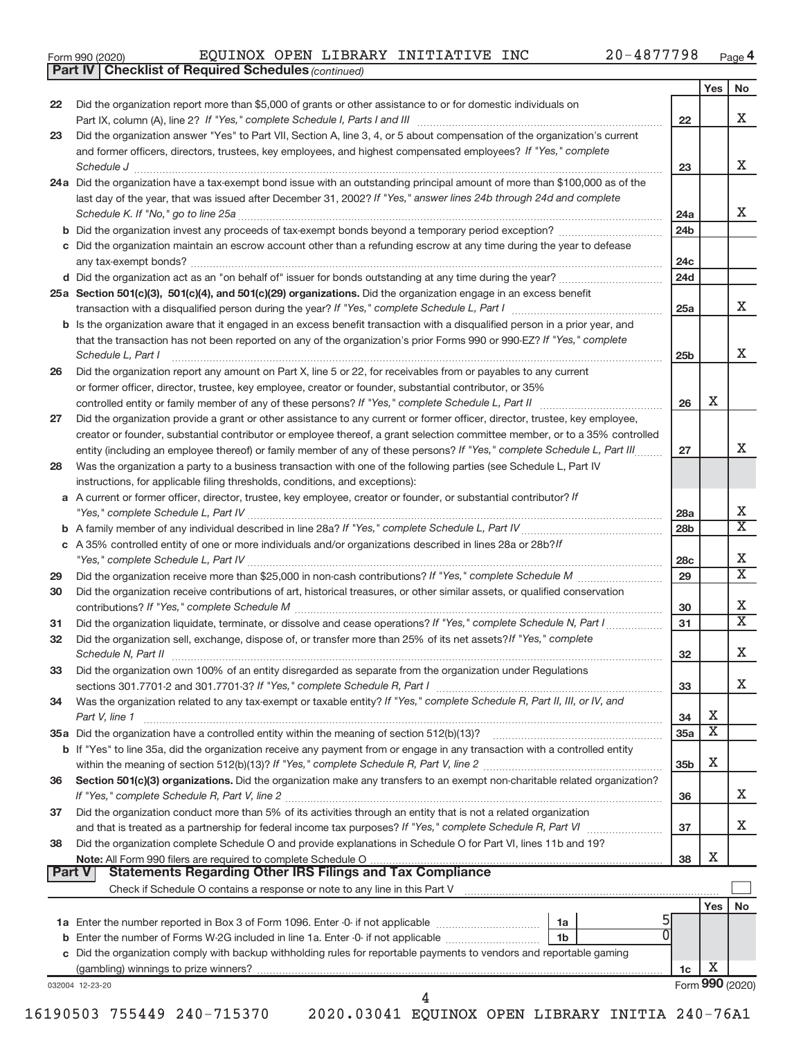Form 990 (2020) EQUINOX OPEN LIBRARY INITIATIVE INC 20-4877798 Page 4

**Part IV | Checklist of Required Schedules** *(continued)*

| | | | Yes | No |
|---|---|---|---|---|
| 22 | Did the organization report more than $5,000 of grants or other assistance to or for domestic individuals on Part IX, column (A), line 2? *If "Yes," complete Schedule I, Parts I and III* | 22 | | X |
| 23 | Did the organization answer "Yes" to Part VII, Section A, line 3, 4, or 5 about compensation of the organization's current and former officers, directors, trustees, key employees, and highest compensated employees? *If "Yes," complete Schedule J* | 23 | | X |
| 24a | Did the organization have a tax-exempt bond issue with an outstanding principal amount of more than $100,000 as of the last day of the year, that was issued after December 31, 2002? *If "Yes," answer lines 24b through 24d and complete Schedule K. If "No," go to line 25a* | 24a | | X |
| b | Did the organization invest any proceeds of tax-exempt bonds beyond a temporary period exception? | 24b | | |
| c | Did the organization maintain an escrow account other than a refunding escrow at any time during the year to defease any tax-exempt bonds? | 24c | | |
| d | Did the organization act as an "on behalf of" issuer for bonds outstanding at any time during the year? | 24d | | |
| 25a | **Section 501(c)(3), 501(c)(4), and 501(c)(29) organizations.** Did the organization engage in an excess benefit transaction with a disqualified person during the year? *If "Yes," complete Schedule L, Part I* | 25a | | X |
| b | Is the organization aware that it engaged in an excess benefit transaction with a disqualified person in a prior year, and that the transaction has not been reported on any of the organization's prior Forms 990 or 990-EZ? *If "Yes," complete Schedule L, Part I* | 25b | | X |
| 26 | Did the organization report any amount on Part X, line 5 or 22, for receivables from or payables to any current or former officer, director, trustee, key employee, creator or founder, substantial contributor, or 35% controlled entity or family member of any of these persons? *If "Yes," complete Schedule L, Part II* | 26 | X | |
| 27 | Did the organization provide a grant or other assistance to any current or former officer, director, trustee, key employee, creator or founder, substantial contributor or employee thereof, a grant selection committee member, or to a 35% controlled entity (including an employee thereof) or family member of any of these persons? *If "Yes," complete Schedule L, Part III* | 27 | | X |
| 28 | Was the organization a party to a business transaction with one of the following parties (see Schedule L, Part IV instructions, for applicable filing thresholds, conditions, and exceptions): | | | |
| a | A current or former officer, director, trustee, key employee, creator or founder, or substantial contributor? *If "Yes," complete Schedule L, Part IV* | 28a | | X |
| b | A family member of any individual described in line 28a? *If "Yes," complete Schedule L, Part IV* | 28b | | X |
| c | A 35% controlled entity of one or more individuals and/or organizations described in lines 28a or 28b? *If "Yes," complete Schedule L, Part IV* | 28c | | X |
| 29 | Did the organization receive more than $25,000 in non-cash contributions? *If "Yes," complete Schedule M* | 29 | | X |
| 30 | Did the organization receive contributions of art, historical treasures, or other similar assets, or qualified conservation contributions? *If "Yes," complete Schedule M* | 30 | | X |
| 31 | Did the organization liquidate, terminate, or dissolve and cease operations? *If "Yes," complete Schedule N, Part I* | 31 | | X |
| 32 | Did the organization sell, exchange, dispose of, or transfer more than 25% of its net assets? *If "Yes," complete Schedule N, Part II* | 32 | | X |
| 33 | Did the organization own 100% of an entity disregarded as separate from the organization under Regulations sections 301.7701-2 and 301.7701-3? *If "Yes," complete Schedule R, Part I* | 33 | | X |
| 34 | Was the organization related to any tax-exempt or taxable entity? *If "Yes," complete Schedule R, Part II, III, or IV, and Part V, line 1* | 34 | X | |
| 35a | Did the organization have a controlled entity within the meaning of section 512(b)(13)? | 35a | X | |
| b | If "Yes" to line 35a, did the organization receive any payment from or engage in any transaction with a controlled entity within the meaning of section 512(b)(13)? *If "Yes," complete Schedule R, Part V, line 2* | 35b | X | |
| 36 | **Section 501(c)(3) organizations.** Did the organization make any transfers to an exempt non-charitable related organization? *If "Yes," complete Schedule R, Part V, line 2* | 36 | | X |
| 37 | Did the organization conduct more than 5% of its activities through an entity that is not a related organization and that is treated as a partnership for federal income tax purposes? *If "Yes," complete Schedule R, Part VI* | 37 | | X |
| 38 | Did the organization complete Schedule O and provide explanations in Schedule O for Part VI, lines 11b and 19? **Note:** All Form 990 filers are required to complete Schedule O | 38 | X | |

**Part V | Statements Regarding Other IRS Filings and Tax Compliance**

Check if Schedule O contains a response or note to any line in this Part V ☐

| | | | | | Yes | No |
|---|---|---|---|---|---|---|
| 1a | Enter the number reported in Box 3 of Form 1096. Enter -0- if not applicable | 1a | 5 | | | |
| b | Enter the number of Forms W-2G included in line 1a. Enter -0- if not applicable | 1b | 0 | | | |
| c | Did the organization comply with backup withholding rules for reportable payments to vendors and reportable gaming (gambling) winnings to prize winners? | | | 1c | X | |

032004 12-23-20 Form **990** (2020)

16190503 755449 240-715370 2020.03041 EQUINOX OPEN LIBRARY INITIA 240-76A1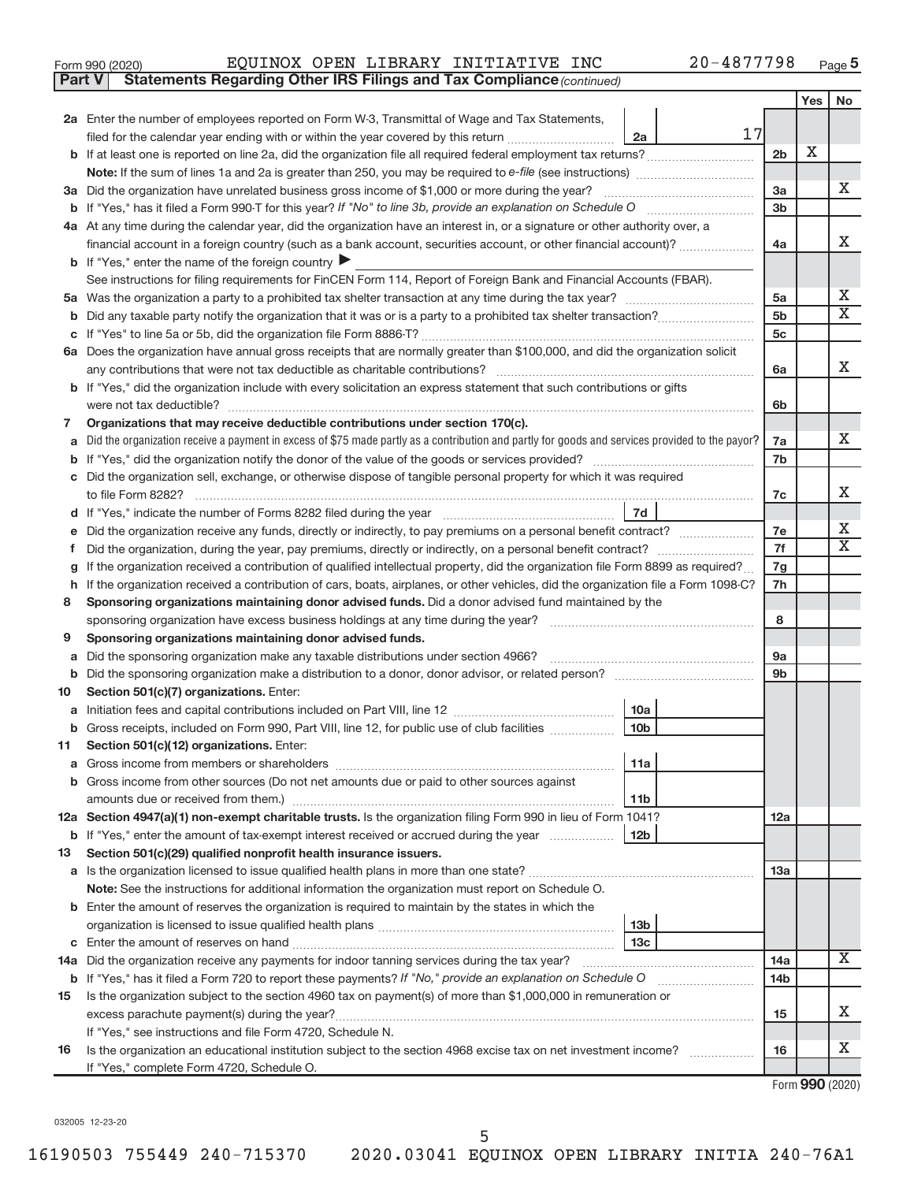Form 990 (2020) EQUINOX OPEN LIBRARY INITIATIVE INC 20-4877798

**Part V | Statements Regarding Other IRS Filings and Tax Compliance** *(continued)*

| | | | | Yes | No |
|---|---|---|---|---|---|
| **2a** | Enter the number of employees reported on Form W-3, Transmittal of Wage and Tax Statements, filed for the calendar year ending with or within the year covered by this return | 2a | 17 | | |
| **b** | If at least one is reported on line 2a, did the organization file all required federal employment tax returns? | | 2b | X | |
| | **Note:** If the sum of lines 1a and 2a is greater than 250, you may be required to *e-file* (see instructions) | | | | |
| **3a** | Did the organization have unrelated business gross income of $1,000 or more during the year? | | 3a | | X |
| **b** | If "Yes," has it filed a Form 990-T for this year? *If "No" to line 3b, provide an explanation on Schedule O* | | 3b | | |
| **4a** | At any time during the calendar year, did the organization have an interest in, or a signature or other authority over, a financial account in a foreign country (such as a bank account, securities account, or other financial account)? | | 4a | | X |
| **b** | If "Yes," enter the name of the foreign country ▶ | | | | |
| | See instructions for filing requirements for FinCEN Form 114, Report of Foreign Bank and Financial Accounts (FBAR). | | | | |
| **5a** | Was the organization a party to a prohibited tax shelter transaction at any time during the tax year? | | 5a | | X |
| **b** | Did any taxable party notify the organization that it was or is a party to a prohibited tax shelter transaction? | | 5b | | X |
| **c** | If "Yes" to line 5a or 5b, did the organization file Form 8886-T? | | 5c | | |
| **6a** | Does the organization have annual gross receipts that are normally greater than $100,000, and did the organization solicit any contributions that were not tax deductible as charitable contributions? | | 6a | | X |
| **b** | If "Yes," did the organization include with every solicitation an express statement that such contributions or gifts were not tax deductible? | | 6b | | |
| **7** | **Organizations that may receive deductible contributions under section 170(c).** | | | | |
| **a** | Did the organization receive a payment in excess of $75 made partly as a contribution and partly for goods and services provided to the payor? | | 7a | | X |
| **b** | If "Yes," did the organization notify the donor of the value of the goods or services provided? | | 7b | | |
| **c** | Did the organization sell, exchange, or otherwise dispose of tangible personal property for which it was required to file Form 8282? | | 7c | | X |
| **d** | If "Yes," indicate the number of Forms 8282 filed during the year | 7d | | | |
| **e** | Did the organization receive any funds, directly or indirectly, to pay premiums on a personal benefit contract? | | 7e | | X |
| **f** | Did the organization, during the year, pay premiums, directly or indirectly, on a personal benefit contract? | | 7f | | X |
| **g** | If the organization received a contribution of qualified intellectual property, did the organization file Form 8899 as required? | | 7g | | |
| **h** | If the organization received a contribution of cars, boats, airplanes, or other vehicles, did the organization file a Form 1098-C? | | 7h | | |
| **8** | **Sponsoring organizations maintaining donor advised funds.** Did a donor advised fund maintained by the sponsoring organization have excess business holdings at any time during the year? | | 8 | | |
| **9** | **Sponsoring organizations maintaining donor advised funds.** | | | | |
| **a** | Did the sponsoring organization make any taxable distributions under section 4966? | | 9a | | |
| **b** | Did the sponsoring organization make a distribution to a donor, donor advisor, or related person? | | 9b | | |
| **10** | **Section 501(c)(7) organizations.** Enter: | | | | |
| **a** | Initiation fees and capital contributions included on Part VIII, line 12 | 10a | | | |
| **b** | Gross receipts, included on Form 990, Part VIII, line 12, for public use of club facilities | 10b | | | |
| **11** | **Section 501(c)(12) organizations.** Enter: | | | | |
| **a** | Gross income from members or shareholders | 11a | | | |
| **b** | Gross income from other sources (Do not net amounts due or paid to other sources against amounts due or received from them.) | 11b | | | |
| **12a** | **Section 4947(a)(1) non-exempt charitable trusts.** Is the organization filing Form 990 in lieu of Form 1041? | | 12a | | |
| **b** | If "Yes," enter the amount of tax-exempt interest received or accrued during the year | 12b | | | |
| **13** | **Section 501(c)(29) qualified nonprofit health insurance issuers.** | | | | |
| **a** | Is the organization licensed to issue qualified health plans in more than one state? | | 13a | | |
| | **Note:** See the instructions for additional information the organization must report on Schedule O. | | | | |
| **b** | Enter the amount of reserves the organization is required to maintain by the states in which the organization is licensed to issue qualified health plans | 13b | | | |
| **c** | Enter the amount of reserves on hand | 13c | | | |
| **14a** | Did the organization receive any payments for indoor tanning services during the tax year? | | 14a | | X |
| **b** | If "Yes," has it filed a Form 720 to report these payments? *If "No," provide an explanation on Schedule O* | | 14b | | |
| **15** | Is the organization subject to the section 4960 tax on payment(s) of more than $1,000,000 in remuneration or excess parachute payment(s) during the year? | | 15 | | X |
| | If "Yes," see instructions and file Form 4720, Schedule N. | | | | |
| **16** | Is the organization an educational institution subject to the section 4968 excise tax on net investment income? | | 16 | | X |
| | If "Yes," complete Form 4720, Schedule O. | | | | |

Form **990** (2020)

032005 12-23-20

16190503 755449 240-715370 2020.03041 EQUINOX OPEN LIBRARY INITIA 240-76A1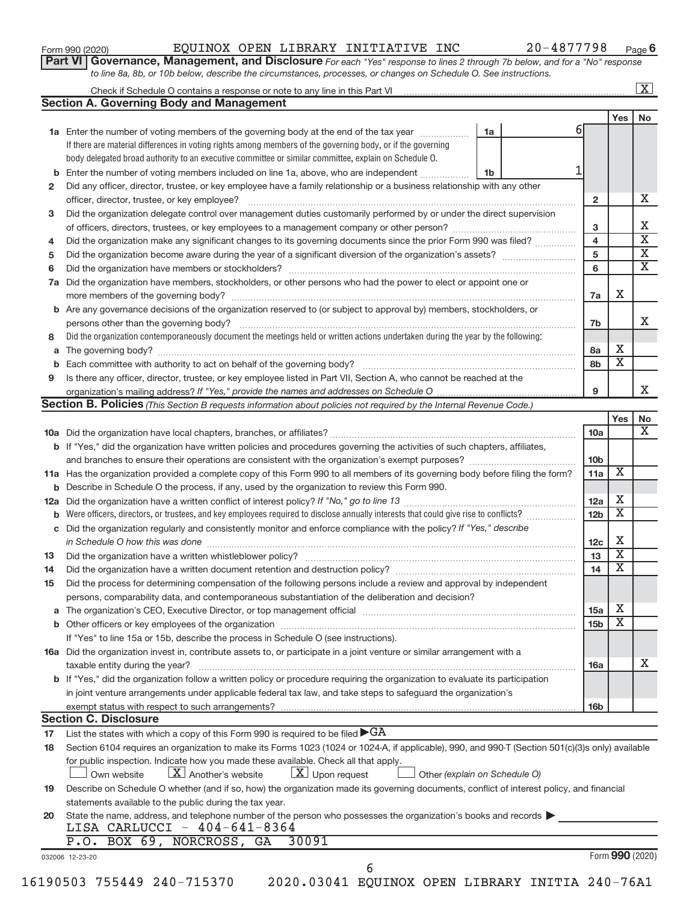Form 990 (2020) EQUINOX OPEN LIBRARY INITIATIVE INC 20-4877798 Page 6

**Part VI Governance, Management, and Disclosure** *For each "Yes" response to lines 2 through 7b below, and for a "No" response to line 8a, 8b, or 10b below, describe the circumstances, processes, or changes on Schedule O. See instructions.*

Check if Schedule O contains a response or note to any line in this Part VI ..... [X]

## Section A. Governing Body and Management

| | | | | Yes | No |
|---|---|---|---|---|---|
| **1a** | Enter the number of voting members of the governing body at the end of the tax year ..... **1a** | 6 | | | |
| | If there are material differences in voting rights among members of the governing body, or if the governing body delegated broad authority to an executive committee or similar committee, explain on Schedule O. | | | | |
| **b** | Enter the number of voting members included on line 1a, above, who are independent ..... **1b** | 1 | | | |
| **2** | Did any officer, director, trustee, or key employee have a family relationship or a business relationship with any other officer, director, trustee, or key employee? | | 2 | | X |
| **3** | Did the organization delegate control over management duties customarily performed by or under the direct supervision of officers, directors, trustees, or key employees to a management company or other person? | | 3 | | X |
| **4** | Did the organization make any significant changes to its governing documents since the prior Form 990 was filed? | | 4 | | X |
| **5** | Did the organization become aware during the year of a significant diversion of the organization's assets? | | 5 | | X |
| **6** | Did the organization have members or stockholders? | | 6 | | X |
| **7a** | Did the organization have members, stockholders, or other persons who had the power to elect or appoint one or more members of the governing body? | | 7a | X | |
| **b** | Are any governance decisions of the organization reserved to (or subject to approval by) members, stockholders, or persons other than the governing body? | | 7b | | X |
| **8** | Did the organization contemporaneously document the meetings held or written actions undertaken during the year by the following: | | | | |
| **a** | The governing body? | | 8a | X | |
| **b** | Each committee with authority to act on behalf of the governing body? | | 8b | X | |
| **9** | Is there any officer, director, trustee, or key employee listed in Part VII, Section A, who cannot be reached at the organization's mailing address? *If "Yes," provide the names and addresses on Schedule O* | | 9 | | X |

## Section B. Policies *(This Section B requests information about policies not required by the Internal Revenue Code.)*

| | | | Yes | No |
|---|---|---|---|---|
| **10a** | Did the organization have local chapters, branches, or affiliates? | 10a | | X |
| **b** | If "Yes," did the organization have written policies and procedures governing the activities of such chapters, affiliates, and branches to ensure their operations are consistent with the organization's exempt purposes? | 10b | | |
| **11a** | Has the organization provided a complete copy of this Form 990 to all members of its governing body before filing the form? | 11a | X | |
| **b** | Describe in Schedule O the process, if any, used by the organization to review this Form 990. | | | |
| **12a** | Did the organization have a written conflict of interest policy? *If "No," go to line 13* | 12a | X | |
| **b** | Were officers, directors, or trustees, and key employees required to disclose annually interests that could give rise to conflicts? | 12b | X | |
| **c** | Did the organization regularly and consistently monitor and enforce compliance with the policy? *If "Yes," describe in Schedule O how this was done* | 12c | X | |
| **13** | Did the organization have a written whistleblower policy? | 13 | X | |
| **14** | Did the organization have a written document retention and destruction policy? | 14 | X | |
| **15** | Did the process for determining compensation of the following persons include a review and approval by independent persons, comparability data, and contemporaneous substantiation of the deliberation and decision? | | | |
| **a** | The organization's CEO, Executive Director, or top management official | 15a | X | |
| **b** | Other officers or key employees of the organization | 15b | X | |
| | If "Yes" to line 15a or 15b, describe the process in Schedule O (see instructions). | | | |
| **16a** | Did the organization invest in, contribute assets to, or participate in a joint venture or similar arrangement with a taxable entity during the year? | 16a | | X |
| **b** | If "Yes," did the organization follow a written policy or procedure requiring the organization to evaluate its participation in joint venture arrangements under applicable federal tax law, and take steps to safeguard the organization's exempt status with respect to such arrangements? | 16b | | |

## Section C. Disclosure

**17** List the states with which a copy of this Form 990 is required to be filed ▶ GA

**18** Section 6104 requires an organization to make its Forms 1023 (1024 or 1024-A, if applicable), 990, and 990-T (Section 501(c)(3)s only) available for public inspection. Indicate how you made these available. Check all that apply.

[ ] Own website [X] Another's website [X] Upon request [ ] Other *(explain on Schedule O)*

**19** Describe on Schedule O whether (and if so, how) the organization made its governing documents, conflict of interest policy, and financial statements available to the public during the tax year.

**20** State the name, address, and telephone number of the person who possesses the organization's books and records ▶

LISA CARLUCCI - 404-641-8364
P.O. BOX 69, NORCROSS, GA 30091

032006 12-23-20 Form **990** (2020)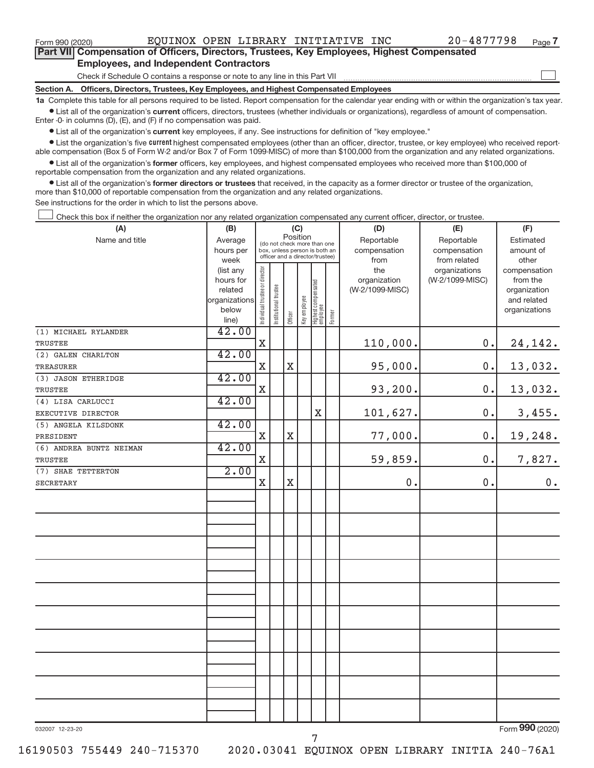Form 990 (2020) EQUINOX OPEN LIBRARY INITIATIVE INC 20-4877798 Page 7

**Part VII Compensation of Officers, Directors, Trustees, Key Employees, Highest Compensated Employees, and Independent Contractors**

Check if Schedule O contains a response or note to any line in this Part VII ☐

**Section A. Officers, Directors, Trustees, Key Employees, and Highest Compensated Employees**

**1a** Complete this table for all persons required to be listed. Report compensation for the calendar year ending with or within the organization's tax year.

- List all of the organization's **current** officers, directors, trustees (whether individuals or organizations), regardless of amount of compensation. Enter -0- in columns (D), (E), and (F) if no compensation was paid.
- List all of the organization's **current** key employees, if any. See instructions for definition of "key employee."
- List the organization's five **current** highest compensated employees (other than an officer, director, trustee, or key employee) who received reportable compensation (Box 5 of Form W-2 and/or Box 7 of Form 1099-MISC) of more than $100,000 from the organization and any related organizations.
- List all of the organization's **former** officers, key employees, and highest compensated employees who received more than $100,000 of reportable compensation from the organization and any related organizations.
- List all of the organization's **former directors or trustees** that received, in the capacity as a former director or trustee of the organization, more than $10,000 of reportable compensation from the organization and any related organizations.

See instructions for the order in which to list the persons above.

☐ Check this box if neither the organization nor any related organization compensated any current officer, director, or trustee.

| (A) Name and title | (B) Average hours per week (list any hours for related organizations below line) | (C) Position (do not check more than one box, unless person is both an officer and a director/trustee): Individual trustee or director | Institutional trustee | Officer | Key employee | Highest compensated employee | Former | (D) Reportable compensation from the organization (W-2/1099-MISC) | (E) Reportable compensation from related organizations (W-2/1099-MISC) | (F) Estimated amount of other compensation from the organization and related organizations |
|---|---|---|---|---|---|---|---|---|---|---|
| (1) MICHAEL RYLANDER<br>TRUSTEE | 42.00 | X | | | | | | 110,000. | 0. | 24,142. |
| (2) GALEN CHARLTON<br>TREASURER | 42.00 | X | | X | | | | 95,000. | 0. | 13,032. |
| (3) JASON ETHERIDGE<br>TRUSTEE | 42.00 | X | | | | | | 93,200. | 0. | 13,032. |
| (4) LISA CARLUCCI<br>EXECUTIVE DIRECTOR | 42.00 | | | | | X | | 101,627. | 0. | 3,455. |
| (5) ANGELA KILSDONK<br>PRESIDENT | 42.00 | X | | X | | | | 77,000. | 0. | 19,248. |
| (6) ANDREA BUNTZ NEIMAN<br>TRUSTEE | 42.00 | X | | | | | | 59,859. | 0. | 7,827. |
| (7) SHAE TETTERTON<br>SECRETARY | 2.00 | X | | X | | | | 0. | 0. | 0. |

032007 12-23-20 Form 990 (2020)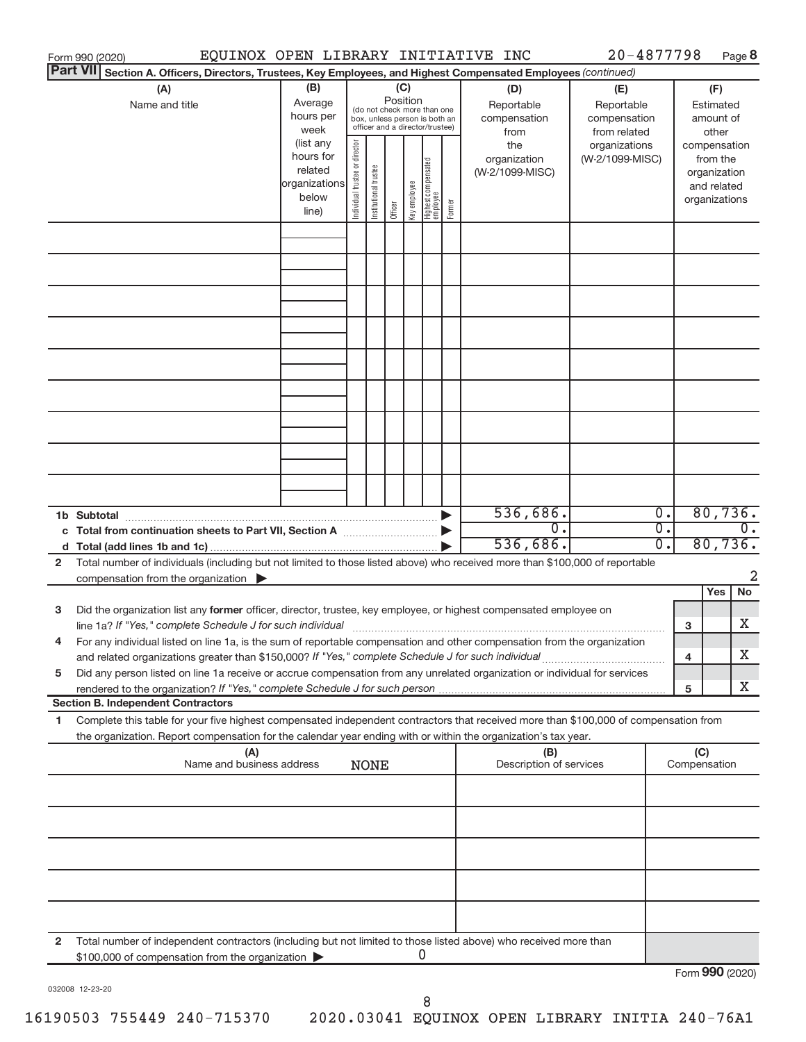Form 990 (2020) EQUINOX OPEN LIBRARY INITIATIVE INC 20-4877798 Page **8**

**Part VII** **Section A. Officers, Directors, Trustees, Key Employees, and Highest Compensated Employees** *(continued)*

| (A) Name and title | (B) Average hours per week (list any hours for related organizations below line) | (C) Position: Individual trustee or director | Institutional trustee | Officer | Key employee | Highest compensated employee | Former | (D) Reportable compensation from the organization (W-2/1099-MISC) | (E) Reportable compensation from related organizations (W-2/1099-MISC) | (F) Estimated amount of other compensation from the organization and related organizations |
|---|---|---|---|---|---|---|---|---|---|---|
| | | | | | | | | | | |
| **1b Subtotal** | | | | | | | | 536,686. | 0. | 80,736. |
| **c Total from continuation sheets to Part VII, Section A** | | | | | | | | 0. | 0. | 0. |
| **d Total (add lines 1b and 1c)** | | | | | | | | 536,686. | 0. | 80,736. |

**2** Total number of individuals (including but not limited to those listed above) who received more than $100,000 of reportable compensation from the organization ▶ 2

| | | Yes | No |
|---|---|---|---|
| **3** Did the organization list any **former** officer, director, trustee, key employee, or highest compensated employee on line 1a? *If "Yes," complete Schedule J for such individual* | 3 | | X |
| **4** For any individual listed on line 1a, is the sum of reportable compensation and other compensation from the organization and related organizations greater than $150,000? *If "Yes," complete Schedule J for such individual* | 4 | | X |
| **5** Did any person listed on line 1a receive or accrue compensation from any unrelated organization or individual for services rendered to the organization? *If "Yes," complete Schedule J for such person* | 5 | | X |

**Section B. Independent Contractors**

**1** Complete this table for your five highest compensated independent contractors that received more than $100,000 of compensation from the organization. Report compensation for the calendar year ending with or within the organization's tax year.

| (A) Name and business address NONE | (B) Description of services | (C) Compensation |
|---|---|---|
| | | |

**2** Total number of independent contractors (including but not limited to those listed above) who received more than $100,000 of compensation from the organization ▶ 0

Form **990** (2020)

032008 12-23-20

16190503 755449 240-715370 2020.03041 EQUINOX OPEN LIBRARY INITIA 240-76A1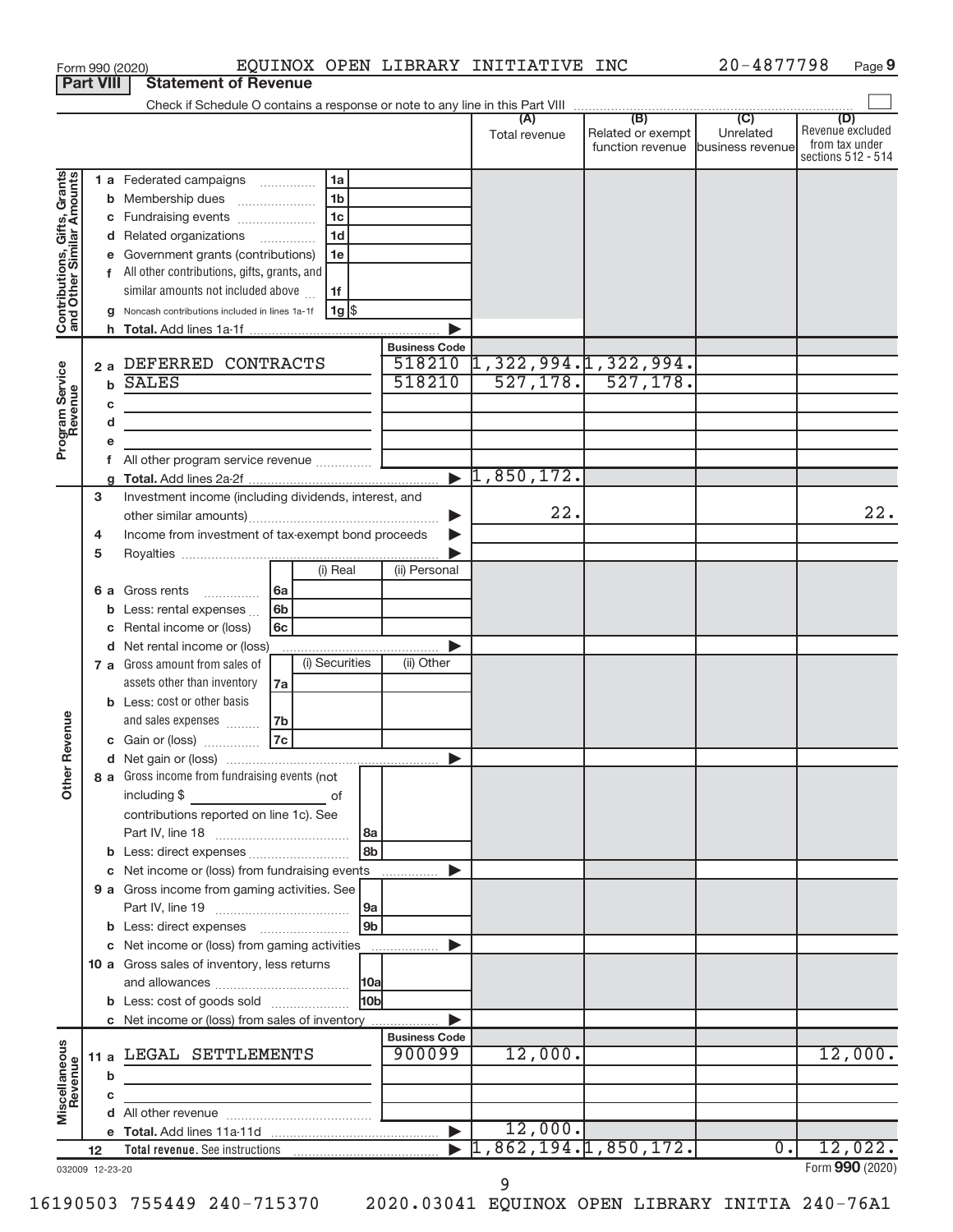Form 990 (2020) EQUINOX OPEN LIBRARY INITIATIVE INC 20-4877798

## Part VIII Statement of Revenue

Check if Schedule O contains a response or note to any line in this Part VIII ☐

| | | | | (A) Total revenue | (B) Related or exempt function revenue | (C) Unrelated business revenue | (D) Revenue excluded from tax under sections 512 - 514 |
|---|---|---|---|---|---|---|---|
| **Contributions, Gifts, Grants and Other Similar Amounts** | 1 a Federated campaigns | 1a | | | | | |
| | b Membership dues | 1b | | | | | |
| | c Fundraising events | 1c | | | | | |
| | d Related organizations | 1d | | | | | |
| | e Government grants (contributions) | 1e | | | | | |
| | f All other contributions, gifts, grants, and similar amounts not included above | 1f | | | | | |
| | g Noncash contributions included in lines 1a-1f | 1g $ | | | | | |
| | h Total. Add lines 1a-1f | | | | | | |
| **Program Service Revenue** | | | Business Code | | | | |
| | 2 a DEFERRED CONTRACTS | | 518210 | 1,322,994. | 1,322,994. | | |
| | b SALES | | 518210 | 527,178. | 527,178. | | |
| | c | | | | | | |
| | d | | | | | | |
| | e | | | | | | |
| | f All other program service revenue | | | | | | |
| | g Total. Add lines 2a-2f | | | 1,850,172. | | | |
| **Other Revenue** | 3 Investment income (including dividends, interest, and other similar amounts) | | | 22. | | | 22. |
| | 4 Income from investment of tax-exempt bond proceeds | | | | | | |
| | 5 Royalties | | | | | | |
| | | (i) Real | (ii) Personal | | | | |
| | 6 a Gross rents 6a | | | | | | |
| | b Less: rental expenses 6b | | | | | | |
| | c Rental income or (loss) 6c | | | | | | |
| | d Net rental income or (loss) | | | | | | |
| | | (i) Securities | (ii) Other | | | | |
| | 7 a Gross amount from sales of assets other than inventory 7a | | | | | | |
| | b Less: cost or other basis and sales expenses 7b | | | | | | |
| | c Gain or (loss) 7c | | | | | | |
| | d Net gain or (loss) | | | | | | |
| | 8 a Gross income from fundraising events (not including $ ___ of contributions reported on line 1c). See Part IV, line 18 | 8a | | | | | |
| | b Less: direct expenses | 8b | | | | | |
| | c Net income or (loss) from fundraising events | | | | | | |
| | 9 a Gross income from gaming activities. See Part IV, line 19 | 9a | | | | | |
| | b Less: direct expenses | 9b | | | | | |
| | c Net income or (loss) from gaming activities | | | | | | |
| | 10 a Gross sales of inventory, less returns and allowances | 10a | | | | | |
| | b Less: cost of goods sold | 10b | | | | | |
| | c Net income or (loss) from sales of inventory | | | | | | |
| **Miscellaneous Revenue** | | | Business Code | | | | |
| | 11 a LEGAL SETTLEMENTS | | 900099 | 12,000. | | | 12,000. |
| | b | | | | | | |
| | c | | | | | | |
| | d All other revenue | | | | | | |
| | e Total. Add lines 11a-11d | | | 12,000. | | | |
| | 12 Total revenue. See instructions | | | 1,862,194. | 1,850,172. | 0. | 12,022. |

032009 12-23-20

Form 990 (2020)

16190503 755449 240-715370 2020.03041 EQUINOX OPEN LIBRARY INITIA 240-76A1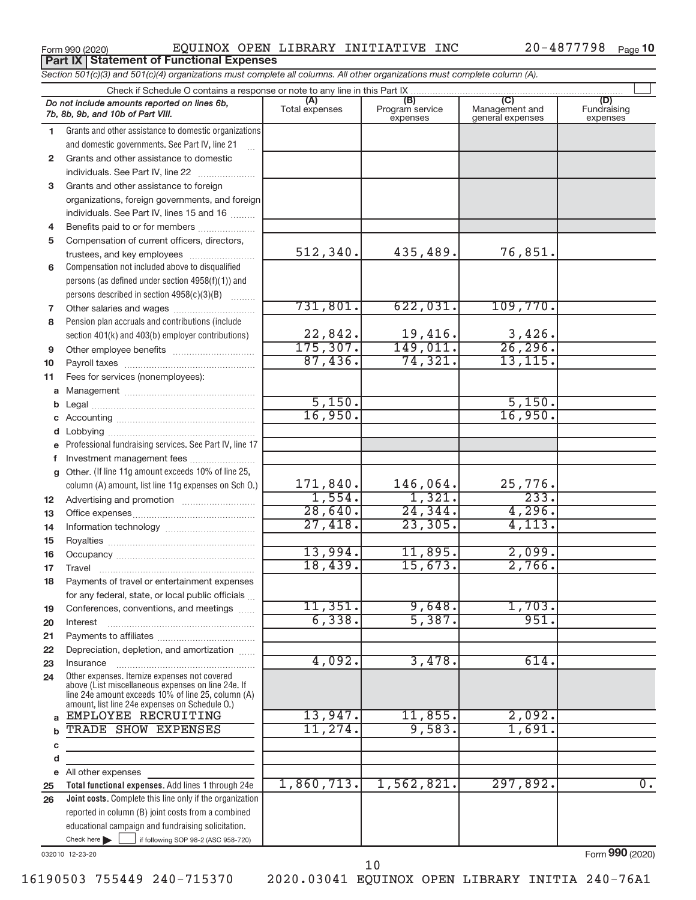Form 990 (2020) EQUINOX OPEN LIBRARY INITIATIVE INC 20-4877798

## Part IX Statement of Functional Expenses

*Section 501(c)(3) and 501(c)(4) organizations must complete all columns. All other organizations must complete column (A).*

Check if Schedule O contains a response or note to any line in this Part IX

| *Do not include amounts reported on lines 6b, 7b, 8b, 9b, and 10b of Part VIII.* | (A) Total expenses | (B) Program service expenses | (C) Management and general expenses | (D) Fundraising expenses |
|---|---|---|---|---|
| 1 Grants and other assistance to domestic organizations and domestic governments. See Part IV, line 21 | | | | |
| 2 Grants and other assistance to domestic individuals. See Part IV, line 22 | | | | |
| 3 Grants and other assistance to foreign organizations, foreign governments, and foreign individuals. See Part IV, lines 15 and 16 | | | | |
| 4 Benefits paid to or for members | | | | |
| 5 Compensation of current officers, directors, trustees, and key employees | 512,340. | 435,489. | 76,851. | |
| 6 Compensation not included above to disqualified persons (as defined under section 4958(f)(1)) and persons described in section 4958(c)(3)(B) | | | | |
| 7 Other salaries and wages | 731,801. | 622,031. | 109,770. | |
| 8 Pension plan accruals and contributions (include section 401(k) and 403(b) employer contributions) | 22,842. | 19,416. | 3,426. | |
| 9 Other employee benefits | 175,307. | 149,011. | 26,296. | |
| 10 Payroll taxes | 87,436. | 74,321. | 13,115. | |
| 11 Fees for services (nonemployees): | | | | |
| a Management | | | | |
| b Legal | 5,150. | | 5,150. | |
| c Accounting | 16,950. | | 16,950. | |
| d Lobbying | | | | |
| e Professional fundraising services. See Part IV, line 17 | | | | |
| f Investment management fees | | | | |
| g Other. (If line 11g amount exceeds 10% of line 25, column (A) amount, list line 11g expenses on Sch O.) | 171,840. | 146,064. | 25,776. | |
| 12 Advertising and promotion | 1,554. | 1,321. | 233. | |
| 13 Office expenses | 28,640. | 24,344. | 4,296. | |
| 14 Information technology | 27,418. | 23,305. | 4,113. | |
| 15 Royalties | | | | |
| 16 Occupancy | 13,994. | 11,895. | 2,099. | |
| 17 Travel | 18,439. | 15,673. | 2,766. | |
| 18 Payments of travel or entertainment expenses for any federal, state, or local public officials | | | | |
| 19 Conferences, conventions, and meetings | 11,351. | 9,648. | 1,703. | |
| 20 Interest | 6,338. | 5,387. | 951. | |
| 21 Payments to affiliates | | | | |
| 22 Depreciation, depletion, and amortization | | | | |
| 23 Insurance | 4,092. | 3,478. | 614. | |
| 24 Other expenses. Itemize expenses not covered above (List miscellaneous expenses on line 24e. If line 24e amount exceeds 10% of line 25, column (A) amount, list line 24e expenses on Schedule O.) | | | | |
| a EMPLOYEE RECRUITING | 13,947. | 11,855. | 2,092. | |
| b TRADE SHOW EXPENSES | 11,274. | 9,583. | 1,691. | |
| c | | | | |
| d | | | | |
| e All other expenses | | | | |
| 25 **Total functional expenses.** Add lines 1 through 24e | 1,860,713. | 1,562,821. | 297,892. | 0. |
| 26 **Joint costs.** Complete this line only if the organization reported in column (B) joint costs from a combined educational campaign and fundraising solicitation. Check here ☐ if following SOP 98-2 (ASC 958-720) | | | | |

032010 12-23-20

Form **990** (2020)

16190503 755449 240-715370 2020.03041 EQUINOX OPEN LIBRARY INITIA 240-76A1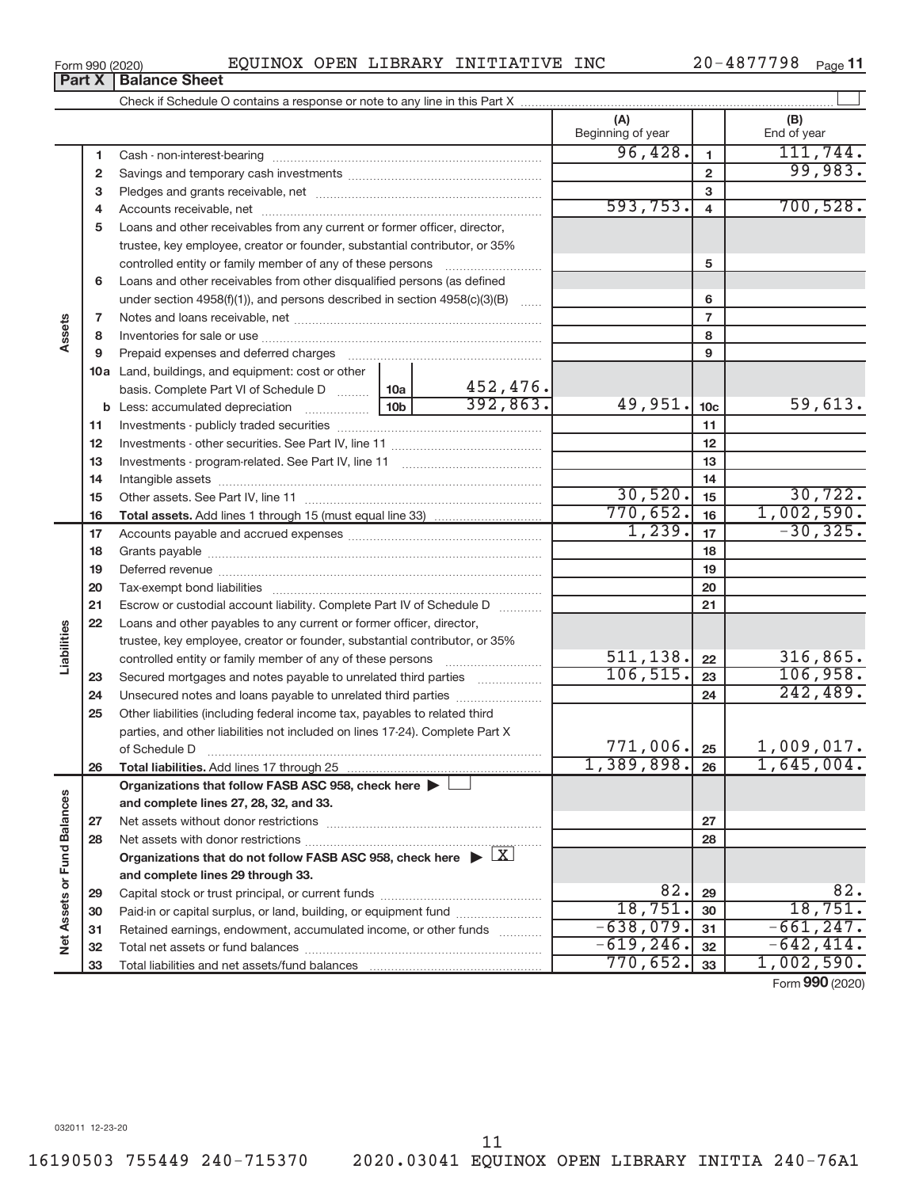Form 990 (2020) EQUINOX OPEN LIBRARY INITIATIVE INC 20-4877798

**Part X | Balance Sheet**

Check if Schedule O contains a response or note to any line in this Part X ☐

| | | | (A) Beginning of year | | (B) End of year |
|---|---|---|---|---|---|
| Assets | 1 | Cash - non-interest-bearing | 96,428. | 1 | 111,744. |
| | 2 | Savings and temporary cash investments | | 2 | 99,983. |
| | 3 | Pledges and grants receivable, net | | 3 | |
| | 4 | Accounts receivable, net | 593,753. | 4 | 700,528. |
| | 5 | Loans and other receivables from any current or former officer, director, trustee, key employee, creator or founder, substantial contributor, or 35% controlled entity or family member of any of these persons | | 5 | |
| | 6 | Loans and other receivables from other disqualified persons (as defined under section 4958(f)(1)), and persons described in section 4958(c)(3)(B) | | 6 | |
| | 7 | Notes and loans receivable, net | | 7 | |
| | 8 | Inventories for sale or use | | 8 | |
| | 9 | Prepaid expenses and deferred charges | | 9 | |
| | 10a | Land, buildings, and equipment: cost or other basis. Complete Part VI of Schedule D — 10a: 452,476. | | | |
| | b | Less: accumulated depreciation — 10b: 392,863. | 49,951. | 10c | 59,613. |
| | 11 | Investments - publicly traded securities | | 11 | |
| | 12 | Investments - other securities. See Part IV, line 11 | | 12 | |
| | 13 | Investments - program-related. See Part IV, line 11 | | 13 | |
| | 14 | Intangible assets | | 14 | |
| | 15 | Other assets. See Part IV, line 11 | 30,520. | 15 | 30,722. |
| | 16 | **Total assets.** Add lines 1 through 15 (must equal line 33) | 770,652. | 16 | 1,002,590. |
| Liabilities | 17 | Accounts payable and accrued expenses | 1,239. | 17 | -30,325. |
| | 18 | Grants payable | | 18 | |
| | 19 | Deferred revenue | | 19 | |
| | 20 | Tax-exempt bond liabilities | | 20 | |
| | 21 | Escrow or custodial account liability. Complete Part IV of Schedule D | | 21 | |
| | 22 | Loans and other payables to any current or former officer, director, trustee, key employee, creator or founder, substantial contributor, or 35% controlled entity or family member of any of these persons | 511,138. | 22 | 316,865. |
| | 23 | Secured mortgages and notes payable to unrelated third parties | 106,515. | 23 | 106,958. |
| | 24 | Unsecured notes and loans payable to unrelated third parties | | 24 | 242,489. |
| | 25 | Other liabilities (including federal income tax, payables to related third parties, and other liabilities not included on lines 17-24). Complete Part X of Schedule D | 771,006. | 25 | 1,009,017. |
| | 26 | **Total liabilities.** Add lines 17 through 25 | 1,389,898. | 26 | 1,645,004. |
| Net Assets or Fund Balances | | **Organizations that follow FASB ASC 958, check here** ▶ ☐ **and complete lines 27, 28, 32, and 33.** | | | |
| | 27 | Net assets without donor restrictions | | 27 | |
| | 28 | Net assets with donor restrictions | | 28 | |
| | | **Organizations that do not follow FASB ASC 958, check here** ▶ ☒ **and complete lines 29 through 33.** | | | |
| | 29 | Capital stock or trust principal, or current funds | 82. | 29 | 82. |
| | 30 | Paid-in or capital surplus, or land, building, or equipment fund | 18,751. | 30 | 18,751. |
| | 31 | Retained earnings, endowment, accumulated income, or other funds | -638,079. | 31 | -661,247. |
| | 32 | Total net assets or fund balances | -619,246. | 32 | -642,414. |
| | 33 | Total liabilities and net assets/fund balances | 770,652. | 33 | 1,002,590. |

Form **990** (2020)

032011 12-23-20

16190503 755449 240-715370 2020.03041 EQUINOX OPEN LIBRARY INITIA 240-76A1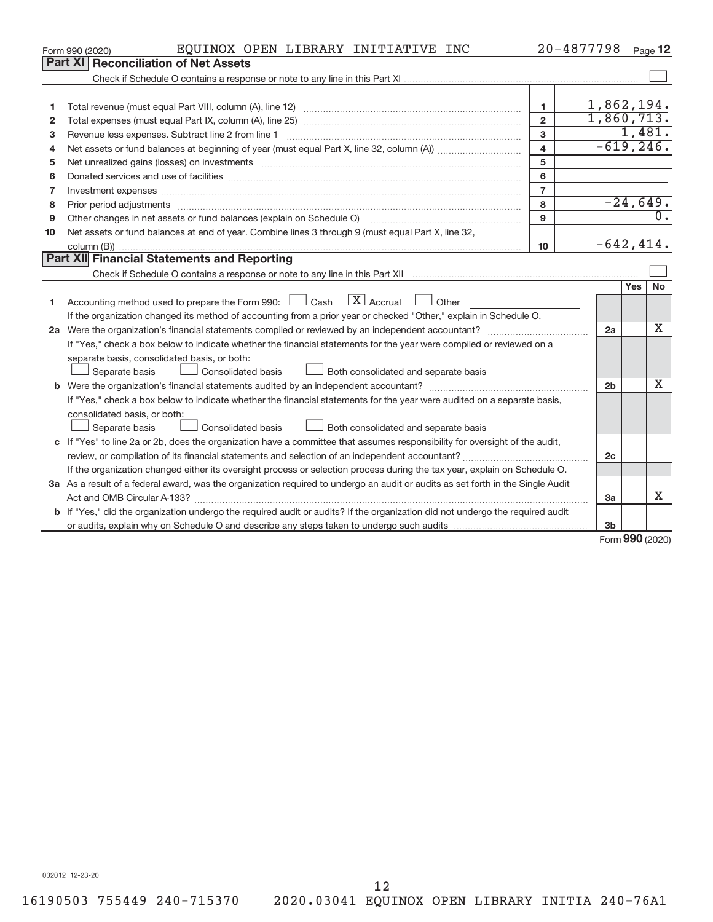Form 990 (2020) EQUINOX OPEN LIBRARY INITIATIVE INC 20-4877798 Page **12**

## Part XI Reconciliation of Net Assets

Check if Schedule O contains a response or note to any line in this Part XI ☐

| | | | |
|---|---|---|---|
| 1 | Total revenue (must equal Part VIII, column (A), line 12) | 1 | 1,862,194. |
| 2 | Total expenses (must equal Part IX, column (A), line 25) | 2 | 1,860,713. |
| 3 | Revenue less expenses. Subtract line 2 from line 1 | 3 | 1,481. |
| 4 | Net assets or fund balances at beginning of year (must equal Part X, line 32, column (A)) | 4 | -619,246. |
| 5 | Net unrealized gains (losses) on investments | 5 | |
| 6 | Donated services and use of facilities | 6 | |
| 7 | Investment expenses | 7 | |
| 8 | Prior period adjustments | 8 | -24,649. |
| 9 | Other changes in net assets or fund balances (explain on Schedule O) | 9 | 0. |
| 10 | Net assets or fund balances at end of year. Combine lines 3 through 9 (must equal Part X, line 32, column (B)) | 10 | -642,414. |

## Part XII Financial Statements and Reporting

Check if Schedule O contains a response or note to any line in this Part XII ☐

| | | | Yes | No |
|---|---|---|---|---|
| 1 | Accounting method used to prepare the Form 990: ☐ Cash ☒ Accrual ☐ Other<br>If the organization changed its method of accounting from a prior year or checked "Other," explain in Schedule O. | | | |
| 2a | Were the organization's financial statements compiled or reviewed by an independent accountant?<br>If "Yes," check a box below to indicate whether the financial statements for the year were compiled or reviewed on a separate basis, consolidated basis, or both:<br>☐ Separate basis ☐ Consolidated basis ☐ Both consolidated and separate basis | 2a | | X |
| b | Were the organization's financial statements audited by an independent accountant?<br>If "Yes," check a box below to indicate whether the financial statements for the year were audited on a separate basis, consolidated basis, or both:<br>☐ Separate basis ☐ Consolidated basis ☐ Both consolidated and separate basis | 2b | | X |
| c | If "Yes" to line 2a or 2b, does the organization have a committee that assumes responsibility for oversight of the audit, review, or compilation of its financial statements and selection of an independent accountant?<br>If the organization changed either its oversight process or selection process during the tax year, explain on Schedule O. | 2c | | |
| 3a | As a result of a federal award, was the organization required to undergo an audit or audits as set forth in the Single Audit Act and OMB Circular A-133? | 3a | | X |
| b | If "Yes," did the organization undergo the required audit or audits? If the organization did not undergo the required audit or audits, explain why on Schedule O and describe any steps taken to undergo such audits | 3b | | |

Form **990** (2020)

032012 12-23-20

16190503 755449 240-715370 2020.03041 EQUINOX OPEN LIBRARY INITIA 240-76A1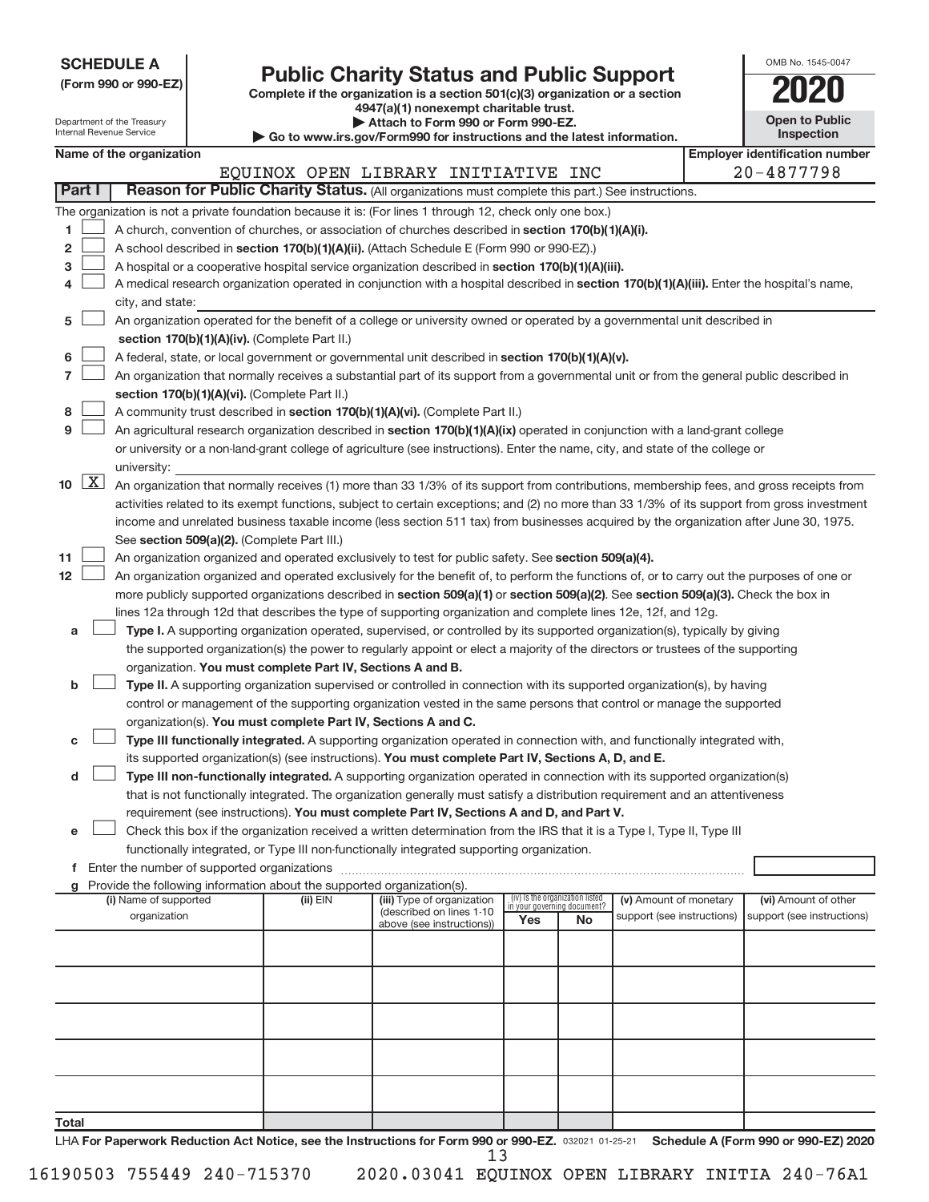**SCHEDULE A**
**(Form 990 or 990-EZ)**

Department of the Treasury
Internal Revenue Service

# Public Charity Status and Public Support

**Complete if the organization is a section 501(c)(3) organization or a section 4947(a)(1) nonexempt charitable trust.**
**▶ Attach to Form 990 or Form 990-EZ.**
**▶ Go to www.irs.gov/Form990 for instructions and the latest information.**

OMB No. 1545-0047
**2020**
**Open to Public Inspection**

| Name of the organization | Employer identification number |
|---|---|
| EQUINOX OPEN LIBRARY INITIATIVE INC | 20-4877798 |

**Part I — Reason for Public Charity Status.** (All organizations must complete this part.) See instructions.

The organization is not a private foundation because it is: (For lines 1 through 12, check only one box.)

1 ☐ A church, convention of churches, or association of churches described in **section 170(b)(1)(A)(i).**

2 ☐ A school described in **section 170(b)(1)(A)(ii).** (Attach Schedule E (Form 990 or 990-EZ).)

3 ☐ A hospital or a cooperative hospital service organization described in **section 170(b)(1)(A)(iii).**

4 ☐ A medical research organization operated in conjunction with a hospital described in **section 170(b)(1)(A)(iii).** Enter the hospital's name, city, and state:

5 ☐ An organization operated for the benefit of a college or university owned or operated by a governmental unit described in **section 170(b)(1)(A)(iv).** (Complete Part II.)

6 ☐ A federal, state, or local government or governmental unit described in **section 170(b)(1)(A)(v).**

7 ☐ An organization that normally receives a substantial part of its support from a governmental unit or from the general public described in **section 170(b)(1)(A)(vi).** (Complete Part II.)

8 ☐ A community trust described in **section 170(b)(1)(A)(vi).** (Complete Part II.)

9 ☐ An agricultural research organization described in **section 170(b)(1)(A)(ix)** operated in conjunction with a land-grant college or university or a non-land-grant college of agriculture (see instructions). Enter the name, city, and state of the college or university:

10 ☒ An organization that normally receives (1) more than 33 1/3% of its support from contributions, membership fees, and gross receipts from activities related to its exempt functions, subject to certain exceptions; and (2) no more than 33 1/3% of its support from gross investment income and unrelated business taxable income (less section 511 tax) from businesses acquired by the organization after June 30, 1975. See **section 509(a)(2).** (Complete Part III.)

11 ☐ An organization organized and operated exclusively to test for public safety. See **section 509(a)(4).**

12 ☐ An organization organized and operated exclusively for the benefit of, to perform the functions of, or to carry out the purposes of one or more publicly supported organizations described in **section 509(a)(1)** or **section 509(a)(2).** See **section 509(a)(3).** Check the box in lines 12a through 12d that describes the type of supporting organization and complete lines 12e, 12f, and 12g.

a ☐ **Type I.** A supporting organization operated, supervised, or controlled by its supported organization(s), typically by giving the supported organization(s) the power to regularly appoint or elect a majority of the directors or trustees of the supporting organization. **You must complete Part IV, Sections A and B.**

b ☐ **Type II.** A supporting organization supervised or controlled in connection with its supported organization(s), by having control or management of the supporting organization vested in the same persons that control or manage the supported organization(s). **You must complete Part IV, Sections A and C.**

c ☐ **Type III functionally integrated.** A supporting organization operated in connection with, and functionally integrated with, its supported organization(s) (see instructions). **You must complete Part IV, Sections A, D, and E.**

d ☐ **Type III non-functionally integrated.** A supporting organization operated in connection with its supported organization(s) that is not functionally integrated. The organization generally must satisfy a distribution requirement and an attentiveness requirement (see instructions). **You must complete Part IV, Sections A and D, and Part V.**

e ☐ Check this box if the organization received a written determination from the IRS that it is a Type I, Type II, Type III functionally integrated, or Type III non-functionally integrated supporting organization.

f Enter the number of supported organizations

g Provide the following information about the supported organization(s).

| (i) Name of supported organization | (ii) EIN | (iii) Type of organization (described on lines 1-10 above (see instructions)) | (iv) Is the organization listed in your governing document? Yes | No | (v) Amount of monetary support (see instructions) | (vi) Amount of other support (see instructions) |
|---|---|---|---|---|---|---|
| | | | | | | |
| | | | | | | |
| | | | | | | |
| | | | | | | |
| | | | | | | |
| **Total** | | | | | | |

LHA **For Paperwork Reduction Act Notice, see the Instructions for Form 990 or 990-EZ.** 032021 01-25-21 **Schedule A (Form 990 or 990-EZ) 2020**

16190503 755449 240-715370 2020.03041 EQUINOX OPEN LIBRARY INITIA 240-76A1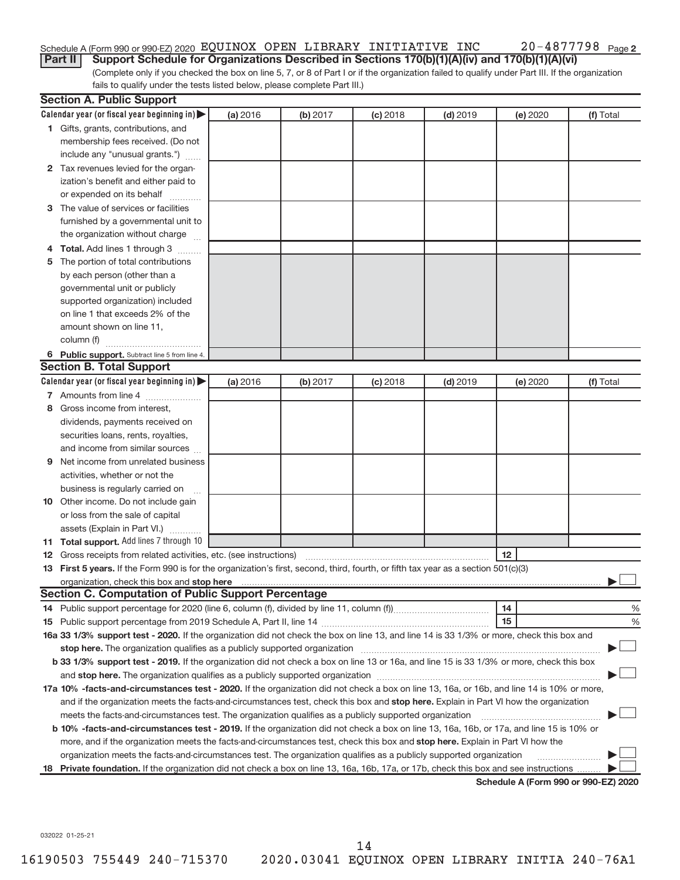Schedule A (Form 990 or 990-EZ) 2020 EQUINOX OPEN LIBRARY INITIATIVE INC 20-4877798 Page 2

**Part II Support Schedule for Organizations Described in Sections 170(b)(1)(A)(iv) and 170(b)(1)(A)(vi)**

(Complete only if you checked the box on line 5, 7, or 8 of Part I or if the organization failed to qualify under Part III. If the organization fails to qualify under the tests listed below, please complete Part III.)

## Section A. Public Support

| Calendar year (or fiscal year beginning in) ▶ | (a) 2016 | (b) 2017 | (c) 2018 | (d) 2019 | (e) 2020 | (f) Total |
|---|---|---|---|---|---|---|
| **1** Gifts, grants, contributions, and membership fees received. (Do not include any "unusual grants.") | | | | | | |
| **2** Tax revenues levied for the organization's benefit and either paid to or expended on its behalf | | | | | | |
| **3** The value of services or facilities furnished by a governmental unit to the organization without charge | | | | | | |
| **4 Total.** Add lines 1 through 3 | | | | | | |
| **5** The portion of total contributions by each person (other than a governmental unit or publicly supported organization) included on line 1 that exceeds 2% of the amount shown on line 11, column (f) | | | | | | |
| **6 Public support.** Subtract line 5 from line 4. | | | | | | |

## Section B. Total Support

| Calendar year (or fiscal year beginning in) ▶ | (a) 2016 | (b) 2017 | (c) 2018 | (d) 2019 | (e) 2020 | (f) Total |
|---|---|---|---|---|---|---|
| **7** Amounts from line 4 | | | | | | |
| **8** Gross income from interest, dividends, payments received on securities loans, rents, royalties, and income from similar sources | | | | | | |
| **9** Net income from unrelated business activities, whether or not the business is regularly carried on | | | | | | |
| **10** Other income. Do not include gain or loss from the sale of capital assets (Explain in Part VI.) | | | | | | |
| **11 Total support.** Add lines 7 through 10 | | | | | | |

**12** Gross receipts from related activities, etc. (see instructions) | **12** |

**13 First 5 years.** If the Form 990 is for the organization's first, second, third, fourth, or fifth tax year as a 501(c)(3) organization, check this box and **stop here** ▶ ☐

## Section C. Computation of Public Support Percentage

**14** Public support percentage for 2020 (line 6, column (f), divided by line 11, column (f)) | **14** | %

**15** Public support percentage from 2019 Schedule A, Part II, line 14 | **15** | %

**16a 33 1/3% support test - 2020.** If the organization did not check the box on line 13, and line 14 is 33 1/3% or more, check this box and **stop here.** The organization qualifies as a publicly supported organization ▶ ☐

**b 33 1/3% support test - 2019.** If the organization did not check a box on line 13 or 16a, and line 15 is 33 1/3% or more, check this box and **stop here.** The organization qualifies as a publicly supported organization ▶ ☐

**17a 10% -facts-and-circumstances test - 2020.** If the organization did not check a box on line 13, 16a, or 16b, and line 14 is 10% or more, and if the organization meets the facts-and-circumstances test, check this box and **stop here.** Explain in Part VI how the organization meets the facts-and-circumstances test. The organization qualifies as a publicly supported organization ▶ ☐

**b 10% -facts-and-circumstances test - 2019.** If the organization did not check a box on line 13, 16a, 16b, or 17a, and line 15 is 10% or more, and if the organization meets the facts-and-circumstances test, check this box and **stop here.** Explain in Part VI how the organization meets the facts-and-circumstances test. The organization qualifies as a publicly supported organization ▶ ☐

**18 Private foundation.** If the organization did not check a box on line 13, 16a, 16b, 17a, or 17b, check this box and see instructions ▶ ☐

**Schedule A (Form 990 or 990-EZ) 2020**

032022 01-25-21

16190503 755449 240-715370 2020.03041 EQUINOX OPEN LIBRARY INITIA 240-76A1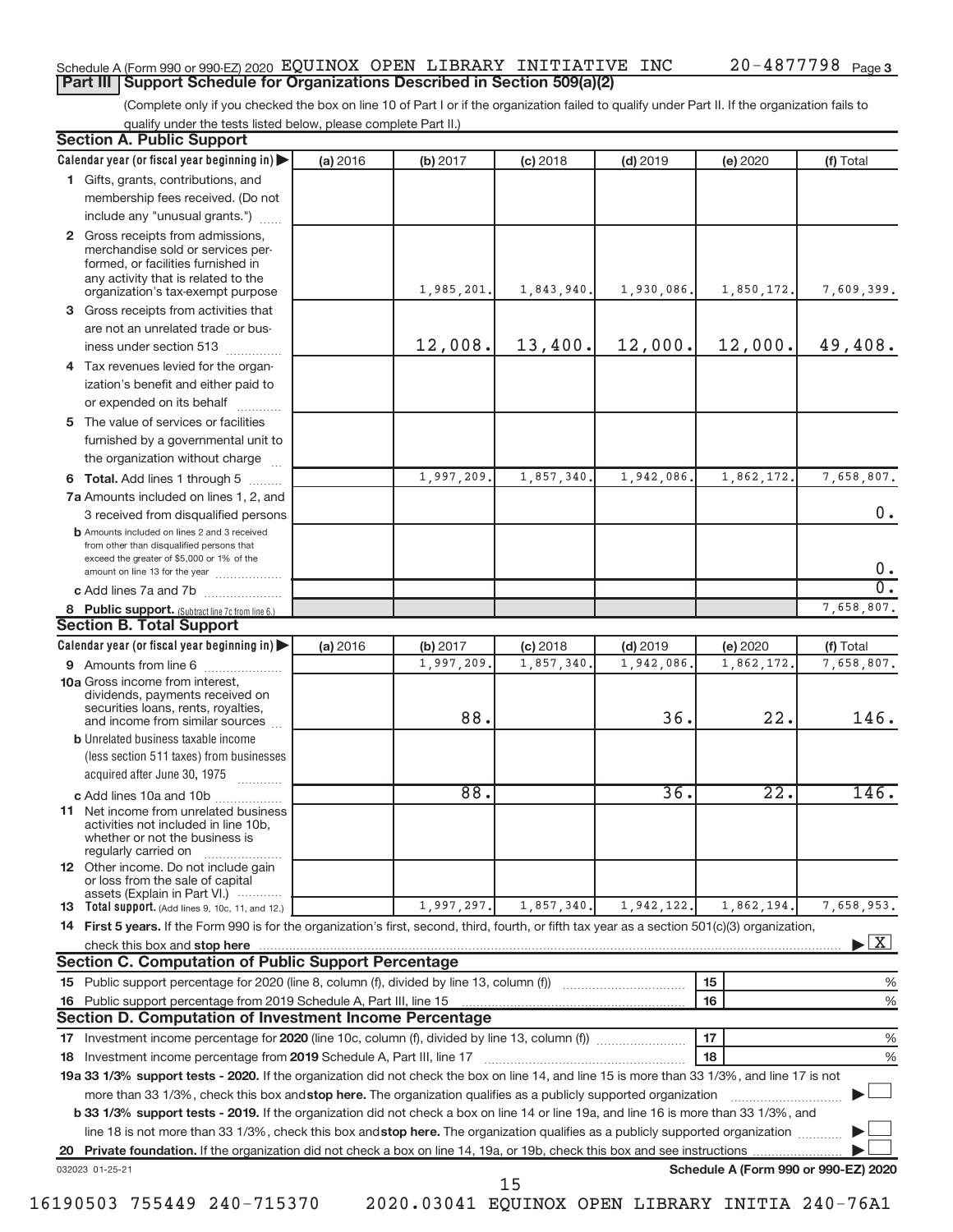Schedule A (Form 990 or 990-EZ) 2020 EQUINOX OPEN LIBRARY INITIATIVE INC 20-4877798 Page 3

## Part III Support Schedule for Organizations Described in Section 509(a)(2)

(Complete only if you checked the box on line 10 of Part I or if the organization failed to qualify under Part II. If the organization fails to qualify under the tests listed below, please complete Part II.)

### Section A. Public Support

| Calendar year (or fiscal year beginning in) | (a) 2016 | (b) 2017 | (c) 2018 | (d) 2019 | (e) 2020 | (f) Total |
|---|---|---|---|---|---|---|
| 1 Gifts, grants, contributions, and membership fees received. (Do not include any "unusual grants.") | | | | | | |
| 2 Gross receipts from admissions, merchandise sold or services performed, or facilities furnished in any activity that is related to the organization's tax-exempt purpose | | 1,985,201. | 1,843,940. | 1,930,086. | 1,850,172. | 7,609,399. |
| 3 Gross receipts from activities that are not an unrelated trade or business under section 513 | | 12,008. | 13,400. | 12,000. | 12,000. | 49,408. |
| 4 Tax revenues levied for the organization's benefit and either paid to or expended on its behalf | | | | | | |
| 5 The value of services or facilities furnished by a governmental unit to the organization without charge | | | | | | |
| 6 Total. Add lines 1 through 5 | | 1,997,209. | 1,857,340. | 1,942,086. | 1,862,172. | 7,658,807. |
| 7a Amounts included on lines 1, 2, and 3 received from disqualified persons | | | | | | 0. |
| b Amounts included on lines 2 and 3 received from other than disqualified persons that exceed the greater of $5,000 or 1% of the amount on line 13 for the year | | | | | | 0. |
| c Add lines 7a and 7b | | | | | | 0. |
| 8 Public support. (Subtract line 7c from line 6.) | | | | | | 7,658,807. |

### Section B. Total Support

| Calendar year (or fiscal year beginning in) | (a) 2016 | (b) 2017 | (c) 2018 | (d) 2019 | (e) 2020 | (f) Total |
|---|---|---|---|---|---|---|
| 9 Amounts from line 6 | | 1,997,209. | 1,857,340. | 1,942,086. | 1,862,172. | 7,658,807. |
| 10a Gross income from interest, dividends, payments received on securities loans, rents, royalties, and income from similar sources | | 88. | | 36. | 22. | 146. |
| b Unrelated business taxable income (less section 511 taxes) from businesses acquired after June 30, 1975 | | | | | | |
| c Add lines 10a and 10b | | 88. | | 36. | 22. | 146. |
| 11 Net income from unrelated business activities not included in line 10b, whether or not the business is regularly carried on | | | | | | |
| 12 Other income. Do not include gain or loss from the sale of capital assets (Explain in Part VI.) | | | | | | |
| 13 Total support. (Add lines 9, 10c, 11, and 12.) | | 1,997,297. | 1,857,340. | 1,942,122. | 1,862,194. | 7,658,953. |

14 First 5 years. If the Form 990 is for the organization's first, second, third, fourth, or fifth tax year as a section 501(c)(3) organization, check this box and stop here [X]

### Section C. Computation of Public Support Percentage

| | | | |
|---|---|---|---|
| 15 | Public support percentage for 2020 (line 8, column (f), divided by line 13, column (f)) | 15 | % |
| 16 | Public support percentage from 2019 Schedule A, Part III, line 15 | 16 | % |

### Section D. Computation of Investment Income Percentage

| | | | |
|---|---|---|---|
| 17 | Investment income percentage for 2020 (line 10c, column (f), divided by line 13, column (f)) | 17 | % |
| 18 | Investment income percentage from 2019 Schedule A, Part III, line 17 | 18 | % |

19a 33 1/3% support tests - 2020. If the organization did not check the box on line 14, and line 15 is more than 33 1/3%, and line 17 is not more than 33 1/3%, check this box and stop here. The organization qualifies as a publicly supported organization [ ]

b 33 1/3% support tests - 2019. If the organization did not check a box on line 14 or line 19a, and line 16 is more than 33 1/3%, and line 18 is not more than 33 1/3%, check this box and stop here. The organization qualifies as a publicly supported organization [ ]

20 Private foundation. If the organization did not check a box on line 14, 19a, or 19b, check this box and see instructions [ ]

032023 01-25-21 Schedule A (Form 990 or 990-EZ) 2020

16190503 755449 240-715370 2020.03041 EQUINOX OPEN LIBRARY INITIA 240-76A1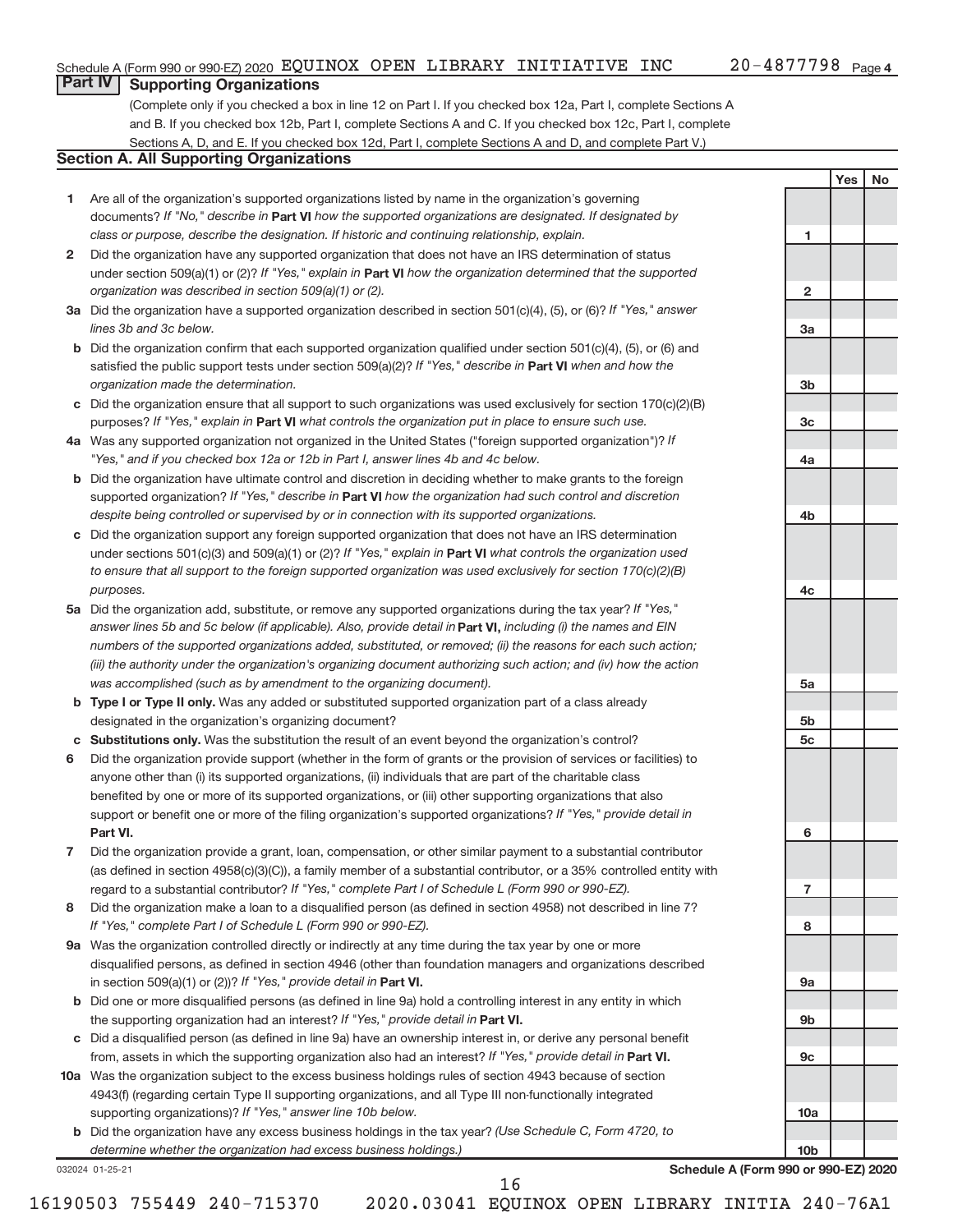Schedule A (Form 990 or 990-EZ) 2020 EQUINOX OPEN LIBRARY INITIATIVE INC 20-4877798 Page 4

## Part IV Supporting Organizations

(Complete only if you checked a box in line 12 on Part I. If you checked box 12a, Part I, complete Sections A and B. If you checked box 12b, Part I, complete Sections A and C. If you checked box 12c, Part I, complete Sections A, D, and E. If you checked box 12d, Part I, complete Sections A and D, and complete Part V.)

### Section A. All Supporting Organizations

| | | | Yes | No |
|---|---|---|---|---|
| **1** | Are all of the organization's supported organizations listed by name in the organization's governing documents? *If "No," describe in* **Part VI** *how the supported organizations are designated. If designated by class or purpose, describe the designation. If historic and continuing relationship, explain.* | 1 | | |
| **2** | Did the organization have any supported organization that does not have an IRS determination of status under section 509(a)(1) or (2)? *If "Yes," explain in* **Part VI** *how the organization determined that the supported organization was described in section 509(a)(1) or (2).* | 2 | | |
| **3a** | Did the organization have a supported organization described in section 501(c)(4), (5), or (6)? *If "Yes," answer lines 3b and 3c below.* | 3a | | |
| **b** | Did the organization confirm that each supported organization qualified under section 501(c)(4), (5), or (6) and satisfied the public support tests under section 509(a)(2)? *If "Yes," describe in* **Part VI** *when and how the organization made the determination.* | 3b | | |
| **c** | Did the organization ensure that all support to such organizations was used exclusively for section 170(c)(2)(B) purposes? *If "Yes," explain in* **Part VI** *what controls the organization put in place to ensure such use.* | 3c | | |
| **4a** | Was any supported organization not organized in the United States ("foreign supported organization")? *If "Yes," and if you checked box 12a or 12b in Part I, answer lines 4b and 4c below.* | 4a | | |
| **b** | Did the organization have ultimate control and discretion in deciding whether to make grants to the foreign supported organization? *If "Yes," describe in* **Part VI** *how the organization had such control and discretion despite being controlled or supervised by or in connection with its supported organizations.* | 4b | | |
| **c** | Did the organization support any foreign supported organization that does not have an IRS determination under sections 501(c)(3) and 509(a)(1) or (2)? *If "Yes," explain in* **Part VI** *what controls the organization used to ensure that all support to the foreign supported organization was used exclusively for section 170(c)(2)(B) purposes.* | 4c | | |
| **5a** | Did the organization add, substitute, or remove any supported organizations during the tax year? *If "Yes," answer lines 5b and 5c below (if applicable). Also, provide detail in* **Part VI,** *including (i) the names and EIN numbers of the supported organizations added, substituted, or removed; (ii) the reasons for each such action; (iii) the authority under the organization's organizing document authorizing such action; and (iv) how the action was accomplished (such as by amendment to the organizing document).* | 5a | | |
| **b** | **Type I or Type II only.** Was any added or substituted supported organization part of a class already designated in the organization's organizing document? | 5b | | |
| **c** | **Substitutions only.** Was the substitution the result of an event beyond the organization's control? | 5c | | |
| **6** | Did the organization provide support (whether in the form of grants or the provision of services or facilities) to anyone other than (i) its supported organizations, (ii) individuals that are part of the charitable class benefited by one or more of its supported organizations, or (iii) other supporting organizations that also support or benefit one or more of the filing organization's supported organizations? *If "Yes," provide detail in* **Part VI.** | 6 | | |
| **7** | Did the organization provide a grant, loan, compensation, or other similar payment to a substantial contributor (as defined in section 4958(c)(3)(C)), a family member of a substantial contributor, or a 35% controlled entity with regard to a substantial contributor? *If "Yes," complete Part I of Schedule L (Form 990 or 990-EZ).* | 7 | | |
| **8** | Did the organization make a loan to a disqualified person (as defined in section 4958) not described in line 7? *If "Yes," complete Part I of Schedule L (Form 990 or 990-EZ).* | 8 | | |
| **9a** | Was the organization controlled directly or indirectly at any time during the tax year by one or more disqualified persons, as defined in section 4946 (other than foundation managers and organizations described in section 509(a)(1) or (2))? *If "Yes," provide detail in* **Part VI.** | 9a | | |
| **b** | Did one or more disqualified persons (as defined in line 9a) hold a controlling interest in any entity in which the supporting organization had an interest? *If "Yes," provide detail in* **Part VI.** | 9b | | |
| **c** | Did a disqualified person (as defined in line 9a) have an ownership interest in, or derive any personal benefit from, assets in which the supporting organization also had an interest? *If "Yes," provide detail in* **Part VI.** | 9c | | |
| **10a** | Was the organization subject to the excess business holdings rules of section 4943 because of section 4943(f) (regarding certain Type II supporting organizations, and all Type III non-functionally integrated supporting organizations)? *If "Yes," answer line 10b below.* | 10a | | |
| **b** | Did the organization have any excess business holdings in the tax year? *(Use Schedule C, Form 4720, to determine whether the organization had excess business holdings.)* | 10b | | |

032024 01-25-21

**Schedule A (Form 990 or 990-EZ) 2020**

16190503 755449 240-715370 2020.03041 EQUINOX OPEN LIBRARY INITIA 240-76A1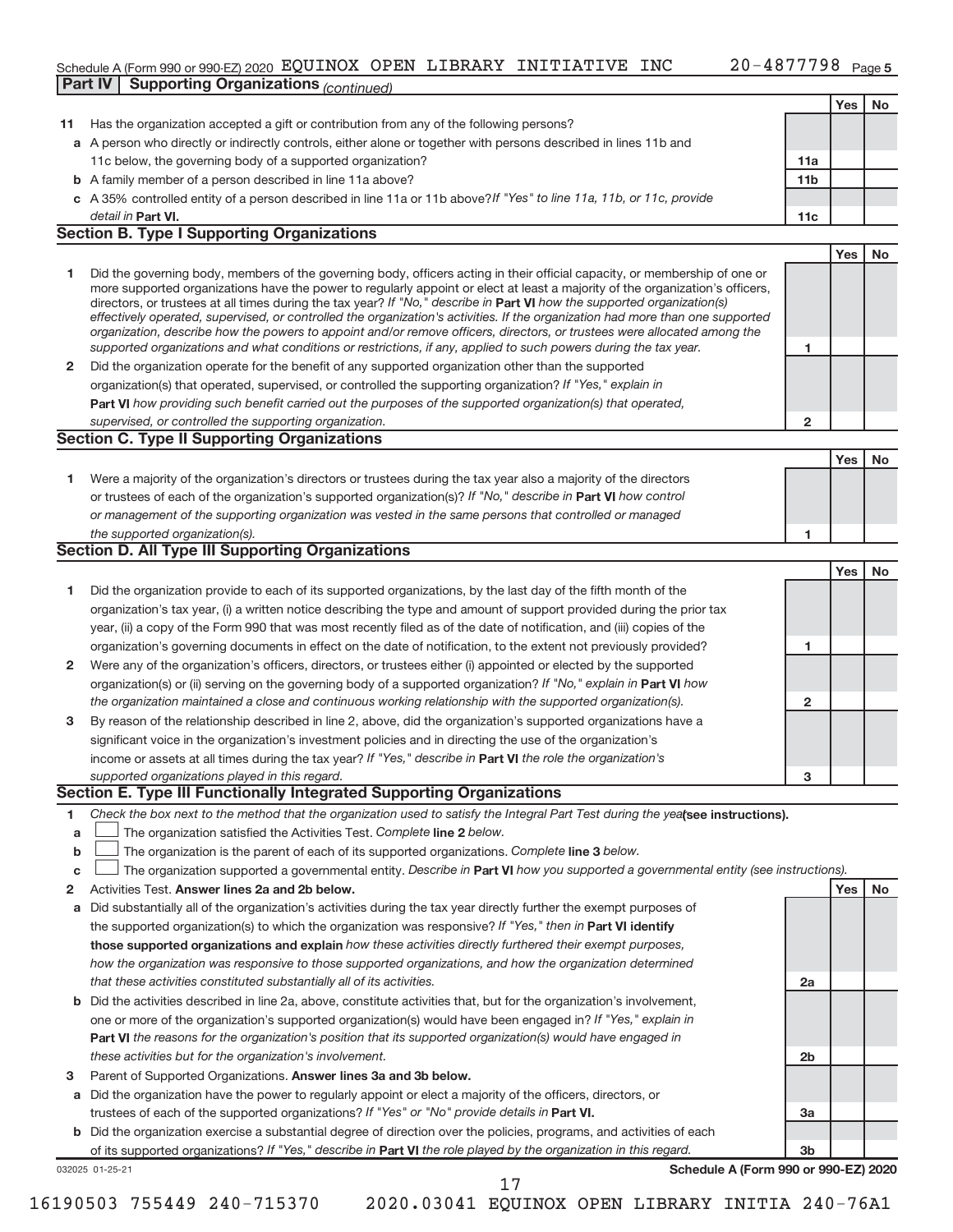Schedule A (Form 990 or 990-EZ) 2020 EQUINOX OPEN LIBRARY INITIATIVE INC 20-4877798 Page 5

**Part IV | Supporting Organizations** *(continued)*

| | | | Yes | No |
|---|---|---|---|---|
| **11** | Has the organization accepted a gift or contribution from any of the following persons? | | | |
| **a** | A person who directly or indirectly controls, either alone or together with persons described in lines 11b and 11c below, the governing body of a supported organization? | **11a** | | |
| **b** | A family member of a person described in line 11a above? | **11b** | | |
| **c** | A 35% controlled entity of a person described in line 11a or 11b above? *If "Yes" to line 11a, 11b, or 11c, provide detail in* **Part VI.** | **11c** | | |

## Section B. Type I Supporting Organizations

| | | | Yes | No |
|---|---|---|---|---|
| **1** | Did the governing body, members of the governing body, officers acting in their official capacity, or membership of one or more supported organizations have the power to regularly appoint or elect at least a majority of the organization's officers, directors, or trustees at all times during the tax year? *If "No," describe in* **Part VI** *how the supported organization(s) effectively operated, supervised, or controlled the organization's activities. If the organization had more than one supported organization, describe how the powers to appoint and/or remove officers, directors, or trustees were allocated among the supported organizations and what conditions or restrictions, if any, applied to such powers during the tax year.* | **1** | | |
| **2** | Did the organization operate for the benefit of any supported organization other than the supported organization(s) that operated, supervised, or controlled the supporting organization? *If "Yes," explain in* **Part VI** *how providing such benefit carried out the purposes of the supported organization(s) that operated, supervised, or controlled the supporting organization.* | **2** | | |

## Section C. Type II Supporting Organizations

| | | | Yes | No |
|---|---|---|---|---|
| **1** | Were a majority of the organization's directors or trustees during the tax year also a majority of the directors or trustees of each of the organization's supported organization(s)? *If "No," describe in* **Part VI** *how control or management of the supporting organization was vested in the same persons that controlled or managed the supported organization(s).* | **1** | | |

## Section D. All Type III Supporting Organizations

| | | | Yes | No |
|---|---|---|---|---|
| **1** | Did the organization provide to each of its supported organizations, by the last day of the fifth month of the organization's tax year, (i) a written notice describing the type and amount of support provided during the prior tax year, (ii) a copy of the Form 990 that was most recently filed as of the date of notification, and (iii) copies of the organization's governing documents in effect on the date of notification, to the extent not previously provided? | **1** | | |
| **2** | Were any of the organization's officers, directors, or trustees either (i) appointed or elected by the supported organization(s) or (ii) serving on the governing body of a supported organization? *If "No," explain in* **Part VI** *how the organization maintained a close and continuous working relationship with the supported organization(s).* | **2** | | |
| **3** | By reason of the relationship described in line 2, above, did the organization's supported organizations have a significant voice in the organization's investment policies and in directing the use of the organization's income or assets at all times during the tax year? *If "Yes," describe in* **Part VI** *the role the organization's supported organizations played in this regard.* | **3** | | |

## Section E. Type III Functionally Integrated Supporting Organizations

**1** *Check the box next to the method that the organization used to satisfy the Integral Part Test during the year* **(see instructions).**

- **a** ☐ The organization satisfied the Activities Test. *Complete* **line 2** *below.*
- **b** ☐ The organization is the parent of each of its supported organizations. *Complete* **line 3** *below.*
- **c** ☐ The organization supported a governmental entity. *Describe in* **Part VI** *how you supported a governmental entity (see instructions).*

| | | | Yes | No |
|---|---|---|---|---|
| **2** | Activities Test. **Answer lines 2a and 2b below.** | | | |
| **a** | Did substantially all of the organization's activities during the tax year directly further the exempt purposes of the supported organization(s) to which the organization was responsive? *If "Yes," then in* **Part VI identify those supported organizations and explain** *how these activities directly furthered their exempt purposes, how the organization was responsive to those supported organizations, and how the organization determined that these activities constituted substantially all of its activities.* | **2a** | | |
| **b** | Did the activities described in line 2a, above, constitute activities that, but for the organization's involvement, one or more of the organization's supported organization(s) would have been engaged in? *If "Yes," explain in* **Part VI** *the reasons for the organization's position that its supported organization(s) would have engaged in these activities but for the organization's involvement.* | **2b** | | |
| **3** | Parent of Supported Organizations. **Answer lines 3a and 3b below.** | | | |
| **a** | Did the organization have the power to regularly appoint or elect a majority of the officers, directors, or trustees of each of the supported organizations? *If "Yes" or "No" provide details in* **Part VI.** | **3a** | | |
| **b** | Did the organization exercise a substantial degree of direction over the policies, programs, and activities of each of its supported organizations? *If "Yes," describe in* **Part VI** *the role played by the organization in this regard.* | **3b** | | |

032025 01-25-21 **Schedule A (Form 990 or 990-EZ) 2020**

16190503 755449 240-715370 2020.03041 EQUINOX OPEN LIBRARY INITIA 240-76A1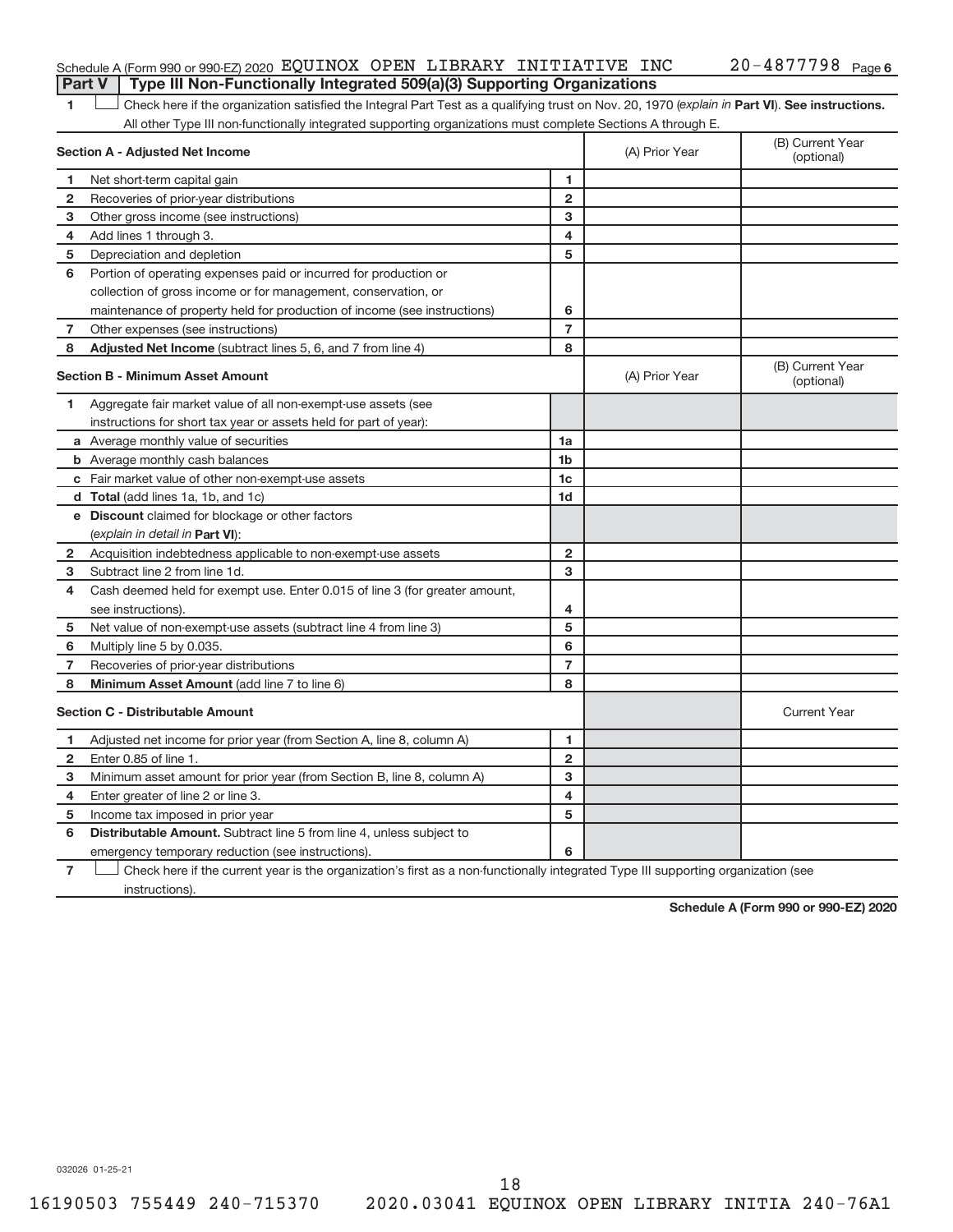Schedule A (Form 990 or 990-EZ) 2020 EQUINOX OPEN LIBRARY INITIATIVE INC 20-4877798 Page 6

## Part V — Type III Non-Functionally Integrated 509(a)(3) Supporting Organizations

1 ☐ Check here if the organization satisfied the Integral Part Test as a qualifying trust on Nov. 20, 1970 (*explain in* **Part VI**). **See instructions.** All other Type III non-functionally integrated supporting organizations must complete Sections A through E.

| **Section A - Adjusted Net Income** | | (A) Prior Year | (B) Current Year (optional) |
|---|---|---|---|
| 1 Net short-term capital gain | 1 | | |
| 2 Recoveries of prior-year distributions | 2 | | |
| 3 Other gross income (see instructions) | 3 | | |
| 4 Add lines 1 through 3. | 4 | | |
| 5 Depreciation and depletion | 5 | | |
| 6 Portion of operating expenses paid or incurred for production or collection of gross income or for management, conservation, or maintenance of property held for production of income (see instructions) | 6 | | |
| 7 Other expenses (see instructions) | 7 | | |
| 8 **Adjusted Net Income** (subtract lines 5, 6, and 7 from line 4) | 8 | | |

| **Section B - Minimum Asset Amount** | | (A) Prior Year | (B) Current Year (optional) |
|---|---|---|---|
| 1 Aggregate fair market value of all non-exempt-use assets (see instructions for short tax year or assets held for part of year): | | | |
| a Average monthly value of securities | 1a | | |
| b Average monthly cash balances | 1b | | |
| c Fair market value of other non-exempt-use assets | 1c | | |
| d **Total** (add lines 1a, 1b, and 1c) | 1d | | |
| e **Discount** claimed for blockage or other factors (*explain in detail in* **Part VI**): | | | |
| 2 Acquisition indebtedness applicable to non-exempt-use assets | 2 | | |
| 3 Subtract line 2 from line 1d. | 3 | | |
| 4 Cash deemed held for exempt use. Enter 0.015 of line 3 (for greater amount, see instructions). | 4 | | |
| 5 Net value of non-exempt-use assets (subtract line 4 from line 3) | 5 | | |
| 6 Multiply line 5 by 0.035. | 6 | | |
| 7 Recoveries of prior-year distributions | 7 | | |
| 8 **Minimum Asset Amount** (add line 7 to line 6) | 8 | | |

| **Section C - Distributable Amount** | | | Current Year |
|---|---|---|---|
| 1 Adjusted net income for prior year (from Section A, line 8, column A) | 1 | | |
| 2 Enter 0.85 of line 1. | 2 | | |
| 3 Minimum asset amount for prior year (from Section B, line 8, column A) | 3 | | |
| 4 Enter greater of line 2 or line 3. | 4 | | |
| 5 Income tax imposed in prior year | 5 | | |
| 6 **Distributable Amount.** Subtract line 5 from line 4, unless subject to emergency temporary reduction (see instructions). | 6 | | |

7 ☐ Check here if the current year is the organization's first as a non-functionally integrated Type III supporting organization (see instructions).

**Schedule A (Form 990 or 990-EZ) 2020**

032026 01-25-21

16190503 755449 240-715370 2020.03041 EQUINOX OPEN LIBRARY INITIA 240-76A1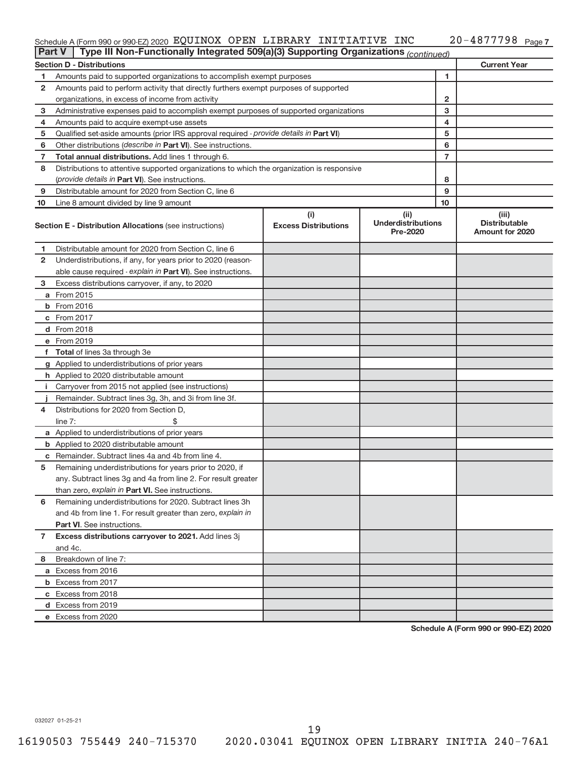Schedule A (Form 990 or 990-EZ) 2020 EQUINOX OPEN LIBRARY INITIATIVE INC 20-4877798 Page 7

**Part V | Type III Non-Functionally Integrated 509(a)(3) Supporting Organizations** *(continued)*

| Section D - Distributions | | | Current Year |
|---|---|---|---|
| 1 | Amounts paid to supported organizations to accomplish exempt purposes | 1 | |
| 2 | Amounts paid to perform activity that directly furthers exempt purposes of supported organizations, in excess of income from activity | 2 | |
| 3 | Administrative expenses paid to accomplish exempt purposes of supported organizations | 3 | |
| 4 | Amounts paid to acquire exempt-use assets | 4 | |
| 5 | Qualified set-aside amounts (prior IRS approval required - *provide details in* **Part VI**) | 5 | |
| 6 | Other distributions (*describe in* **Part VI**). See instructions. | 6 | |
| 7 | **Total annual distributions.** Add lines 1 through 6. | 7 | |
| 8 | Distributions to attentive supported organizations to which the organization is responsive (*provide details in* **Part VI**). See instructions. | 8 | |
| 9 | Distributable amount for 2020 from Section C, line 6 | 9 | |
| 10 | Line 8 amount divided by line 9 amount | 10 | |

| | **Section E - Distribution Allocations** (see instructions) | (i) Excess Distributions | (ii) Underdistributions Pre-2020 | (iii) Distributable Amount for 2020 |
|---|---|---|---|---|
| 1 | Distributable amount for 2020 from Section C, line 6 | | | |
| 2 | Underdistributions, if any, for years prior to 2020 (reasonable cause required - *explain in* **Part VI**). See instructions. | | | |
| 3 | Excess distributions carryover, if any, to 2020 | | | |
| a | From 2015 | | | |
| b | From 2016 | | | |
| c | From 2017 | | | |
| d | From 2018 | | | |
| e | From 2019 | | | |
| f | **Total** of lines 3a through 3e | | | |
| g | Applied to underdistributions of prior years | | | |
| h | Applied to 2020 distributable amount | | | |
| i | Carryover from 2015 not applied (see instructions) | | | |
| j | Remainder. Subtract lines 3g, 3h, and 3i from line 3f. | | | |
| 4 | Distributions for 2020 from Section D, line 7: $ | | | |
| a | Applied to underdistributions of prior years | | | |
| b | Applied to 2020 distributable amount | | | |
| c | Remainder. Subtract lines 4a and 4b from line 4. | | | |
| 5 | Remaining underdistributions for years prior to 2020, if any. Subtract lines 3g and 4a from line 2. For result greater than zero, *explain in* **Part VI.** See instructions. | | | |
| 6 | Remaining underdistributions for 2020. Subtract lines 3h and 4b from line 1. For result greater than zero, *explain in* **Part VI**. See instructions. | | | |
| 7 | **Excess distributions carryover to 2021.** Add lines 3j and 4c. | | | |
| 8 | Breakdown of line 7: | | | |
| a | Excess from 2016 | | | |
| b | Excess from 2017 | | | |
| c | Excess from 2018 | | | |
| d | Excess from 2019 | | | |
| e | Excess from 2020 | | | |

**Schedule A (Form 990 or 990-EZ) 2020**

032027 01-25-21

16190503 755449 240-715370 2020.03041 EQUINOX OPEN LIBRARY INITIA 240-76A1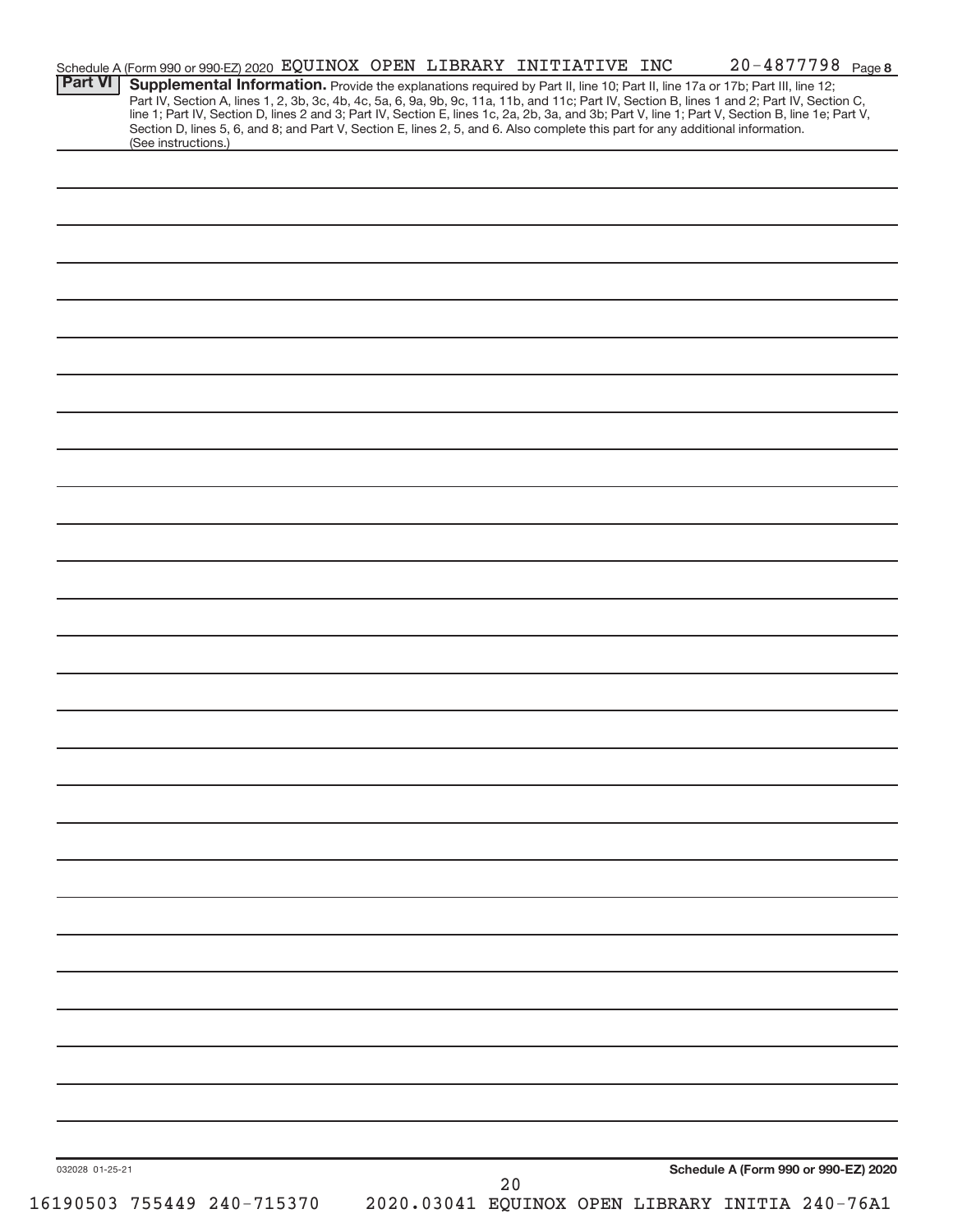Schedule A (Form 990 or 990-EZ) 2020 EQUINOX OPEN LIBRARY INITIATIVE INC 20-4877798 Page 8

**Part VI** **Supplemental Information.** Provide the explanations required by Part II, line 10; Part II, line 17a or 17b; Part III, line 12; Part IV, Section A, lines 1, 2, 3b, 3c, 4b, 4c, 5a, 6, 9a, 9b, 9c, 11a, 11b, and 11c; Part IV, Section B, lines 1 and 2; Part IV, Section C, line 1; Part IV, Section D, lines 2 and 3; Part IV, Section E, lines 1c, 2a, 2b, 3a, and 3b; Part V, line 1; Part V, Section B, line 1e; Part V, Section D, lines 5, 6, and 8; and Part V, Section E, lines 2, 5, and 6. Also complete this part for any additional information. (See instructions.)

032028 01-25-21

**Schedule A (Form 990 or 990-EZ) 2020**

16190503 755449 240-715370 2020.03041 EQUINOX OPEN LIBRARY INITIA 240-76A1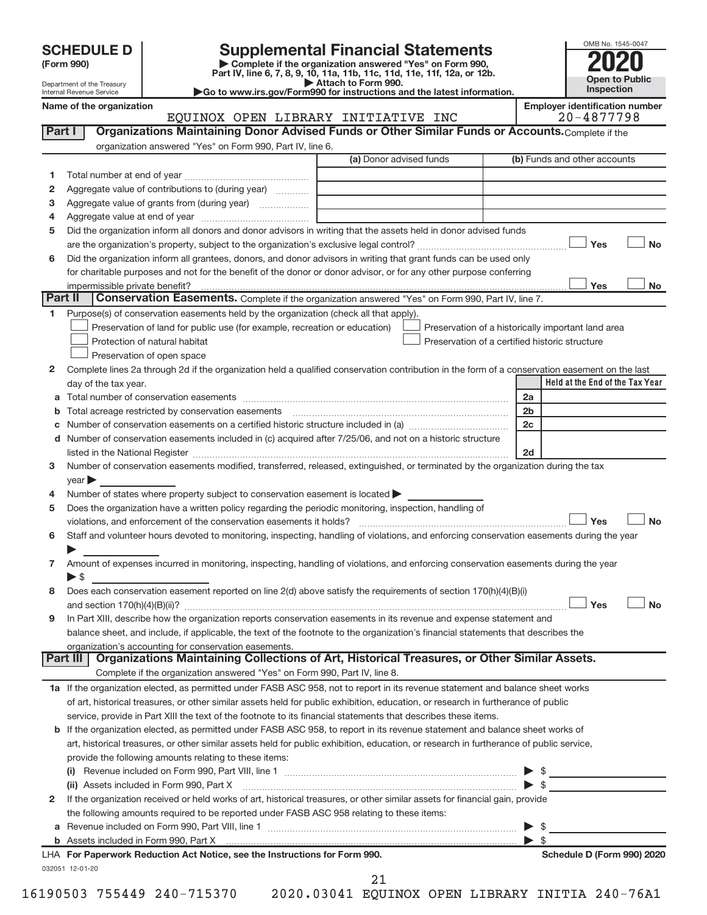# SCHEDULE D (Form 990)

Department of the Treasury
Internal Revenue Service

## Supplemental Financial Statements

▶ Complete if the organization answered "Yes" on Form 990, Part IV, line 6, 7, 8, 9, 10, 11a, 11b, 11c, 11d, 11e, 11f, 12a, or 12b.
▶ Attach to Form 990.
▶Go to www.irs.gov/Form990 for instructions and the latest information.

OMB No. 1545-0047

**2020**

**Open to Public Inspection**

**Name of the organization:** EQUINOX OPEN LIBRARY INITIATIVE INC

**Employer identification number:** 20-4877798

### Part I — Organizations Maintaining Donor Advised Funds or Other Similar Funds or Accounts. Complete if the organization answered "Yes" on Form 990, Part IV, line 6.

| | | (a) Donor advised funds | (b) Funds and other accounts |
|---|---|---|---|
| 1 | Total number at end of year | | |
| 2 | Aggregate value of contributions to (during year) | | |
| 3 | Aggregate value of grants from (during year) | | |
| 4 | Aggregate value at end of year | | |

5 Did the organization inform all donors and donor advisors in writing that the assets held in donor advised funds are the organization's property, subject to the organization's exclusive legal control? ☐ Yes ☐ No

6 Did the organization inform all grantees, donors, and donor advisors in writing that grant funds can be used only for charitable purposes and not for the benefit of the donor or donor advisor, or for any other purpose conferring impermissible private benefit? ☐ Yes ☐ No

### Part II — Conservation Easements. Complete if the organization answered "Yes" on Form 990, Part IV, line 7.

1 Purpose(s) of conservation easements held by the organization (check all that apply).

- ☐ Preservation of land for public use (for example, recreation or education)
- ☐ Preservation of a historically important land area
- ☐ Protection of natural habitat
- ☐ Preservation of a certified historic structure
- ☐ Preservation of open space

2 Complete lines 2a through 2d if the organization held a qualified conservation contribution in the form of a conservation easement on the last day of the tax year.

| | | | Held at the End of the Tax Year |
|---|---|---|---|
| a | Total number of conservation easements | 2a | |
| b | Total acreage restricted by conservation easements | 2b | |
| c | Number of conservation easements on a certified historic structure included in (a) | 2c | |
| d | Number of conservation easements included in (c) acquired after 7/25/06, and not on a historic structure listed in the National Register | 2d | |

3 Number of conservation easements modified, transferred, released, extinguished, or terminated by the organization during the tax year ▶

4 Number of states where property subject to conservation easement is located ▶

5 Does the organization have a written policy regarding the periodic monitoring, inspection, handling of violations, and enforcement of the conservation easements it holds? ☐ Yes ☐ No

6 Staff and volunteer hours devoted to monitoring, inspecting, handling of violations, and enforcing conservation easements during the year ▶

7 Amount of expenses incurred in monitoring, inspecting, handling of violations, and enforcing conservation easements during the year ▶ $

8 Does each conservation easement reported on line 2(d) above satisfy the requirements of section 170(h)(4)(B)(i) and section 170(h)(4)(B)(ii)? ☐ Yes ☐ No

9 In Part XIII, describe how the organization reports conservation easements in its revenue and expense statement and balance sheet, and include, if applicable, the text of the footnote to the organization's financial statements that describes the organization's accounting for conservation easements.

### Part III — Organizations Maintaining Collections of Art, Historical Treasures, or Other Similar Assets. Complete if the organization answered "Yes" on Form 990, Part IV, line 8.

1a If the organization elected, as permitted under FASB ASC 958, not to report in its revenue statement and balance sheet works of art, historical treasures, or other similar assets held for public exhibition, education, or research in furtherance of public service, provide in Part XIII the text of the footnote to its financial statements that describes these items.

b If the organization elected, as permitted under FASB ASC 958, to report in its revenue statement and balance sheet works of art, historical treasures, or other similar assets held for public exhibition, education, or research in furtherance of public service, provide the following amounts relating to these items:

(i) Revenue included on Form 990, Part VIII, line 1 ▶ $

(ii) Assets included in Form 990, Part X ▶ $

2 If the organization received or held works of art, historical treasures, or other similar assets for financial gain, provide the following amounts required to be reported under FASB ASC 958 relating to these items:

a Revenue included on Form 990, Part VIII, line 1 ▶ $

b Assets included in Form 990, Part X ▶ $

**LHA For Paperwork Reduction Act Notice, see the Instructions for Form 990.** **Schedule D (Form 990) 2020**

032051 12-01-20

16190503 755449 240-715370 2020.03041 EQUINOX OPEN LIBRARY INITIA 240-76A1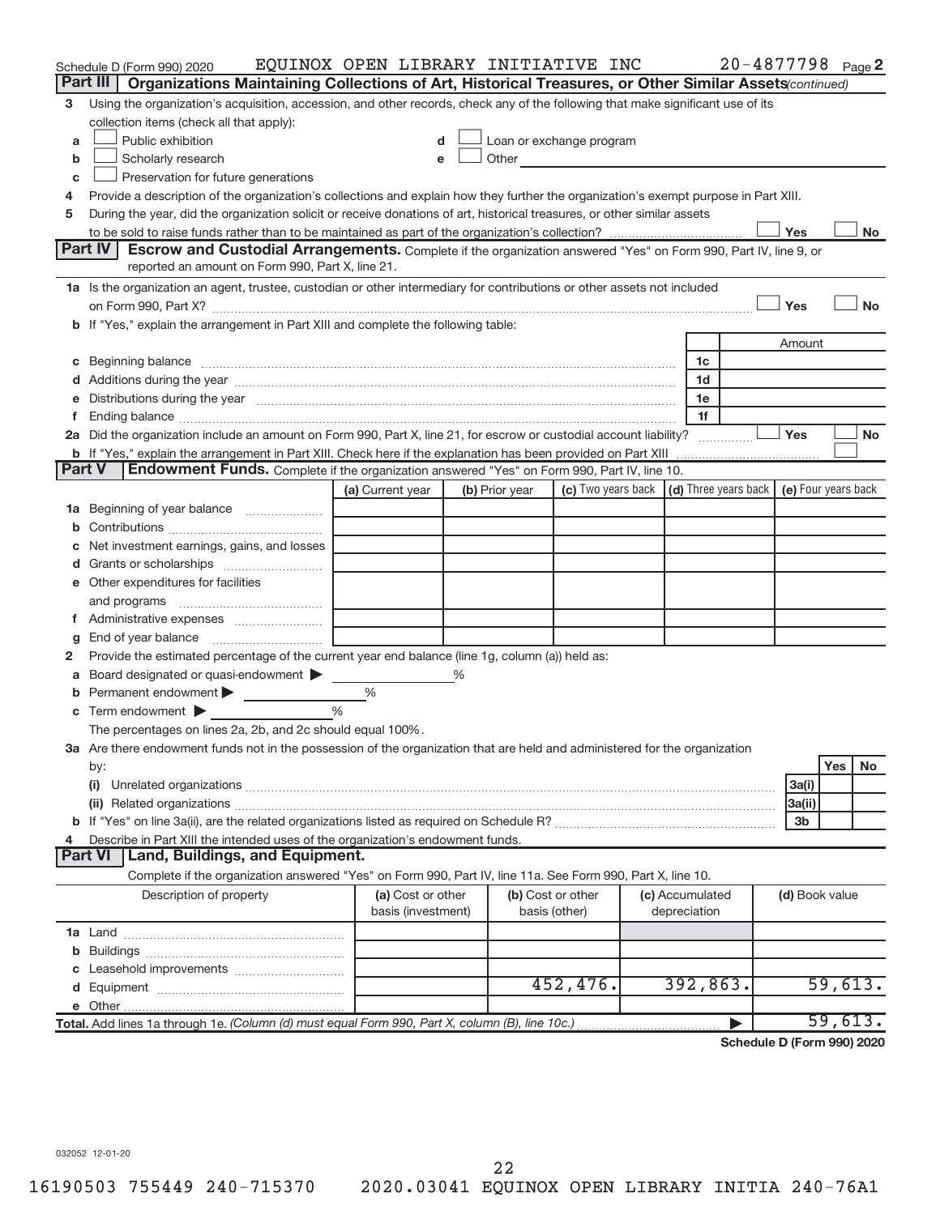Schedule D (Form 990) 2020 EQUINOX OPEN LIBRARY INITIATIVE INC 20-4877798 Page 2

## Part III | Organizations Maintaining Collections of Art, Historical Treasures, or Other Similar Assets *(continued)*

**3** Using the organization's acquisition, accession, and other records, check any of the following that make significant use of its collection items (check all that apply):

- **a** ☐ Public exhibition
- **b** ☐ Scholarly research
- **c** ☐ Preservation for future generations
- **d** ☐ Loan or exchange program
- **e** ☐ Other

**4** Provide a description of the organization's collections and explain how they further the organization's exempt purpose in Part XIII.

**5** During the year, did the organization solicit or receive donations of art, historical treasures, or other similar assets to be sold to raise funds rather than to be maintained as part of the organization's collection? ☐ Yes ☐ No

## Part IV | Escrow and Custodial Arrangements.

Complete if the organization answered "Yes" on Form 990, Part IV, line 9, or reported an amount on Form 990, Part X, line 21.

**1a** Is the organization an agent, trustee, custodian or other intermediary for contributions or other assets not included on Form 990, Part X? ☐ Yes ☐ No

**b** If "Yes," explain the arrangement in Part XIII and complete the following table:

| | | Amount |
|---|---|---|
| **c** Beginning balance | 1c | |
| **d** Additions during the year | 1d | |
| **e** Distributions during the year | 1e | |
| **f** Ending balance | 1f | |

**2a** Did the organization include an amount on Form 990, Part X, line 21, for escrow or custodial account liability? ☐ Yes ☐ No

**b** If "Yes," explain the arrangement in Part XIII. Check here if the explanation has been provided on Part XIII ☐

## Part V | Endowment Funds.

Complete if the organization answered "Yes" on Form 990, Part IV, line 10.

| | (a) Current year | (b) Prior year | (c) Two years back | (d) Three years back | (e) Four years back |
|---|---|---|---|---|---|
| **1a** Beginning of year balance | | | | | |
| **b** Contributions | | | | | |
| **c** Net investment earnings, gains, and losses | | | | | |
| **d** Grants or scholarships | | | | | |
| **e** Other expenditures for facilities and programs | | | | | |
| **f** Administrative expenses | | | | | |
| **g** End of year balance | | | | | |

**2** Provide the estimated percentage of the current year end balance (line 1g, column (a)) held as:

- **a** Board designated or quasi-endowment ▶ ______ %
- **b** Permanent endowment ▶ ______ %
- **c** Term endowment ▶ ______ %

The percentages on lines 2a, 2b, and 2c should equal 100%.

**3a** Are there endowment funds not in the possession of the organization that are held and administered for the organization by:

| | | Yes | No |
|---|---|---|---|
| **(i)** Unrelated organizations | 3a(i) | | |
| **(ii)** Related organizations | 3a(ii) | | |
| **b** If "Yes" on line 3a(ii), are the related organizations listed as required on Schedule R? | 3b | | |

**4** Describe in Part XIII the intended uses of the organization's endowment funds.

## Part VI | Land, Buildings, and Equipment.

Complete if the organization answered "Yes" on Form 990, Part IV, line 11a. See Form 990, Part X, line 10.

| Description of property | (a) Cost or other basis (investment) | (b) Cost or other basis (other) | (c) Accumulated depreciation | (d) Book value |
|---|---|---|---|---|
| **1a** Land | | | | |
| **b** Buildings | | | | |
| **c** Leasehold improvements | | | | |
| **d** Equipment | | 452,476. | 392,863. | 59,613. |
| **e** Other | | | | |
| **Total.** Add lines 1a through 1e. *(Column (d) must equal Form 990, Part X, column (B), line 10c.)* ▶ | | | | 59,613. |

**Schedule D (Form 990) 2020**

032052 12-01-20

16190503 755449 240-715370 2020.03041 EQUINOX OPEN LIBRARY INITIA 240-76A1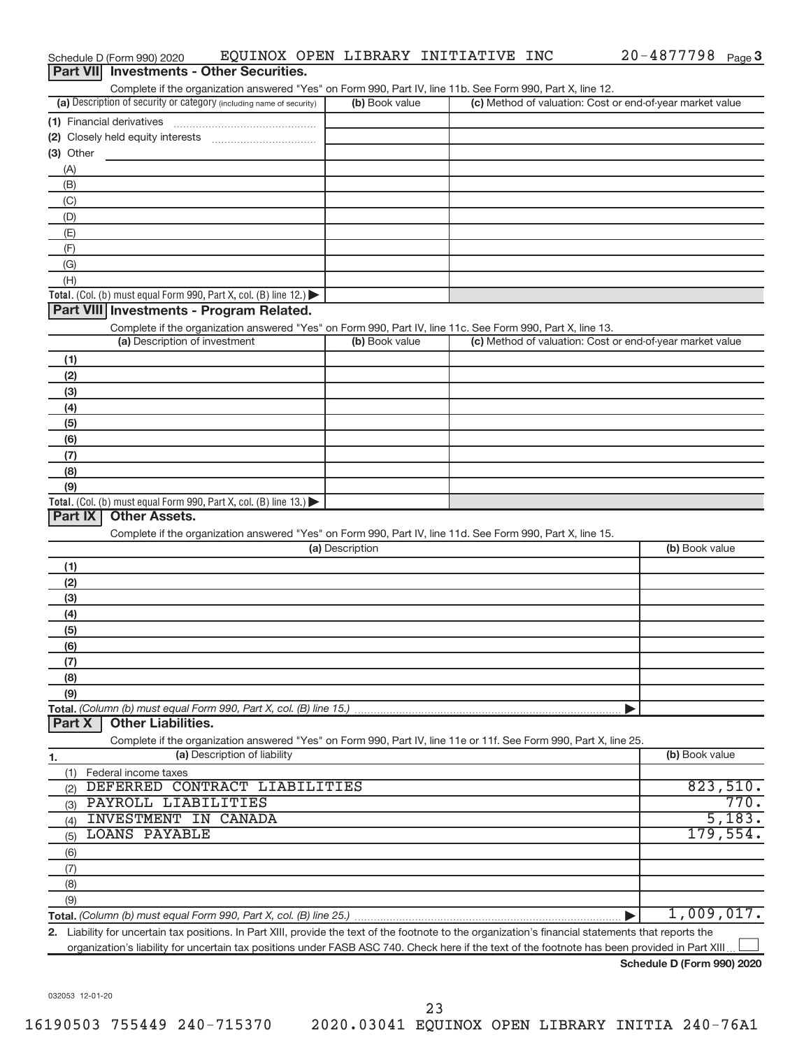Schedule D (Form 990) 2020 EQUINOX OPEN LIBRARY INITIATIVE INC 20-4877798 Page 3

## Part VII Investments - Other Securities.

Complete if the organization answered "Yes" on Form 990, Part IV, line 11b. See Form 990, Part X, line 12.

| (a) Description of security or category (including name of security) | (b) Book value | (c) Method of valuation: Cost or end-of-year market value |
|---|---|---|
| (1) Financial derivatives | | |
| (2) Closely held equity interests | | |
| (3) Other | | |
| (A) | | |
| (B) | | |
| (C) | | |
| (D) | | |
| (E) | | |
| (F) | | |
| (G) | | |
| (H) | | |
| **Total.** (Col. (b) must equal Form 990, Part X, col. (B) line 12.) | | |

## Part VIII Investments - Program Related.

Complete if the organization answered "Yes" on Form 990, Part IV, line 11c. See Form 990, Part X, line 13.

| (a) Description of investment | (b) Book value | (c) Method of valuation: Cost or end-of-year market value |
|---|---|---|
| (1) | | |
| (2) | | |
| (3) | | |
| (4) | | |
| (5) | | |
| (6) | | |
| (7) | | |
| (8) | | |
| (9) | | |
| **Total.** (Col. (b) must equal Form 990, Part X, col. (B) line 13.) | | |

## Part IX Other Assets.

Complete if the organization answered "Yes" on Form 990, Part IV, line 11d. See Form 990, Part X, line 15.

| (a) Description | (b) Book value |
|---|---|
| (1) | |
| (2) | |
| (3) | |
| (4) | |
| (5) | |
| (6) | |
| (7) | |
| (8) | |
| (9) | |
| **Total.** (Column (b) must equal Form 990, Part X, col. (B) line 15.) | |

## Part X Other Liabilities.

Complete if the organization answered "Yes" on Form 990, Part IV, line 11e or 11f. See Form 990, Part X, line 25.

| 1. (a) Description of liability | (b) Book value |
|---|---|
| (1) Federal income taxes | |
| (2) DEFERRED CONTRACT LIABILITIES | 823,510. |
| (3) PAYROLL LIABILITIES | 770. |
| (4) INVESTMENT IN CANADA | 5,183. |
| (5) LOANS PAYABLE | 179,554. |
| (6) | |
| (7) | |
| (8) | |
| (9) | |
| **Total.** (Column (b) must equal Form 990, Part X, col. (B) line 25.) | 1,009,017. |

**2.** Liability for uncertain tax positions. In Part XIII, provide the text of the footnote to the organization's financial statements that reports the organization's liability for uncertain tax positions under FASB ASC 740. Check here if the text of the footnote has been provided in Part XIII ☐

**Schedule D (Form 990) 2020**

032053 12-01-20

16190503 755449 240-715370 2020.03041 EQUINOX OPEN LIBRARY INITIA 240-76A1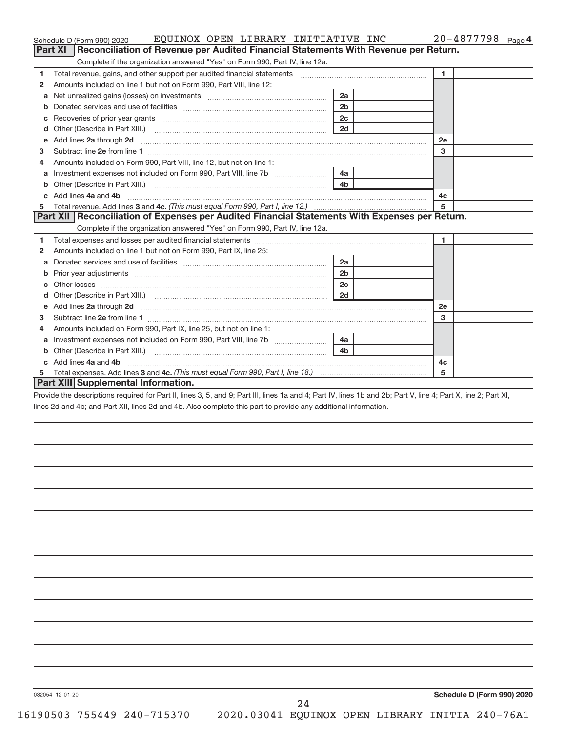Schedule D (Form 990) 2020 EQUINOX OPEN LIBRARY INITIATIVE INC 20-4877798 Page 4

## Part XI Reconciliation of Revenue per Audited Financial Statements With Revenue per Return.

Complete if the organization answered "Yes" on Form 990, Part IV, line 12a.

| | | | | | |
|---|---|---|---|---|---|
| 1 | Total revenue, gains, and other support per audited financial statements | | | 1 | |
| 2 | Amounts included on line 1 but not on Form 990, Part VIII, line 12: | | | | |
| a | Net unrealized gains (losses) on investments | 2a | | | |
| b | Donated services and use of facilities | 2b | | | |
| c | Recoveries of prior year grants | 2c | | | |
| d | Other (Describe in Part XIII.) | 2d | | | |
| e | Add lines **2a** through **2d** | | | 2e | |
| 3 | Subtract line **2e** from line **1** | | | 3 | |
| 4 | Amounts included on Form 990, Part VIII, line 12, but not on line 1: | | | | |
| a | Investment expenses not included on Form 990, Part VIII, line 7b | 4a | | | |
| b | Other (Describe in Part XIII.) | 4b | | | |
| c | Add lines **4a** and **4b** | | | 4c | |
| 5 | Total revenue. Add lines **3** and **4c.** *(This must equal Form 990, Part I, line 12.)* | | | 5 | |

## Part XII Reconciliation of Expenses per Audited Financial Statements With Expenses per Return.

Complete if the organization answered "Yes" on Form 990, Part IV, line 12a.

| | | | | | |
|---|---|---|---|---|---|
| 1 | Total expenses and losses per audited financial statements | | | 1 | |
| 2 | Amounts included on line 1 but not on Form 990, Part IX, line 25: | | | | |
| a | Donated services and use of facilities | 2a | | | |
| b | Prior year adjustments | 2b | | | |
| c | Other losses | 2c | | | |
| d | Other (Describe in Part XIII.) | 2d | | | |
| e | Add lines **2a** through **2d** | | | 2e | |
| 3 | Subtract line **2e** from line **1** | | | 3 | |
| 4 | Amounts included on Form 990, Part IX, line 25, but not on line 1: | | | | |
| a | Investment expenses not included on Form 990, Part VIII, line 7b | 4a | | | |
| b | Other (Describe in Part XIII.) | 4b | | | |
| c | Add lines **4a** and **4b** | | | 4c | |
| 5 | Total expenses. Add lines **3** and **4c.** *(This must equal Form 990, Part I, line 18.)* | | | 5 | |

## Part XIII Supplemental Information.

Provide the descriptions required for Part II, lines 3, 5, and 9; Part III, lines 1a and 4; Part IV, lines 1b and 2b; Part V, line 4; Part X, line 2; Part XI, lines 2d and 4b; and Part XII, lines 2d and 4b. Also complete this part to provide any additional information.

032054 12-01-20

**Schedule D (Form 990) 2020**

16190503 755449 240-715370 2020.03041 EQUINOX OPEN LIBRARY INITIA 240-76A1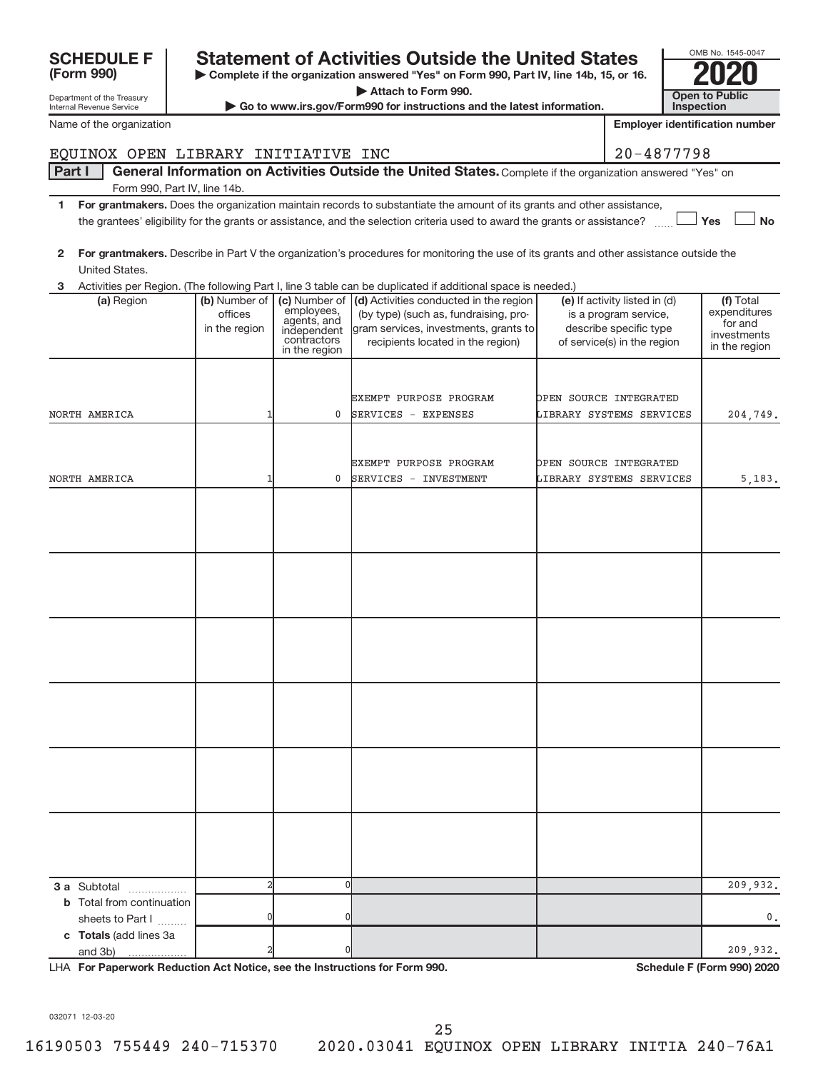**SCHEDULE F (Form 990)**

Department of the Treasury
Internal Revenue Service

# Statement of Activities Outside the United States

▶ Complete if the organization answered "Yes" on Form 990, Part IV, line 14b, 15, or 16.
▶ Attach to Form 990.
▶ Go to www.irs.gov/Form990 for instructions and the latest information.

OMB No. 1545-0047

**2020**

**Open to Public Inspection**

Name of the organization: EQUINOX OPEN LIBRARY INITIATIVE INC

Employer identification number: 20-4877798

**Part I — General Information on Activities Outside the United States.** Complete if the organization answered "Yes" on Form 990, Part IV, line 14b.

1 **For grantmakers.** Does the organization maintain records to substantiate the amount of its grants and other assistance, the grantees' eligibility for the grants or assistance, and the selection criteria used to award the grants or assistance? ☐ Yes ☐ No

2 **For grantmakers.** Describe in Part V the organization's procedures for monitoring the use of its grants and other assistance outside the United States.

3 Activities per Region. (The following Part I, line 3 table can be duplicated if additional space is needed.)

| (a) Region | (b) Number of offices in the region | (c) Number of employees, agents, and independent contractors in the region | (d) Activities conducted in the region (by type) (such as, fundraising, program services, investments, grants to recipients located in the region) | (e) If activity listed in (d) is a program service, describe specific type of service(s) in the region | (f) Total expenditures for and investments in the region |
|---|---|---|---|---|---|
| NORTH AMERICA | 1 | 0 | EXEMPT PURPOSE PROGRAM SERVICES - EXPENSES | OPEN SOURCE INTEGRATED LIBRARY SYSTEMS SERVICES | 204,749. |
| NORTH AMERICA | 1 | 0 | EXEMPT PURPOSE PROGRAM SERVICES - INVESTMENT | OPEN SOURCE INTEGRATED LIBRARY SYSTEMS SERVICES | 5,183. |
| | | | | | |
| | | | | | |
| | | | | | |
| | | | | | |
| | | | | | |
| | | | | | |
| **3 a** Subtotal | 2 | 0 | | | 209,932. |
| **b** Total from continuation sheets to Part I | 0 | 0 | | | 0. |
| **c Totals** (add lines 3a and 3b) | 2 | 0 | | | 209,932. |

LHA **For Paperwork Reduction Act Notice, see the Instructions for Form 990.**

**Schedule F (Form 990) 2020**

032071 12-03-20

16190503 755449 240-715370 2020.03041 EQUINOX OPEN LIBRARY INITIA 240-76A1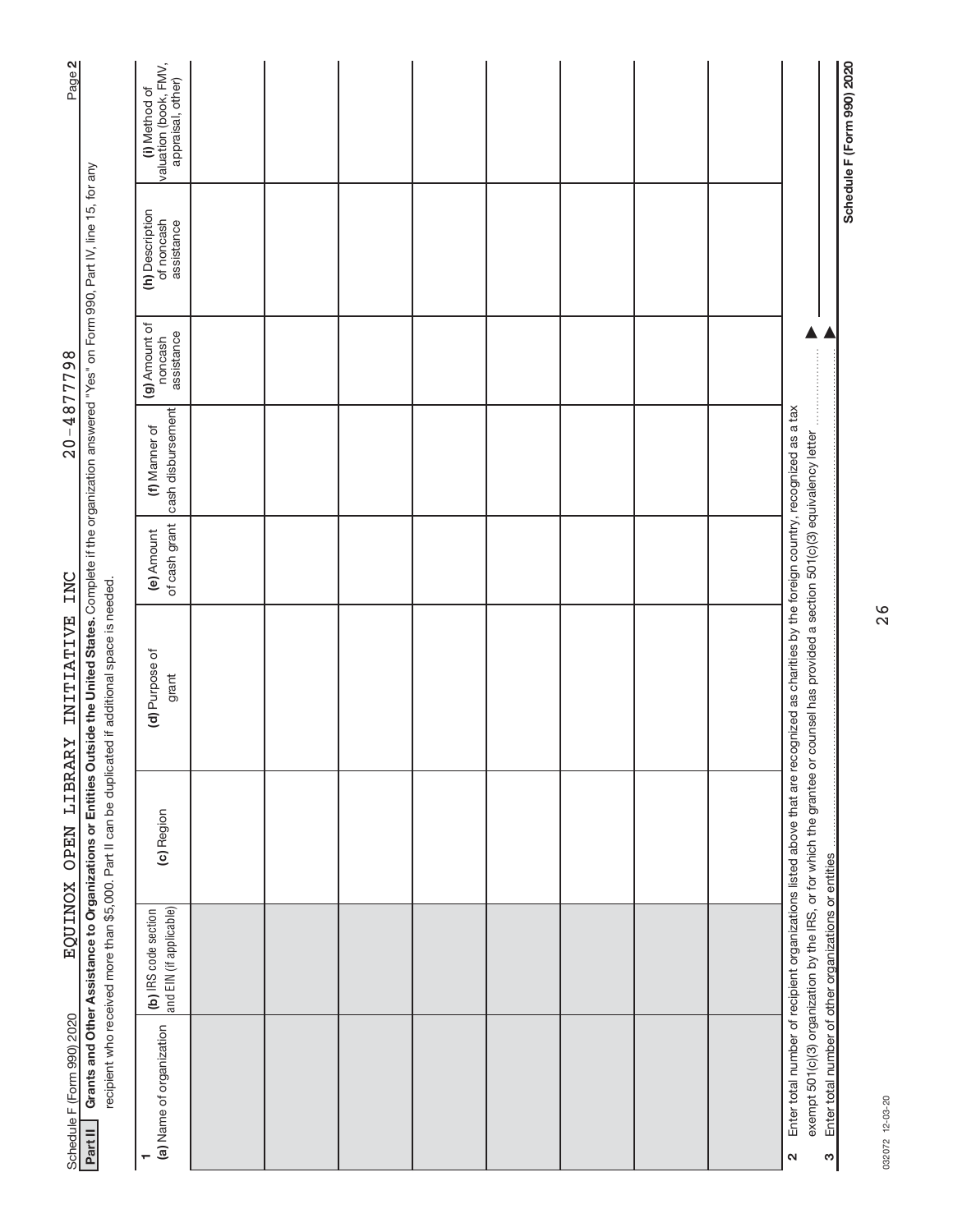Schedule F (Form 990) 2020 EQUINOX OPEN LIBRARY INITIATIVE INC 20-4877798 Page 2

**Part II** **Grants and Other Assistance to Organizations or Entities Outside the United States.** Complete if the organization answered "Yes" on Form 990, Part IV, line 15, for any recipient who received more than $5,000. Part II can be duplicated if additional space is needed.

| 1 (a) Name of organization | (b) IRS code section and EIN (if applicable) | (c) Region | (d) Purpose of grant | (e) Amount of cash grant | (f) Manner of cash disbursement | (g) Amount of noncash assistance | (h) Description of noncash assistance | (i) Method of valuation (book, FMV, appraisal, other) |
|---|---|---|---|---|---|---|---|---|
| | | | | | | | | |
| | | | | | | | | |
| | | | | | | | | |
| | | | | | | | | |
| | | | | | | | | |
| | | | | | | | | |
| | | | | | | | | |
| | | | | | | | | |

**2** Enter total number of recipient organizations listed above that are recognized as charities by the foreign country, recognized as a tax exempt 501(c)(3) organization by the IRS, or for which the grantee or counsel has provided a section 501(c)(3) equivalency letter ▶

**3** Enter total number of other organizations or entities ▶

Schedule F (Form 990) 2020

032072 12-03-20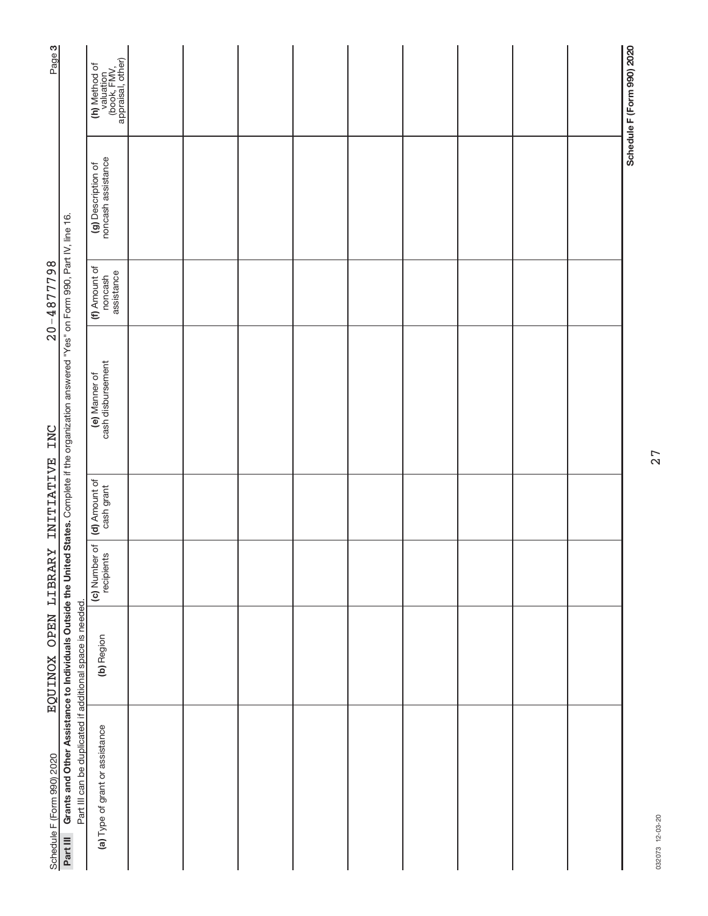Schedule F (Form 990) 2020 EQUINOX OPEN LIBRARY INITIATIVE INC 20-4877798 Page **3**

**Part III** **Grants and Other Assistance to Individuals Outside the United States.** Complete if the organization answered "Yes" on Form 990, Part IV, line 16.
Part III can be duplicated if additional space is needed.

| (a) Type of grant or assistance | (b) Region | (c) Number of recipients | (d) Amount of cash grant | (e) Manner of cash disbursement | (f) Amount of noncash assistance | (g) Description of noncash assistance | (h) Method of valuation (book, FMV, appraisal, other) |
|---|---|---|---|---|---|---|---|
| | | | | | | | |
| | | | | | | | |
| | | | | | | | |
| | | | | | | | |
| | | | | | | | |
| | | | | | | | |
| | | | | | | | |
| | | | | | | | |
| | | | | | | | |

**Schedule F (Form 990) 2020**

032073 12-03-20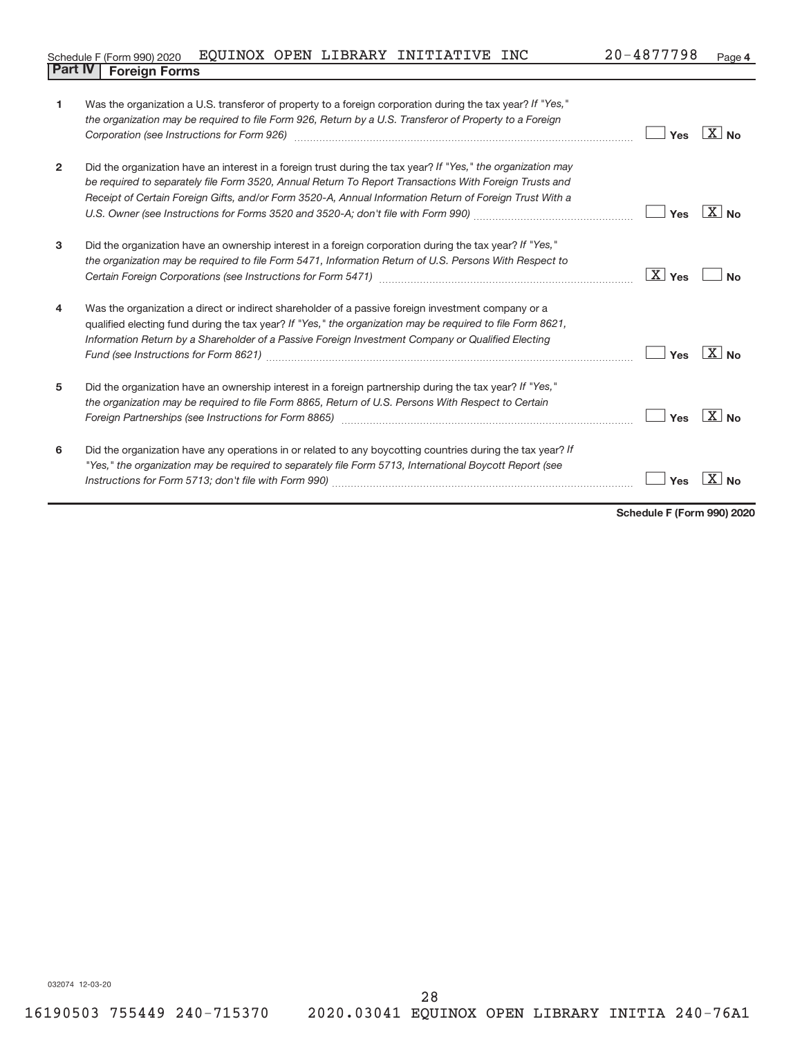Schedule F (Form 990) 2020 EQUINOX OPEN LIBRARY INITIATIVE INC 20-4877798 Page 4

## Part IV Foreign Forms

| | | Yes | No |
|---|---|---|---|
| 1 | Was the organization a U.S. transferor of property to a foreign corporation during the tax year? *If "Yes," the organization may be required to file Form 926, Return by a U.S. Transferor of Property to a Foreign Corporation (see Instructions for Form 926)* | | X |
| 2 | Did the organization have an interest in a foreign trust during the tax year? *If "Yes," the organization may be required to separately file Form 3520, Annual Return To Report Transactions With Foreign Trusts and Receipt of Certain Foreign Gifts, and/or Form 3520-A, Annual Information Return of Foreign Trust With a U.S. Owner (see Instructions for Forms 3520 and 3520-A; don't file with Form 990)* | | X |
| 3 | Did the organization have an ownership interest in a foreign corporation during the tax year? *If "Yes," the organization may be required to file Form 5471, Information Return of U.S. Persons With Respect to Certain Foreign Corporations (see Instructions for Form 5471)* | X | |
| 4 | Was the organization a direct or indirect shareholder of a passive foreign investment company or a qualified electing fund during the tax year? *If "Yes," the organization may be required to file Form 8621, Information Return by a Shareholder of a Passive Foreign Investment Company or Qualified Electing Fund (see Instructions for Form 8621)* | | X |
| 5 | Did the organization have an ownership interest in a foreign partnership during the tax year? *If "Yes," the organization may be required to file Form 8865, Return of U.S. Persons With Respect to Certain Foreign Partnerships (see Instructions for Form 8865)* | | X |
| 6 | Did the organization have any operations in or related to any boycotting countries during the tax year? *If "Yes," the organization may be required to separately file Form 5713, International Boycott Report (see Instructions for Form 5713; don't file with Form 990)* | | X |

**Schedule F (Form 990) 2020**

032074 12-03-20

16190503 755449 240-715370 2020.03041 EQUINOX OPEN LIBRARY INITIA 240-76A1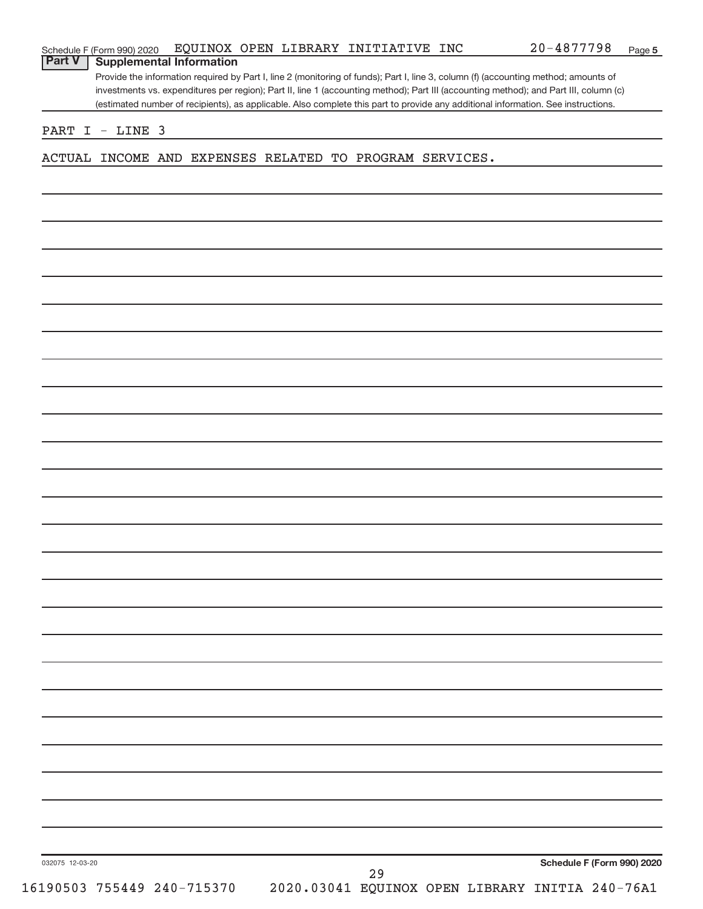Schedule F (Form 990) 2020 EQUINOX OPEN LIBRARY INITIATIVE INC 20-4877798 Page 5

## Part V Supplemental Information

Provide the information required by Part I, line 2 (monitoring of funds); Part I, line 3, column (f) (accounting method; amounts of investments vs. expenditures per region); Part II, line 1 (accounting method); Part III (accounting method); and Part III, column (c) (estimated number of recipients), as applicable. Also complete this part to provide any additional information. See instructions.

PART I - LINE 3

ACTUAL INCOME AND EXPENSES RELATED TO PROGRAM SERVICES.

032075 12-03-20

Schedule F (Form 990) 2020

16190503 755449 240-715370 2020.03041 EQUINOX OPEN LIBRARY INITIA 240-76A1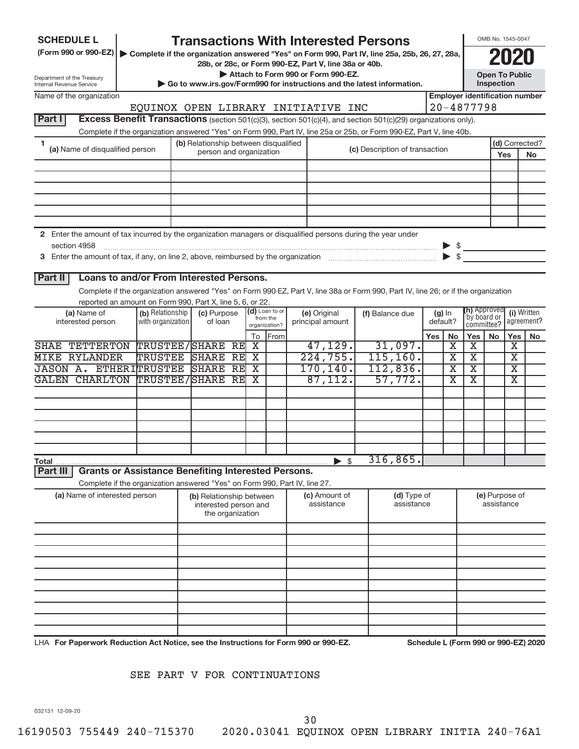**SCHEDULE L**
**(Form 990 or 990-EZ)**

Department of the Treasury
Internal Revenue Service

# Transactions With Interested Persons

▶ Complete if the organization answered "Yes" on Form 990, Part IV, line 25a, 25b, 26, 27, 28a, 28b, or 28c, or Form 990-EZ, Part V, line 38a or 40b.
▶ Attach to Form 990 or Form 990-EZ.
▶ Go to www.irs.gov/Form990 for instructions and the latest information.

OMB No. 1545-0047

**2020**

**Open To Public Inspection**

Name of the organization: EQUINOX OPEN LIBRARY INITIATIVE INC

Employer identification number: 20-4877798

**Part I** **Excess Benefit Transactions** (section 501(c)(3), section 501(c)(4), and section 501(c)(29) organizations only).

Complete if the organization answered "Yes" on Form 990, Part IV, line 25a or 25b, or Form 990-EZ, Part V, line 40b.

| 1 (a) Name of disqualified person | (b) Relationship between disqualified person and organization | (c) Description of transaction | (d) Corrected? Yes | No |
|---|---|---|---|---|
| | | | | |
| | | | | |
| | | | | |
| | | | | |
| | | | | |
| | | | | |

2 Enter the amount of tax incurred by the organization managers or disqualified persons during the year under section 4958 ▶ $

3 Enter the amount of tax, if any, on line 2, above, reimbursed by the organization ▶ $

**Part II** **Loans to and/or From Interested Persons.**

Complete if the organization answered "Yes" on Form 990-EZ, Part V, line 38a or Form 990, Part IV, line 26; or if the organization reported an amount on Form 990, Part X, line 5, 6, or 22.

| (a) Name of interested person | (b) Relationship with organization | (c) Purpose of loan | (d) Loan to or from the organization? To | From | (e) Original principal amount | (f) Balance due | (g) In default? Yes | No | (h) Approved by board or committee? Yes | No | (i) Written agreement? Yes | No |
|---|---|---|---|---|---|---|---|---|---|---|---|---|
| SHAE TETTERTON | TRUSTEE/ | SHARE RE | X | | 47,129. | 31,097. | | X | X | | X | |
| MIKE RYLANDER | TRUSTEE | SHARE RE | X | | 224,755. | 115,160. | | X | X | | X | |
| JASON A. ETHERI | TRUSTEE | SHARE RE | X | | 170,140. | 112,836. | | X | X | | X | |
| GALEN CHARLTON | TRUSTEE/ | SHARE RE | X | | 87,112. | 57,772. | | X | X | | X | |
| | | | | | | | | | | | | |
| | | | | | | | | | | | | |
| | | | | | | | | | | | | |
| | | | | | | | | | | | | |
| | | | | | | | | | | | | |
| Total | | | | | ▶ $ | 316,865. | | | | | | |

**Part III** **Grants or Assistance Benefiting Interested Persons.**

Complete if the organization answered "Yes" on Form 990, Part IV, line 27.

| (a) Name of interested person | (b) Relationship between interested person and the organization | (c) Amount of assistance | (d) Type of assistance | (e) Purpose of assistance |
|---|---|---|---|---|
| | | | | |
| | | | | |
| | | | | |
| | | | | |
| | | | | |
| | | | | |
| | | | | |
| | | | | |
| | | | | |
| | | | | |

LHA **For Paperwork Reduction Act Notice, see the Instructions for Form 990 or 990-EZ.** **Schedule L (Form 990 or 990-EZ) 2020**

SEE PART V FOR CONTINUATIONS

032131 12-09-20

16190503 755449 240-715370 2020.03041 EQUINOX OPEN LIBRARY INITIA 240-76A1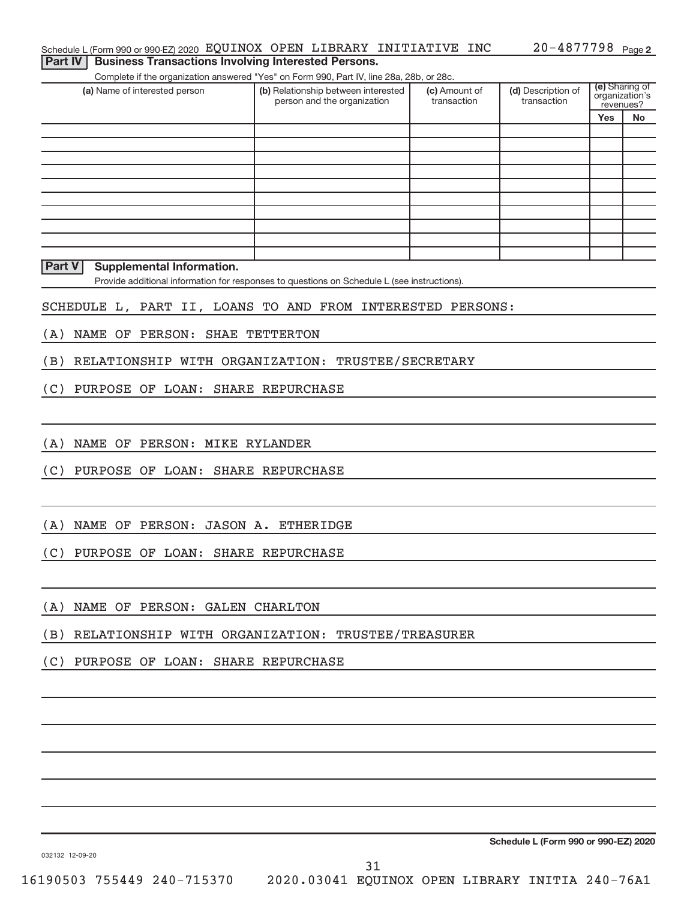Schedule L (Form 990 or 990-EZ) 2020 EQUINOX OPEN LIBRARY INITIATIVE INC 20-4877798 Page 2

**Part IV | Business Transactions Involving Interested Persons.**

Complete if the organization answered "Yes" on Form 990, Part IV, line 28a, 28b, or 28c.

| (a) Name of interested person | (b) Relationship between interested person and the organization | (c) Amount of transaction | (d) Description of transaction | (e) Sharing of organization's revenues? | |
|---|---|---|---|---|---|
| | | | | Yes | No |
| | | | | | |
| | | | | | |
| | | | | | |
| | | | | | |
| | | | | | |
| | | | | | |
| | | | | | |
| | | | | | |
| | | | | | |
| | | | | | |

**Part V | Supplemental Information.**

Provide additional information for responses to questions on Schedule L (see instructions).

SCHEDULE L, PART II, LOANS TO AND FROM INTERESTED PERSONS:

(A) NAME OF PERSON: SHAE TETTERTON

(B) RELATIONSHIP WITH ORGANIZATION: TRUSTEE/SECRETARY

(C) PURPOSE OF LOAN: SHARE REPURCHASE

(A) NAME OF PERSON: MIKE RYLANDER

(C) PURPOSE OF LOAN: SHARE REPURCHASE

(A) NAME OF PERSON: JASON A. ETHERIDGE

(C) PURPOSE OF LOAN: SHARE REPURCHASE

(A) NAME OF PERSON: GALEN CHARLTON

(B) RELATIONSHIP WITH ORGANIZATION: TRUSTEE/TREASURER

(C) PURPOSE OF LOAN: SHARE REPURCHASE

Schedule L (Form 990 or 990-EZ) 2020

032132 12-09-20

16190503 755449 240-715370 2020.03041 EQUINOX OPEN LIBRARY INITIA 240-76A1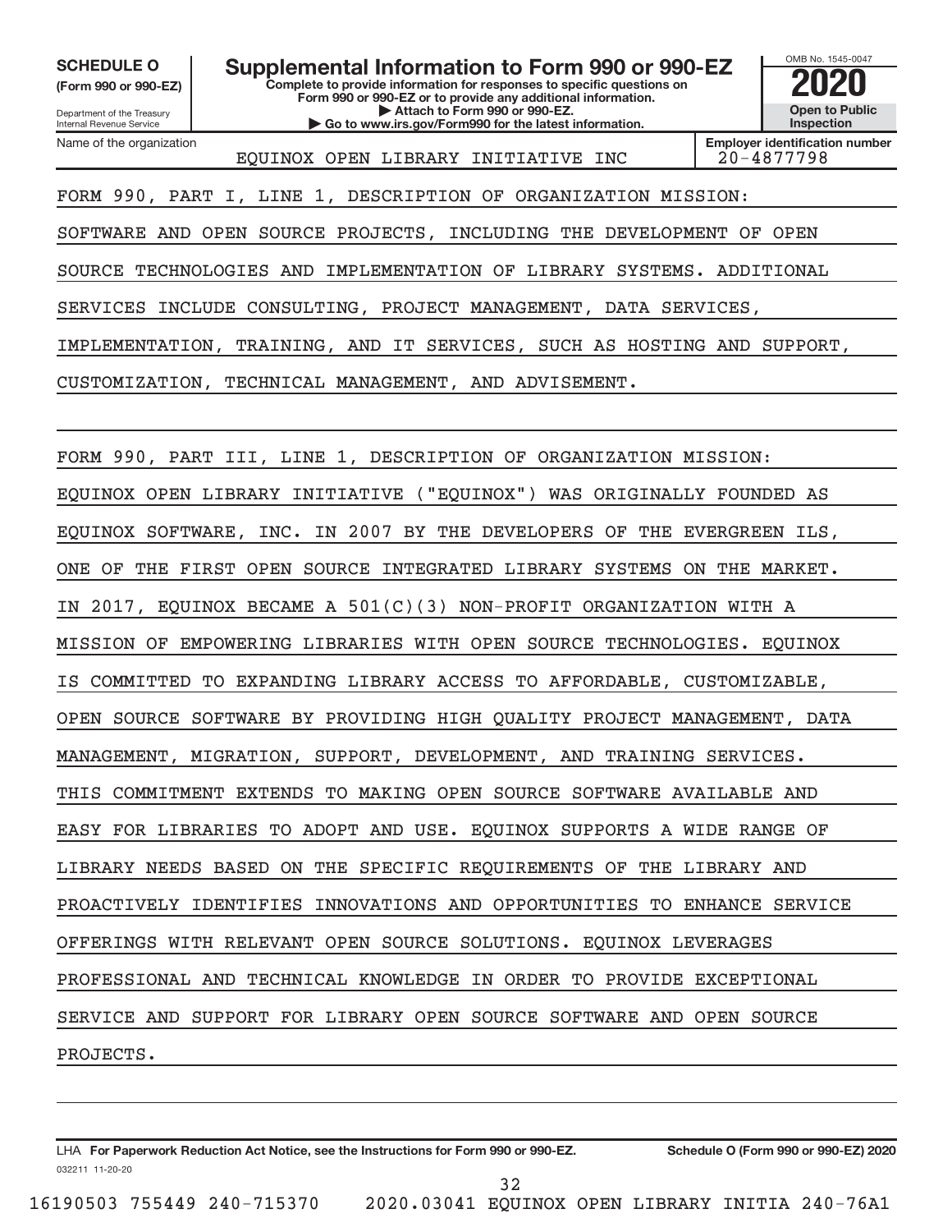**SCHEDULE O** (Form 990 or 990-EZ)

Department of the Treasury
Internal Revenue Service

# Supplemental Information to Form 990 or 990-EZ

**Complete to provide information for responses to specific questions on Form 990 or 990-EZ or to provide any additional information.**
**▶ Attach to Form 990 or 990-EZ.**
**▶ Go to www.irs.gov/Form990 for the latest information.**

OMB No. 1545-0047

**2020**

**Open to Public Inspection**

Name of the organization: EQUINOX OPEN LIBRARY INITIATIVE INC

**Employer identification number:** 20-4877798

FORM 990, PART I, LINE 1, DESCRIPTION OF ORGANIZATION MISSION:

SOFTWARE AND OPEN SOURCE PROJECTS, INCLUDING THE DEVELOPMENT OF OPEN SOURCE TECHNOLOGIES AND IMPLEMENTATION OF LIBRARY SYSTEMS. ADDITIONAL SERVICES INCLUDE CONSULTING, PROJECT MANAGEMENT, DATA SERVICES, IMPLEMENTATION, TRAINING, AND IT SERVICES, SUCH AS HOSTING AND SUPPORT, CUSTOMIZATION, TECHNICAL MANAGEMENT, AND ADVISEMENT.

FORM 990, PART III, LINE 1, DESCRIPTION OF ORGANIZATION MISSION:

EQUINOX OPEN LIBRARY INITIATIVE ("EQUINOX") WAS ORIGINALLY FOUNDED AS EQUINOX SOFTWARE, INC. IN 2007 BY THE DEVELOPERS OF THE EVERGREEN ILS, ONE OF THE FIRST OPEN SOURCE INTEGRATED LIBRARY SYSTEMS ON THE MARKET. IN 2017, EQUINOX BECAME A 501(C)(3) NON-PROFIT ORGANIZATION WITH A MISSION OF EMPOWERING LIBRARIES WITH OPEN SOURCE TECHNOLOGIES. EQUINOX IS COMMITTED TO EXPANDING LIBRARY ACCESS TO AFFORDABLE, CUSTOMIZABLE, OPEN SOURCE SOFTWARE BY PROVIDING HIGH QUALITY PROJECT MANAGEMENT, DATA MANAGEMENT, MIGRATION, SUPPORT, DEVELOPMENT, AND TRAINING SERVICES. THIS COMMITMENT EXTENDS TO MAKING OPEN SOURCE SOFTWARE AVAILABLE AND EASY FOR LIBRARIES TO ADOPT AND USE. EQUINOX SUPPORTS A WIDE RANGE OF LIBRARY NEEDS BASED ON THE SPECIFIC REQUIREMENTS OF THE LIBRARY AND PROACTIVELY IDENTIFIES INNOVATIONS AND OPPORTUNITIES TO ENHANCE SERVICE OFFERINGS WITH RELEVANT OPEN SOURCE SOLUTIONS. EQUINOX LEVERAGES PROFESSIONAL AND TECHNICAL KNOWLEDGE IN ORDER TO PROVIDE EXCEPTIONAL SERVICE AND SUPPORT FOR LIBRARY OPEN SOURCE SOFTWARE AND OPEN SOURCE PROJECTS.

LHA **For Paperwork Reduction Act Notice, see the Instructions for Form 990 or 990-EZ.** **Schedule O (Form 990 or 990-EZ) 2020**

032211 11-20-20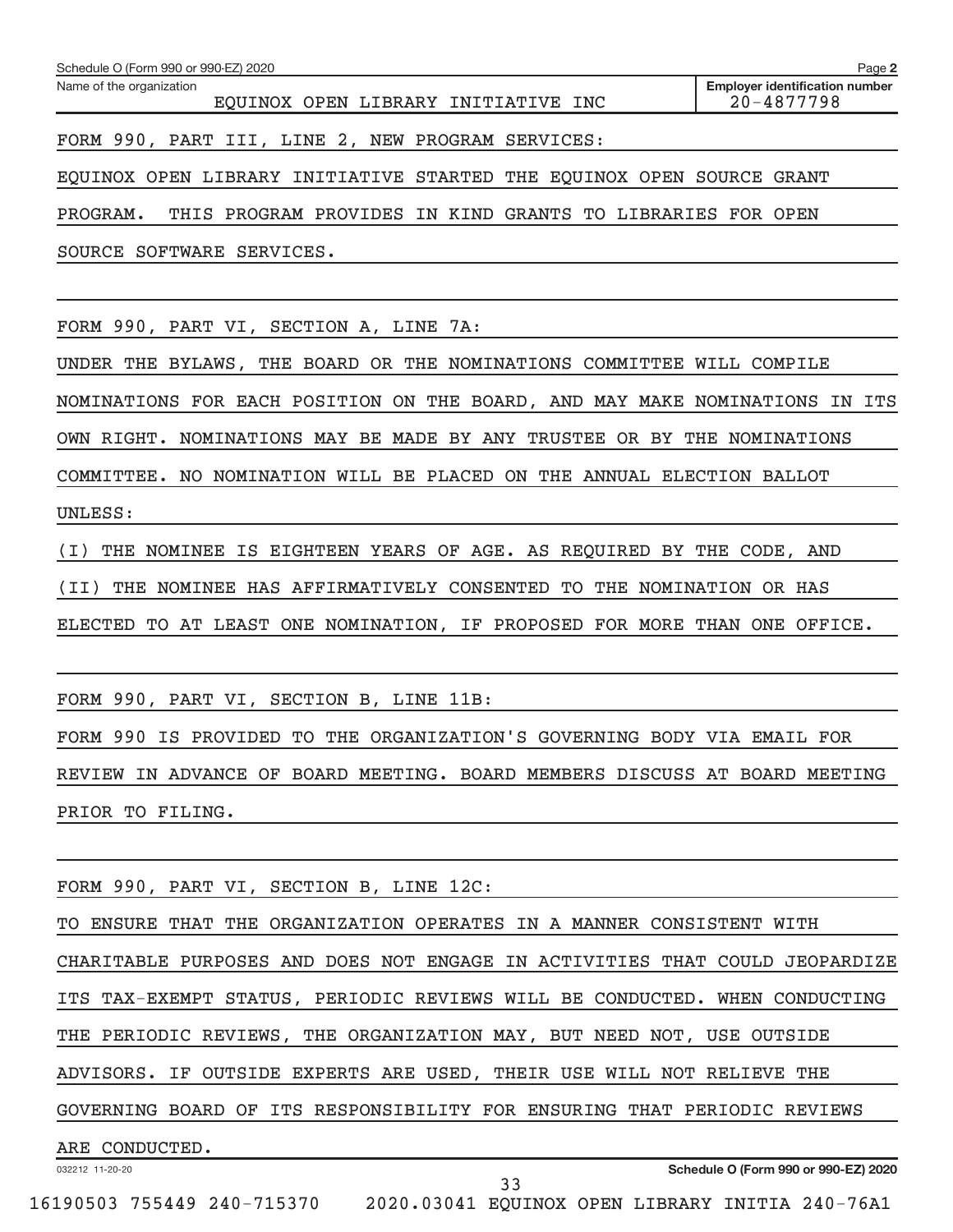Schedule O (Form 990 or 990-EZ) 2020 Page **2**

Name of the organization: EQUINOX OPEN LIBRARY INITIATIVE INC

**Employer identification number**: 20-4877798

FORM 990, PART III, LINE 2, NEW PROGRAM SERVICES:

EQUINOX OPEN LIBRARY INITIATIVE STARTED THE EQUINOX OPEN SOURCE GRANT PROGRAM. THIS PROGRAM PROVIDES IN KIND GRANTS TO LIBRARIES FOR OPEN SOURCE SOFTWARE SERVICES.

FORM 990, PART VI, SECTION A, LINE 7A:

UNDER THE BYLAWS, THE BOARD OR THE NOMINATIONS COMMITTEE WILL COMPILE NOMINATIONS FOR EACH POSITION ON THE BOARD, AND MAY MAKE NOMINATIONS IN ITS OWN RIGHT. NOMINATIONS MAY BE MADE BY ANY TRUSTEE OR BY THE NOMINATIONS COMMITTEE. NO NOMINATION WILL BE PLACED ON THE ANNUAL ELECTION BALLOT UNLESS:

(I) THE NOMINEE IS EIGHTEEN YEARS OF AGE. AS REQUIRED BY THE CODE, AND

(II) THE NOMINEE HAS AFFIRMATIVELY CONSENTED TO THE NOMINATION OR HAS ELECTED TO AT LEAST ONE NOMINATION, IF PROPOSED FOR MORE THAN ONE OFFICE.

FORM 990, PART VI, SECTION B, LINE 11B:

FORM 990 IS PROVIDED TO THE ORGANIZATION'S GOVERNING BODY VIA EMAIL FOR REVIEW IN ADVANCE OF BOARD MEETING. BOARD MEMBERS DISCUSS AT BOARD MEETING PRIOR TO FILING.

FORM 990, PART VI, SECTION B, LINE 12C:

TO ENSURE THAT THE ORGANIZATION OPERATES IN A MANNER CONSISTENT WITH CHARITABLE PURPOSES AND DOES NOT ENGAGE IN ACTIVITIES THAT COULD JEOPARDIZE ITS TAX-EXEMPT STATUS, PERIODIC REVIEWS WILL BE CONDUCTED. WHEN CONDUCTING THE PERIODIC REVIEWS, THE ORGANIZATION MAY, BUT NEED NOT, USE OUTSIDE ADVISORS. IF OUTSIDE EXPERTS ARE USED, THEIR USE WILL NOT RELIEVE THE GOVERNING BOARD OF ITS RESPONSIBILITY FOR ENSURING THAT PERIODIC REVIEWS ARE CONDUCTED.

032212 11-20-20 **Schedule O (Form 990 or 990-EZ) 2020**

16190503 755449 240-715370 2020.03041 EQUINOX OPEN LIBRARY INITIA 240-76A1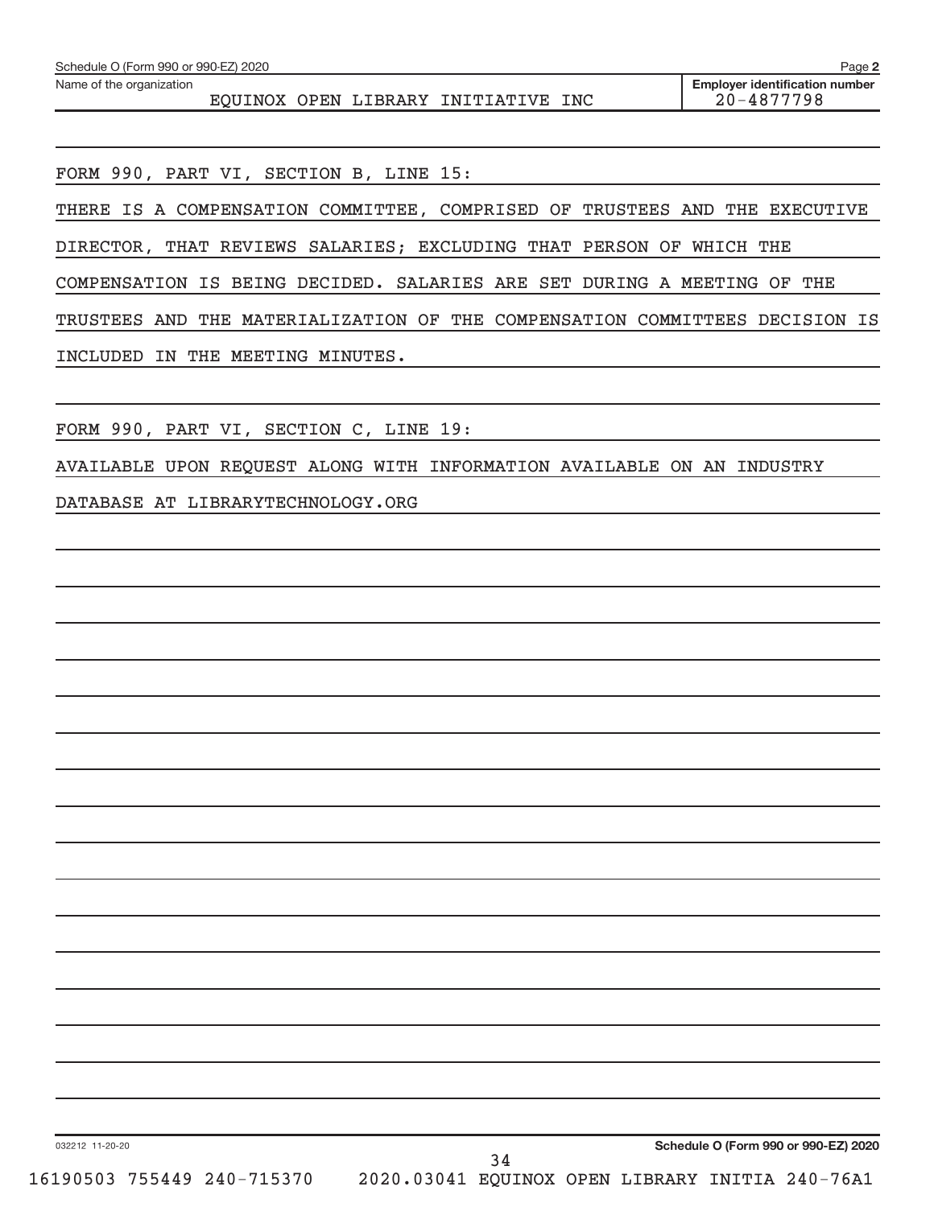Schedule O (Form 990 or 990-EZ) 2020 Page **2**

| Name of the organization | Employer identification number |
|---|---|
| EQUINOX OPEN LIBRARY INITIATIVE INC | 20-4877798 |

FORM 990, PART VI, SECTION B, LINE 15:

THERE IS A COMPENSATION COMMITTEE, COMPRISED OF TRUSTEES AND THE EXECUTIVE DIRECTOR, THAT REVIEWS SALARIES; EXCLUDING THAT PERSON OF WHICH THE COMPENSATION IS BEING DECIDED. SALARIES ARE SET DURING A MEETING OF THE TRUSTEES AND THE MATERIALIZATION OF THE COMPENSATION COMMITTEES DECISION IS INCLUDED IN THE MEETING MINUTES.

FORM 990, PART VI, SECTION C, LINE 19:

AVAILABLE UPON REQUEST ALONG WITH INFORMATION AVAILABLE ON AN INDUSTRY DATABASE AT LIBRARYTECHNOLOGY.ORG

032212 11-20-20 **Schedule O (Form 990 or 990-EZ) 2020**

16190503 755449 240-715370 2020.03041 EQUINOX OPEN LIBRARY INITIA 240-76A1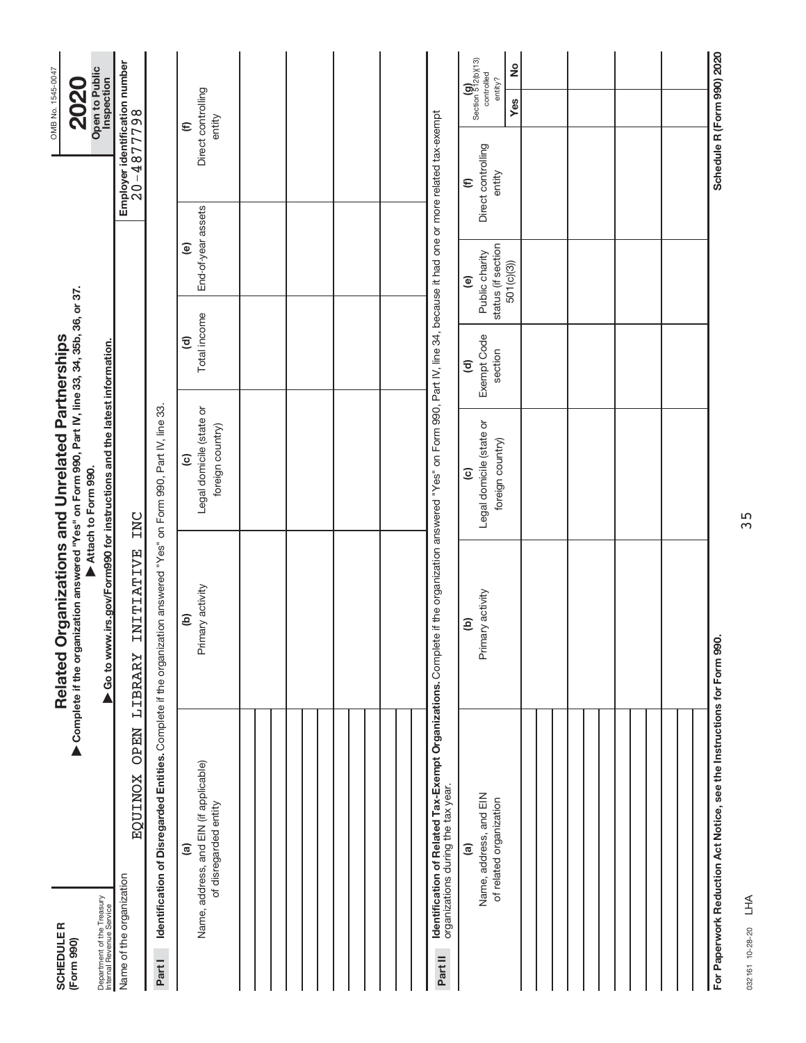**SCHEDULE R (Form 990)**

Department of the Treasury
Internal Revenue Service

# Related Organizations and Unrelated Partnerships

▶ Complete if the organization answered "Yes" on Form 990, Part IV, line 33, 34, 35b, 36, or 37.

▶ Attach to Form 990.

▶ Go to www.irs.gov/Form990 for instructions and the latest information.

OMB No. 1545-0047

**2020**

**Open to Public Inspection**

Name of the organization: EQUINOX OPEN LIBRARY INITIATIVE INC

Employer identification number: 20-4877798

**Part I Identification of Disregarded Entities.** Complete if the organization answered "Yes" on Form 990, Part IV, line 33.

| (a) Name, address, and EIN (if applicable) of disregarded entity | (b) Primary activity | (c) Legal domicile (state or foreign country) | (d) Total income | (e) End-of-year assets | (f) Direct controlling entity |
|---|---|---|---|---|---|
| | | | | | |
| | | | | | |
| | | | | | |
| | | | | | |
| | | | | | |
| | | | | | |

**Part II Identification of Related Tax-Exempt Organizations.** Complete if the organization answered "Yes" on Form 990, Part IV, line 34, because it had one or more related tax-exempt organizations during the tax year.

| (a) Name, address, and EIN of related organization | (b) Primary activity | (c) Legal domicile (state or foreign country) | (d) Exempt Code section | (e) Public charity status (if section 501(c)(3)) | (f) Direct controlling entity | (g) Section 512(b)(13) controlled entity? Yes | No |
|---|---|---|---|---|---|---|---|
| | | | | | | | |
| | | | | | | | |
| | | | | | | | |
| | | | | | | | |
| | | | | | | | |
| | | | | | | | |
| | | | | | | | |

**For Paperwork Reduction Act Notice, see the Instructions for Form 990.**

**Schedule R (Form 990) 2020**

032161 10-28-20 LHA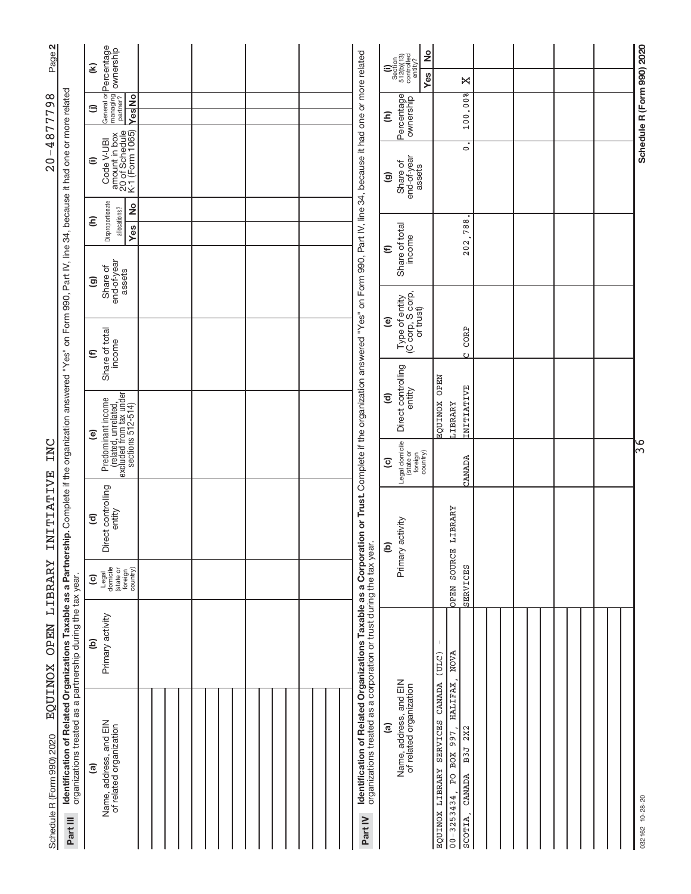Schedule R (Form 990) 2020 EQUINOX OPEN LIBRARY INITIATIVE INC 20-4877798 Page 2

**Part III** **Identification of Related Organizations Taxable as a Partnership.** Complete if the organization answered "Yes" on Form 990, Part IV, line 34, because it had one or more related organizations treated as a partnership during the tax year.

| (a) Name, address, and EIN of related organization | (b) Primary activity | (c) Legal domicile (state or foreign country) | (d) Direct controlling entity | (e) Predominant income (related, unrelated, excluded from tax under sections 512-514) | (f) Share of total income | (g) Share of end-of-year assets | (h) Disproportionate allocations? Yes | (h) No | (i) Code V-UBI amount in box 20 of Schedule K-1 (Form 1065) | (j) General or managing partner? Yes | (j) No | (k) Percentage ownership |
|---|---|---|---|---|---|---|---|---|---|---|---|---|
| | | | | | | | | | | | | |

**Part IV** **Identification of Related Organizations Taxable as a Corporation or Trust.** Complete if the organization answered "Yes" on Form 990, Part IV, line 34, because it had one or more related organizations treated as a corporation or trust during the tax year.

| (a) Name, address, and EIN of related organization | (b) Primary activity | (c) Legal domicile (state or foreign country) | (d) Direct controlling entity | (e) Type of entity (C corp, S corp, or trust) | (f) Share of total income | (g) Share of end-of-year assets | (h) Percentage ownership | (i) Section 512(b)(13) controlled entity? Yes | (i) No |
|---|---|---|---|---|---|---|---|---|---|
| EQUINOX LIBRARY SERVICES CANADA (ULC) - 00-3253434, PO BOX 997, HALIFAX, NOVA SCOTIA, CANADA B3J 2X2 | OPEN SOURCE LIBRARY SERVICES | CANADA | EQUINOX OPEN LIBRARY INITIATIVE | C CORP | 202,788. | 0. | 100.00% | X | |

032162 10-28-20

Schedule R (Form 990) 2020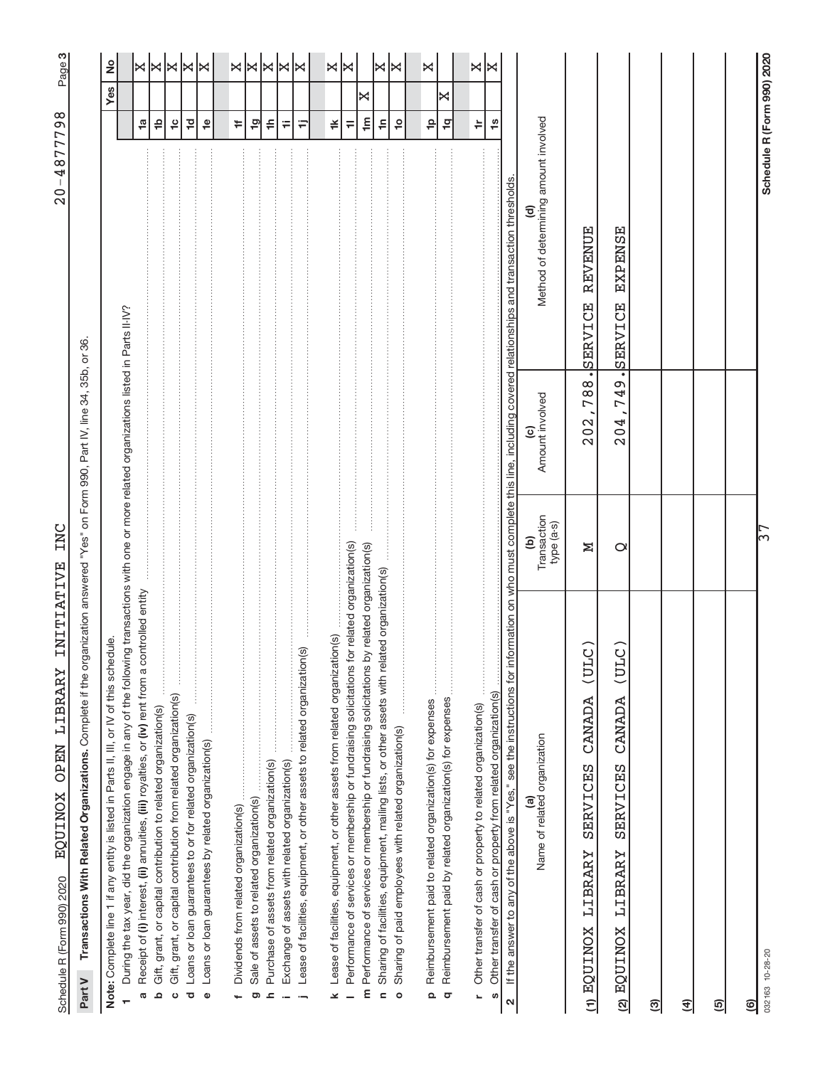Schedule R (Form 990) 2020 EQUINOX OPEN LIBRARY INITIATIVE INC 20-4877798 Page 3

## Part V Transactions With Related Organizations. Complete if the organization answered "Yes" on Form 990, Part IV, line 34, 35b, or 36.

**Note:** Complete line 1 if any entity is listed in Parts II, III, or IV of this schedule.

| | | | Yes | No |
|---|---|---|---|---|
| **1** | During the tax year, did the organization engage in any of the following transactions with one or more related organizations listed in Parts II-IV? | | | |
| **a** | Receipt of (i) interest, (ii) annuities, (iii) royalties, or (iv) rent from a controlled entity | 1a | | X |
| **b** | Gift, grant, or capital contribution to related organization(s) | 1b | | X |
| **c** | Gift, grant, or capital contribution from related organization(s) | 1c | | X |
| **d** | Loans or loan guarantees to or for related organization(s) | 1d | | X |
| **e** | Loans or loan guarantees by related organization(s) | 1e | | X |
| **f** | Dividends from related organization(s) | 1f | | X |
| **g** | Sale of assets to related organization(s) | 1g | | X |
| **h** | Purchase of assets from related organization(s) | 1h | | X |
| **i** | Exchange of assets with related organization(s) | 1i | | X |
| **j** | Lease of facilities, equipment, or other assets to related organization(s) | 1j | | X |
| **k** | Lease of facilities, equipment, or other assets from related organization(s) | 1k | | X |
| **l** | Performance of services or membership or fundraising solicitations for related organization(s) | 1l | | X |
| **m** | Performance of services or membership or fundraising solicitations by related organization(s) | 1m | X | |
| **n** | Sharing of facilities, equipment, mailing lists, or other assets with related organization(s) | 1n | | X |
| **o** | Sharing of paid employees with related organization(s) | 1o | | X |
| **p** | Reimbursement paid to related organization(s) for expenses | 1p | | X |
| **q** | Reimbursement paid by related organization(s) for expenses | 1q | X | |
| **r** | Other transfer of cash or property to related organization(s) | 1r | | X |
| **s** | Other transfer of cash or property from related organization(s) | 1s | | X |

**2** If the answer to any of the above is "Yes," see the instructions for information on who must complete this line, including covered relationships and transaction thresholds.

| | (a) Name of related organization | (b) Transaction type (a-s) | (c) Amount involved | (d) Method of determining amount involved |
|---|---|---|---|---|
| (1) | EQUINOX LIBRARY SERVICES CANADA (ULC) | M | 202,788. | SERVICE REVENUE |
| (2) | EQUINOX LIBRARY SERVICES CANADA (ULC) | Q | 204,749. | SERVICE EXPENSE |
| (3) | | | | |
| (4) | | | | |
| (5) | | | | |
| (6) | | | | |

032163 10-28-20 Schedule R (Form 990) 2020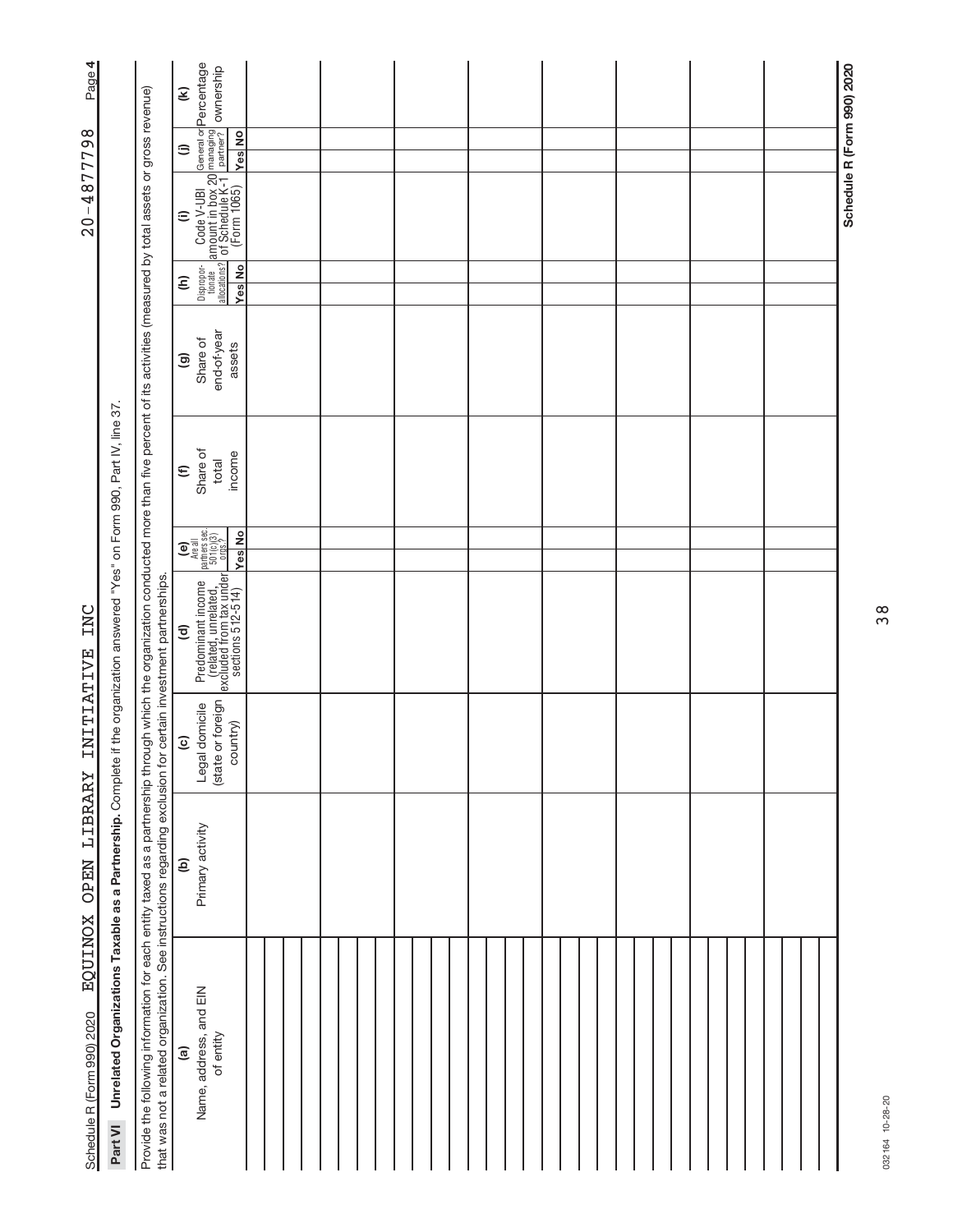Schedule R (Form 990) 2020 EQUINOX OPEN LIBRARY INITIATIVE INC 20-4877798 Page 4

**Part VI** **Unrelated Organizations Taxable as a Partnership.** Complete if the organization answered "Yes" on Form 990, Part IV, line 37.

Provide the following information for each entity taxed as a partnership through which the organization conducted more than five percent of its activities (measured by total assets or gross revenue) that was not a related organization. See instructions regarding exclusion for certain investment partnerships.

| (a) Name, address, and EIN of entity | (b) Primary activity | (c) Legal domicile (state or foreign country) | (d) Predominant income (related, unrelated, excluded from tax under sections 512-514) | (e) Are all partners sec. 501(c)(3) orgs.? | | (f) Share of total income | (g) Share of end-of-year assets | (h) Disproportionate allocations? | | (i) Code V-UBI amount in box 20 of Schedule K-1 (Form 1065) | (j) General or managing partner? | | (k) Percentage ownership |
|---|---|---|---|---|---|---|---|---|---|---|---|---|---|
| | | | | Yes | No | | | Yes | No | | Yes | No | |
| | | | | | | | | | | | | | |
| | | | | | | | | | | | | | |
| | | | | | | | | | | | | | |
| | | | | | | | | | | | | | |
| | | | | | | | | | | | | | |
| | | | | | | | | | | | | | |
| | | | | | | | | | | | | | |
| | | | | | | | | | | | | | |
| | | | | | | | | | | | | | |

Schedule R (Form 990) 2020

032164 10-28-20